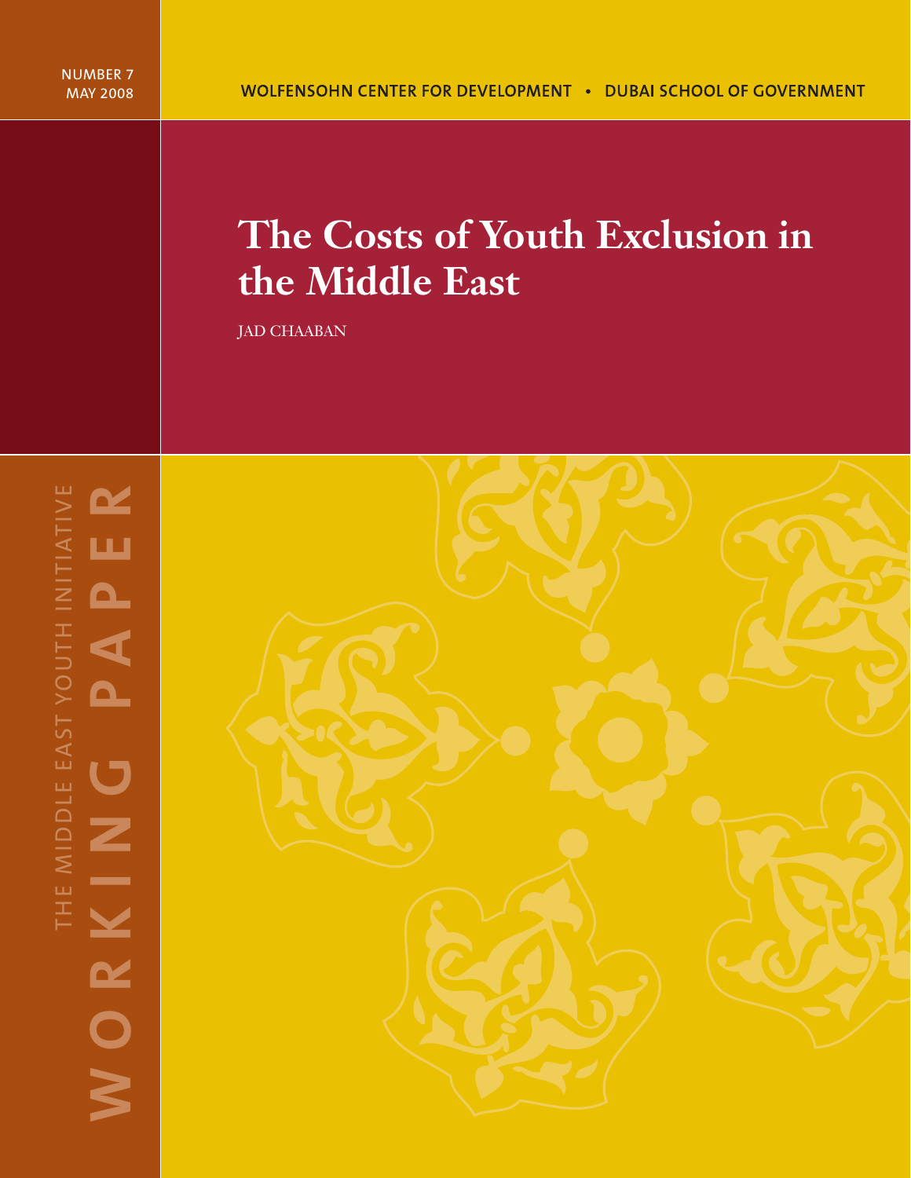NUMBER 7
MAY 2008

WOLFENSOHN CENTER FOR DEVELOPMENT • DUBAI SCHOOL OF GOVERNMENT

# The Costs of Youth Exclusion in the Middle East

JAD CHAABAN

THE MIDDLE EAST YOUTH INITIATIVE

WORKING PAPER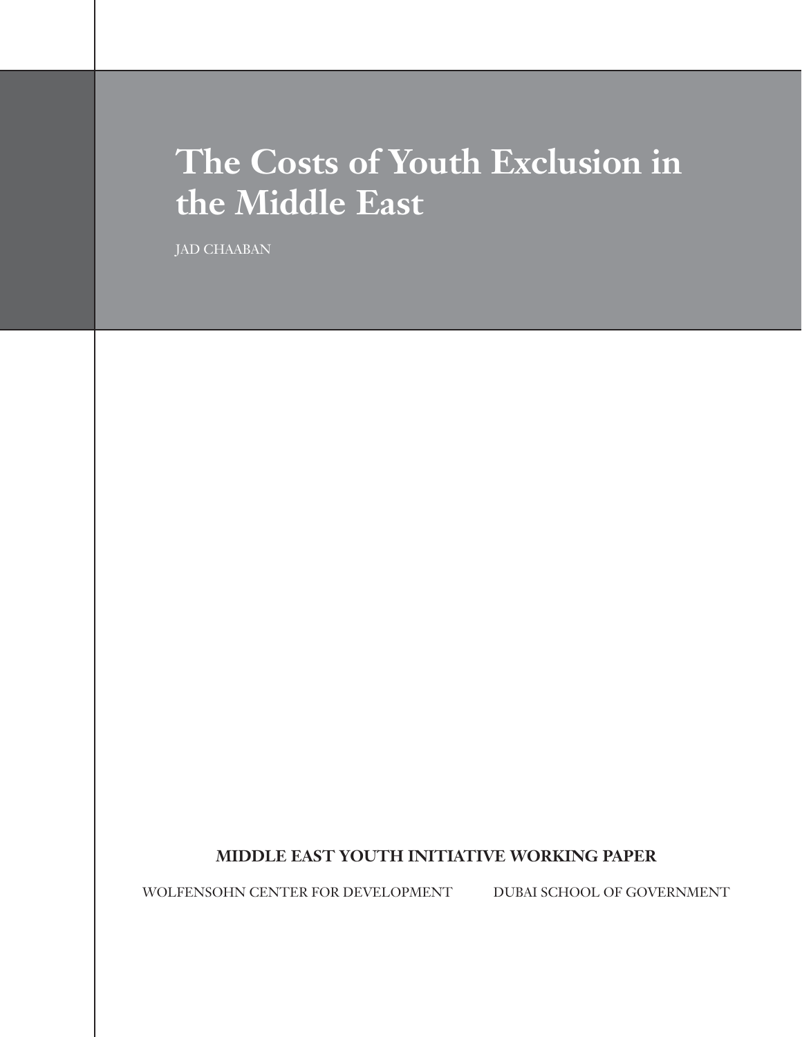# The Costs of Youth Exclusion in the Middle East

JAD CHAABAN

**MIDDLE EAST YOUTH INITIATIVE WORKING PAPER**

WOLFENSOHN CENTER FOR DEVELOPMENT DUBAI SCHOOL OF GOVERNMENT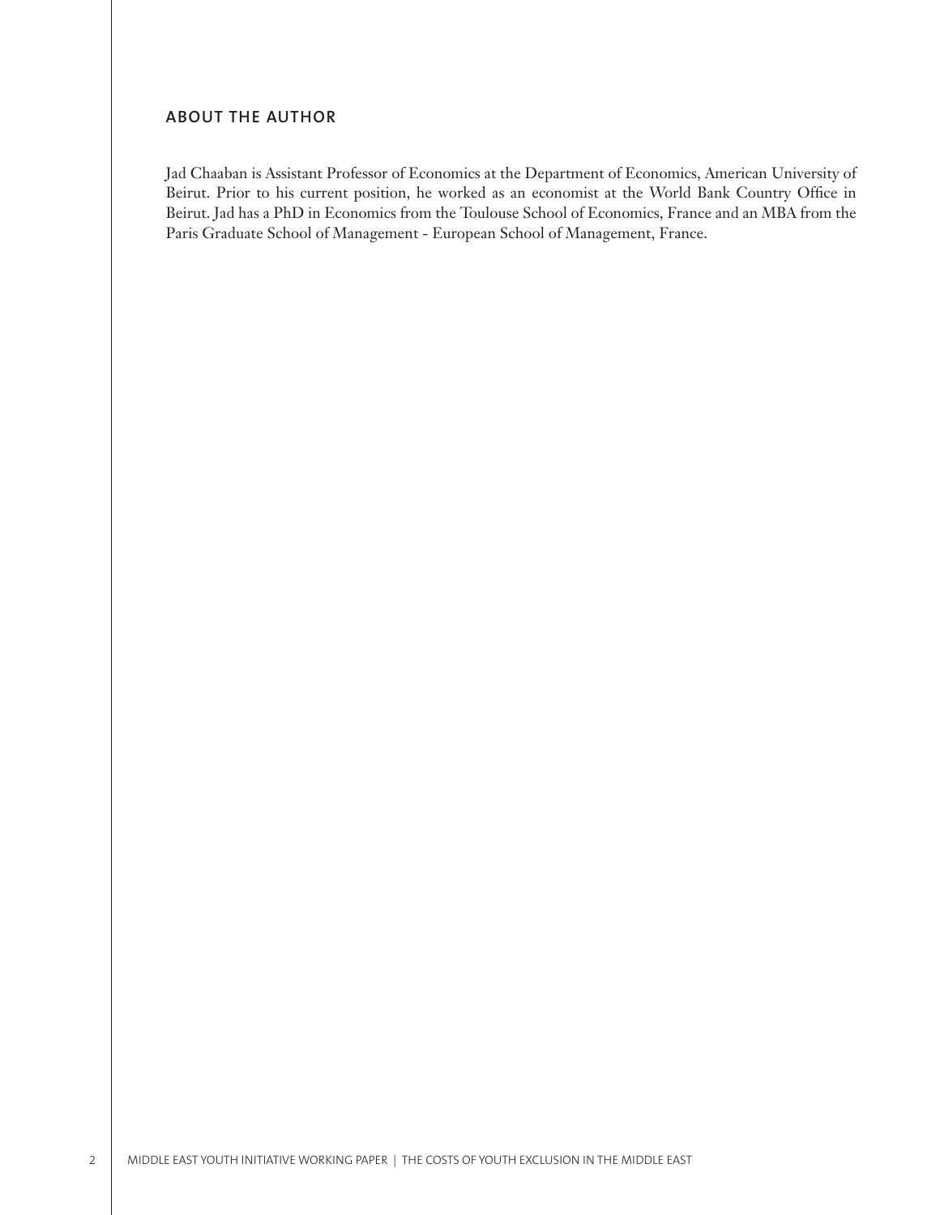## ABOUT THE AUTHOR

Jad Chaaban is Assistant Professor of Economics at the Department of Economics, American University of Beirut. Prior to his current position, he worked as an economist at the World Bank Country Office in Beirut. Jad has a PhD in Economics from the Toulouse School of Economics, France and an MBA from the Paris Graduate School of Management - European School of Management, France.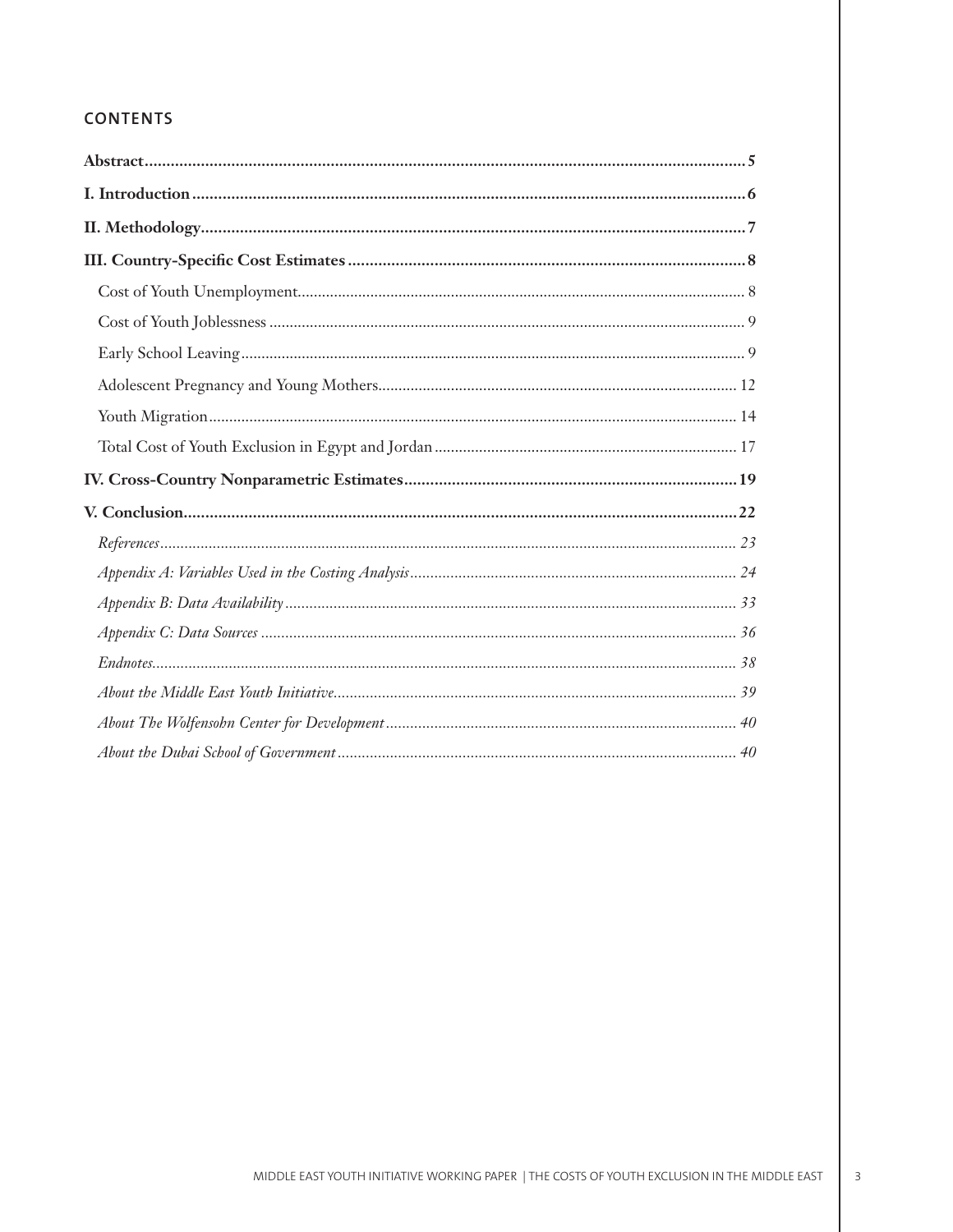## CONTENTS

**Abstract** .......... **5**

**I. Introduction** .......... **6**

**II. Methodology** .......... **7**

**III. Country-Specific Cost Estimates** .......... **8**

- Cost of Youth Unemployment .......... 8
- Cost of Youth Joblessness .......... 9
- Early School Leaving .......... 9
- Adolescent Pregnancy and Young Mothers .......... 12
- Youth Migration .......... 14
- Total Cost of Youth Exclusion in Egypt and Jordan .......... 17

**IV. Cross-Country Nonparametric Estimates** .......... **19**

**V. Conclusion** .......... **22**

- *References* .......... *23*
- *Appendix A: Variables Used in the Costing Analysis* .......... *24*
- *Appendix B: Data Availability* .......... *33*
- *Appendix C: Data Sources* .......... *36*
- *Endnotes* .......... *38*
- *About the Middle East Youth Initiative* .......... *39*
- *About The Wolfensohn Center for Development* .......... *40*
- *About the Dubai School of Government* .......... *40*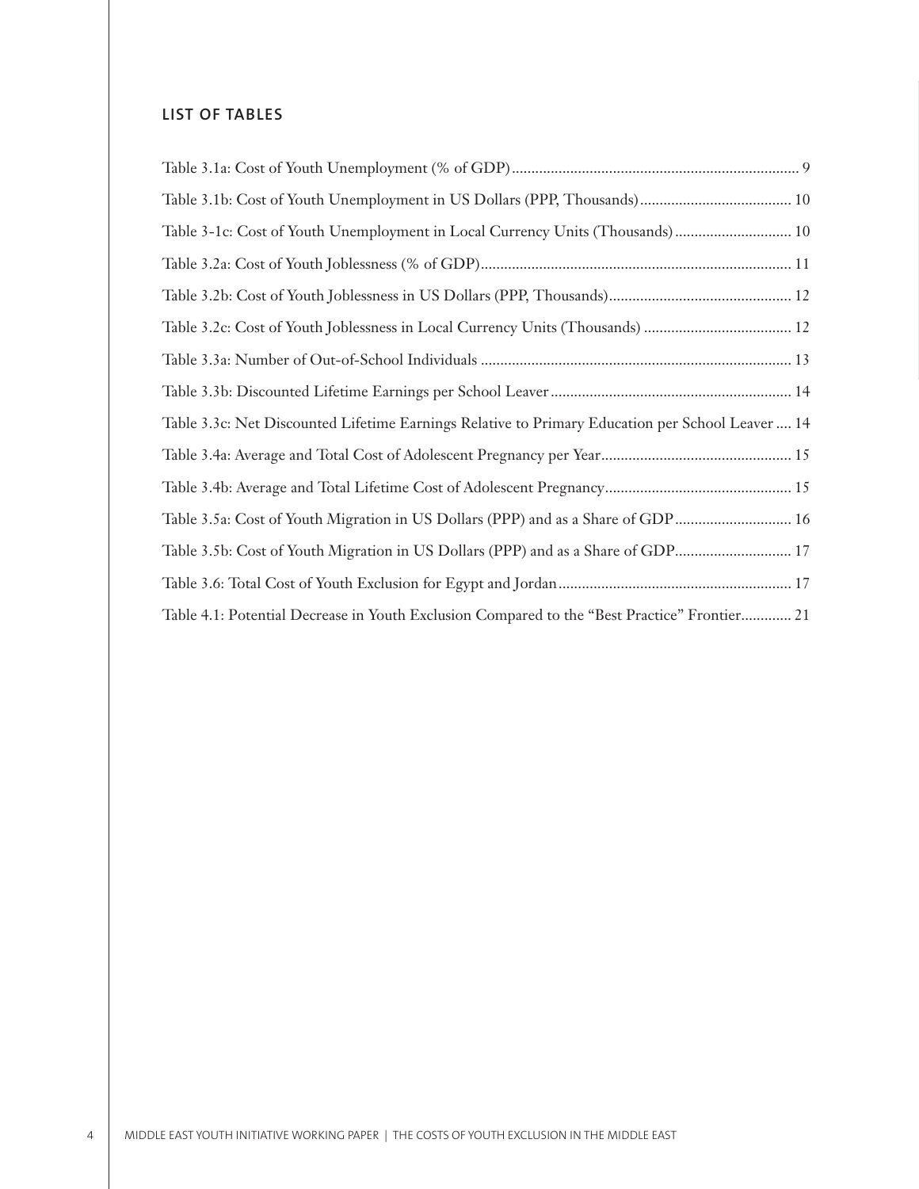## LIST OF TABLES

Table 3.1a: Cost of Youth Unemployment (% of GDP) .......................................................................... 9

Table 3.1b: Cost of Youth Unemployment in US Dollars (PPP, Thousands) ....................................... 10

Table 3-1c: Cost of Youth Unemployment in Local Currency Units (Thousands) .............................. 10

Table 3.2a: Cost of Youth Joblessness (% of GDP) ................................................................................ 11

Table 3.2b: Cost of Youth Joblessness in US Dollars (PPP, Thousands) ............................................... 12

Table 3.2c: Cost of Youth Joblessness in Local Currency Units (Thousands) ...................................... 12

Table 3.3a: Number of Out-of-School Individuals ................................................................................ 13

Table 3.3b: Discounted Lifetime Earnings per School Leaver .............................................................. 14

Table 3.3c: Net Discounted Lifetime Earnings Relative to Primary Education per School Leaver .... 14

Table 3.4a: Average and Total Cost of Adolescent Pregnancy per Year ................................................. 15

Table 3.4b: Average and Total Lifetime Cost of Adolescent Pregnancy ................................................ 15

Table 3.5a: Cost of Youth Migration in US Dollars (PPP) and as a Share of GDP .............................. 16

Table 3.5b: Cost of Youth Migration in US Dollars (PPP) and as a Share of GDP.............................. 17

Table 3.6: Total Cost of Youth Exclusion for Egypt and Jordan ............................................................ 17

Table 4.1: Potential Decrease in Youth Exclusion Compared to the "Best Practice" Frontier............. 21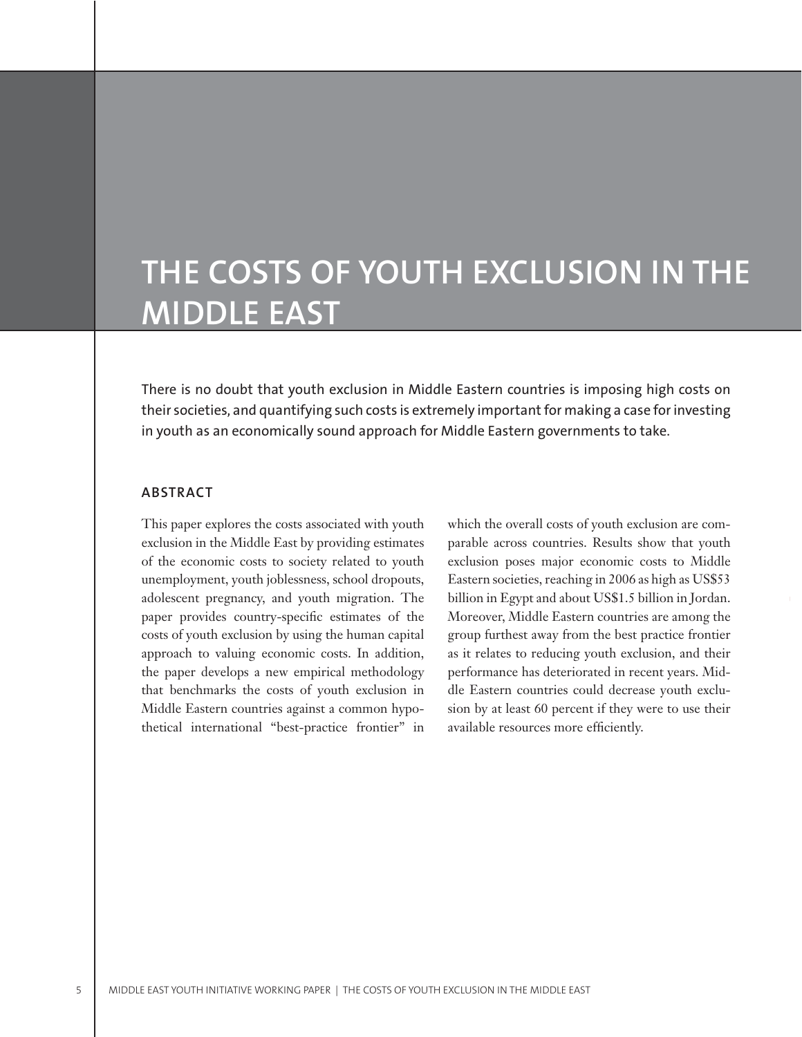# THE COSTS OF YOUTH EXCLUSION IN THE MIDDLE EAST

There is no doubt that youth exclusion in Middle Eastern countries is imposing high costs on their societies, and quantifying such costs is extremely important for making a case for investing in youth as an economically sound approach for Middle Eastern governments to take.

## ABSTRACT

This paper explores the costs associated with youth exclusion in the Middle East by providing estimates of the economic costs to society related to youth unemployment, youth joblessness, school dropouts, adolescent pregnancy, and youth migration. The paper provides country-specific estimates of the costs of youth exclusion by using the human capital approach to valuing economic costs. In addition, the paper develops a new empirical methodology that benchmarks the costs of youth exclusion in Middle Eastern countries against a common hypothetical international "best-practice frontier" in which the overall costs of youth exclusion are comparable across countries. Results show that youth exclusion poses major economic costs to Middle Eastern societies, reaching in 2006 as high as US$53 billion in Egypt and about US$1.5 billion in Jordan. Moreover, Middle Eastern countries are among the group furthest away from the best practice frontier as it relates to reducing youth exclusion, and their performance has deteriorated in recent years. Middle Eastern countries could decrease youth exclusion by at least 60 percent if they were to use their available resources more efficiently.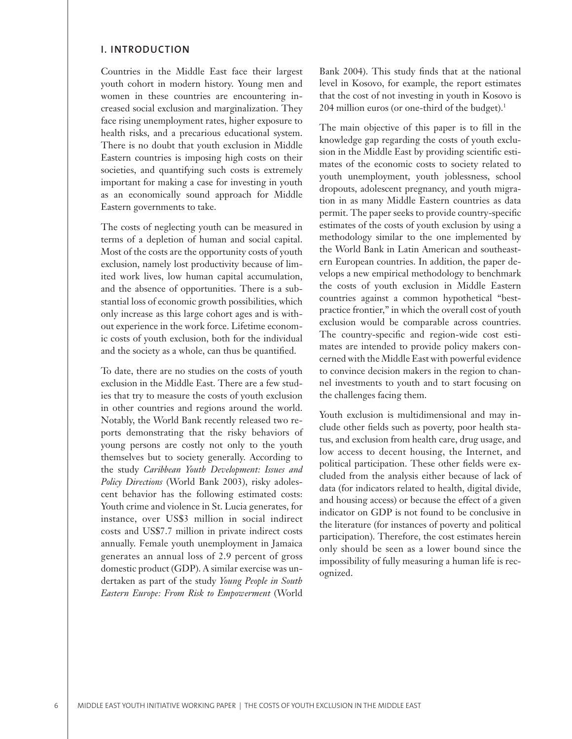## I. INTRODUCTION

Countries in the Middle East face their largest youth cohort in modern history. Young men and women in these countries are encountering increased social exclusion and marginalization. They face rising unemployment rates, higher exposure to health risks, and a precarious educational system. There is no doubt that youth exclusion in Middle Eastern countries is imposing high costs on their societies, and quantifying such costs is extremely important for making a case for investing in youth as an economically sound approach for Middle Eastern governments to take.

The costs of neglecting youth can be measured in terms of a depletion of human and social capital. Most of the costs are the opportunity costs of youth exclusion, namely lost productivity because of limited work lives, low human capital accumulation, and the absence of opportunities. There is a substantial loss of economic growth possibilities, which only increase as this large cohort ages and is without experience in the work force. Lifetime economic costs of youth exclusion, both for the individual and the society as a whole, can thus be quantified.

To date, there are no studies on the costs of youth exclusion in the Middle East. There are a few studies that try to measure the costs of youth exclusion in other countries and regions around the world. Notably, the World Bank recently released two reports demonstrating that the risky behaviors of young persons are costly not only to the youth themselves but to society generally. According to the study *Caribbean Youth Development: Issues and Policy Directions* (World Bank 2003), risky adolescent behavior has the following estimated costs: Youth crime and violence in St. Lucia generates, for instance, over US$3 million in social indirect costs and US$7.7 million in private indirect costs annually. Female youth unemployment in Jamaica generates an annual loss of 2.9 percent of gross domestic product (GDP). A similar exercise was undertaken as part of the study *Young People in South Eastern Europe: From Risk to Empowerment* (World Bank 2004). This study finds that at the national level in Kosovo, for example, the report estimates that the cost of not investing in youth in Kosovo is 204 million euros (or one-third of the budget).[1]

The main objective of this paper is to fill in the knowledge gap regarding the costs of youth exclusion in the Middle East by providing scientific estimates of the economic costs to society related to youth unemployment, youth joblessness, school dropouts, adolescent pregnancy, and youth migration in as many Middle Eastern countries as data permit. The paper seeks to provide country-specific estimates of the costs of youth exclusion by using a methodology similar to the one implemented by the World Bank in Latin American and southeastern European countries. In addition, the paper develops a new empirical methodology to benchmark the costs of youth exclusion in Middle Eastern countries against a common hypothetical "best-practice frontier," in which the overall cost of youth exclusion would be comparable across countries. The country-specific and region-wide cost estimates are intended to provide policy makers concerned with the Middle East with powerful evidence to convince decision makers in the region to channel investments to youth and to start focusing on the challenges facing them.

Youth exclusion is multidimensional and may include other fields such as poverty, poor health status, and exclusion from health care, drug usage, and low access to decent housing, the Internet, and political participation. These other fields were excluded from the analysis either because of lack of data (for indicators related to health, digital divide, and housing access) or because the effect of a given indicator on GDP is not found to be conclusive in the literature (for instances of poverty and political participation). Therefore, the cost estimates herein only should be seen as a lower bound since the impossibility of fully measuring a human life is recognized.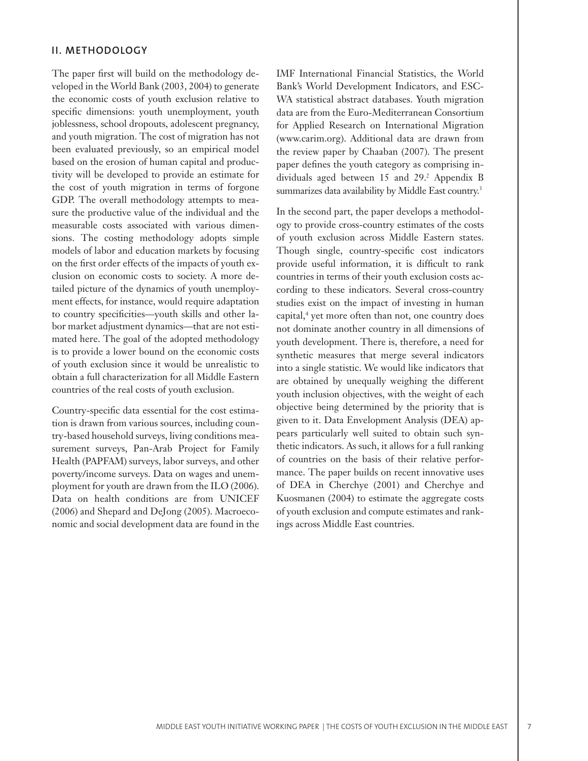## II. METHODOLOGY

The paper first will build on the methodology developed in the World Bank (2003, 2004) to generate the economic costs of youth exclusion relative to specific dimensions: youth unemployment, youth joblessness, school dropouts, adolescent pregnancy, and youth migration. The cost of migration has not been evaluated previously, so an empirical model based on the erosion of human capital and productivity will be developed to provide an estimate for the cost of youth migration in terms of forgone GDP. The overall methodology attempts to measure the productive value of the individual and the measurable costs associated with various dimensions. The costing methodology adopts simple models of labor and education markets by focusing on the first order effects of the impacts of youth exclusion on economic costs to society. A more detailed picture of the dynamics of youth unemployment effects, for instance, would require adaptation to country specificities—youth skills and other labor market adjustment dynamics—that are not estimated here. The goal of the adopted methodology is to provide a lower bound on the economic costs of youth exclusion since it would be unrealistic to obtain a full characterization for all Middle Eastern countries of the real costs of youth exclusion.

Country-specific data essential for the cost estimation is drawn from various sources, including country-based household surveys, living conditions measurement surveys, Pan-Arab Project for Family Health (PAPFAM) surveys, labor surveys, and other poverty/income surveys. Data on wages and unemployment for youth are drawn from the ILO (2006). Data on health conditions are from UNICEF (2006) and Shepard and DeJong (2005). Macroeconomic and social development data are found in the IMF International Financial Statistics, the World Bank's World Development Indicators, and ESCWA statistical abstract databases. Youth migration data are from the Euro-Mediterranean Consortium for Applied Research on International Migration (www.carim.org). Additional data are drawn from the review paper by Chaaban (2007). The present paper defines the youth category as comprising individuals aged between 15 and 29.[2] Appendix B summarizes data availability by Middle East country.[3]

In the second part, the paper develops a methodology to provide cross-country estimates of the costs of youth exclusion across Middle Eastern states. Though single, country-specific cost indicators provide useful information, it is difficult to rank countries in terms of their youth exclusion costs according to these indicators. Several cross-country studies exist on the impact of investing in human capital,[4] yet more often than not, one country does not dominate another country in all dimensions of youth development. There is, therefore, a need for synthetic measures that merge several indicators into a single statistic. We would like indicators that are obtained by unequally weighing the different youth inclusion objectives, with the weight of each objective being determined by the priority that is given to it. Data Envelopment Analysis (DEA) appears particularly well suited to obtain such synthetic indicators. As such, it allows for a full ranking of countries on the basis of their relative performance. The paper builds on recent innovative uses of DEA in Cherchye (2001) and Cherchye and Kuosmanen (2004) to estimate the aggregate costs of youth exclusion and compute estimates and rankings across Middle East countries.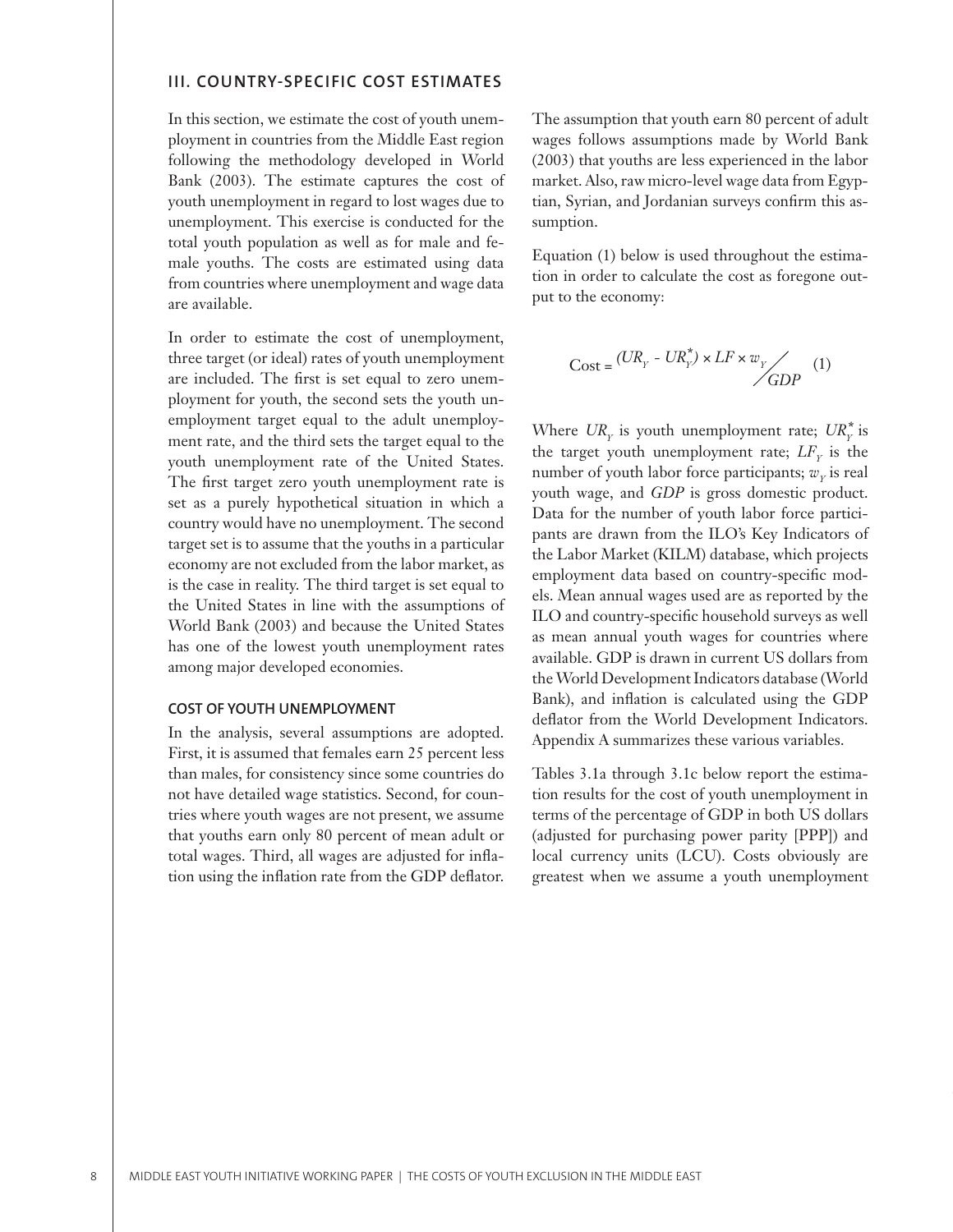## III. COUNTRY-SPECIFIC COST ESTIMATES

In this section, we estimate the cost of youth unemployment in countries from the Middle East region following the methodology developed in World Bank (2003). The estimate captures the cost of youth unemployment in regard to lost wages due to unemployment. This exercise is conducted for the total youth population as well as for male and female youths. The costs are estimated using data from countries where unemployment and wage data are available.

In order to estimate the cost of unemployment, three target (or ideal) rates of youth unemployment are included. The first is set equal to zero unemployment for youth, the second sets the youth unemployment target equal to the adult unemployment rate, and the third sets the target equal to the youth unemployment rate of the United States. The first target zero youth unemployment rate is set as a purely hypothetical situation in which a country would have no unemployment. The second target set is to assume that the youths in a particular economy are not excluded from the labor market, as is the case in reality. The third target is set equal to the United States in line with the assumptions of World Bank (2003) and because the United States has one of the lowest youth unemployment rates among major developed economies.

### COST OF YOUTH UNEMPLOYMENT

In the analysis, several assumptions are adopted. First, it is assumed that females earn 25 percent less than males, for consistency since some countries do not have detailed wage statistics. Second, for countries where youth wages are not present, we assume that youths earn only 80 percent of mean adult or total wages. Third, all wages are adjusted for inflation using the inflation rate from the GDP deflator.

The assumption that youth earn 80 percent of adult wages follows assumptions made by World Bank (2003) that youths are less experienced in the labor market. Also, raw micro-level wage data from Egyptian, Syrian, and Jordanian surveys confirm this assumption.

Equation (1) below is used throughout the estimation in order to calculate the cost as foregone output to the economy:

$$\text{Cost} = {(UR_Y - UR_Y^*) \times LF \times w_Y}\Big/{GDP} \quad (1)$$

Where $UR_Y$ is youth unemployment rate; $UR_Y^*$ is the target youth unemployment rate; $LF_Y$ is the number of youth labor force participants; $w_Y$ is real youth wage, and *GDP* is gross domestic product. Data for the number of youth labor force participants are drawn from the ILO's Key Indicators of the Labor Market (KILM) database, which projects employment data based on country-specific models. Mean annual wages used are as reported by the ILO and country-specific household surveys as well as mean annual youth wages for countries where available. GDP is drawn in current US dollars from the World Development Indicators database (World Bank), and inflation is calculated using the GDP deflator from the World Development Indicators. Appendix A summarizes these various variables.

Tables 3.1a through 3.1c below report the estimation results for the cost of youth unemployment in terms of the percentage of GDP in both US dollars (adjusted for purchasing power parity [PPP]) and local currency units (LCU). Costs obviously are greatest when we assume a youth unemployment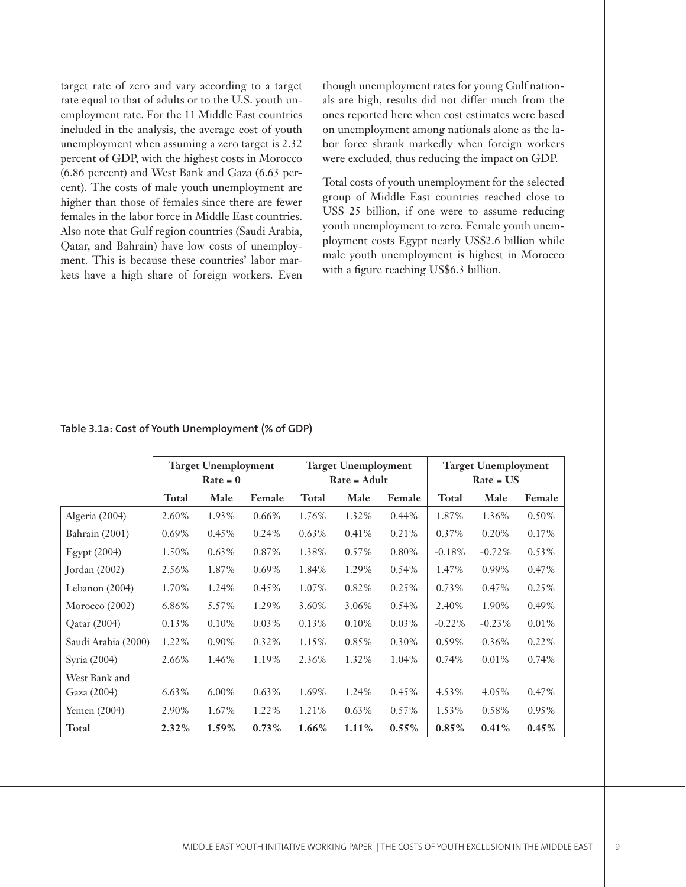target rate of zero and vary according to a target rate equal to that of adults or to the U.S. youth unemployment rate. For the 11 Middle East countries included in the analysis, the average cost of youth unemployment when assuming a zero target is 2.32 percent of GDP, with the highest costs in Morocco (6.86 percent) and West Bank and Gaza (6.63 percent). The costs of male youth unemployment are higher than those of females since there are fewer females in the labor force in Middle East countries. Also note that Gulf region countries (Saudi Arabia, Qatar, and Bahrain) have low costs of unemployment. This is because these countries' labor markets have a high share of foreign workers. Even though unemployment rates for young Gulf nationals are high, results did not differ much from the ones reported here when cost estimates were based on unemployment among nationals alone as the labor force shrank markedly when foreign workers were excluded, thus reducing the impact on GDP.

Total costs of youth unemployment for the selected group of Middle East countries reached close to US$ 25 billion, if one were to assume reducing youth unemployment to zero. Female youth unemployment costs Egypt nearly US$2.6 billion while male youth unemployment is highest in Morocco with a figure reaching US$6.3 billion.

**Table 3.1a: Cost of Youth Unemployment (% of GDP)**

| | Target Unemployment Rate = 0 | | | Target Unemployment Rate = Adult | | | Target Unemployment Rate = US | | |
|---|---|---|---|---|---|---|---|---|---|
| | **Total** | **Male** | **Female** | **Total** | **Male** | **Female** | **Total** | **Male** | **Female** |
| Algeria (2004) | 2.60% | 1.93% | 0.66% | 1.76% | 1.32% | 0.44% | 1.87% | 1.36% | 0.50% |
| Bahrain (2001) | 0.69% | 0.45% | 0.24% | 0.63% | 0.41% | 0.21% | 0.37% | 0.20% | 0.17% |
| Egypt (2004) | 1.50% | 0.63% | 0.87% | 1.38% | 0.57% | 0.80% | -0.18% | -0.72% | 0.53% |
| Jordan (2002) | 2.56% | 1.87% | 0.69% | 1.84% | 1.29% | 0.54% | 1.47% | 0.99% | 0.47% |
| Lebanon (2004) | 1.70% | 1.24% | 0.45% | 1.07% | 0.82% | 0.25% | 0.73% | 0.47% | 0.25% |
| Morocco (2002) | 6.86% | 5.57% | 1.29% | 3.60% | 3.06% | 0.54% | 2.40% | 1.90% | 0.49% |
| Qatar (2004) | 0.13% | 0.10% | 0.03% | 0.13% | 0.10% | 0.03% | -0.22% | -0.23% | 0.01% |
| Saudi Arabia (2000) | 1.22% | 0.90% | 0.32% | 1.15% | 0.85% | 0.30% | 0.59% | 0.36% | 0.22% |
| Syria (2004) | 2.66% | 1.46% | 1.19% | 2.36% | 1.32% | 1.04% | 0.74% | 0.01% | 0.74% |
| West Bank and Gaza (2004) | 6.63% | 6.00% | 0.63% | 1.69% | 1.24% | 0.45% | 4.53% | 4.05% | 0.47% |
| Yemen (2004) | 2.90% | 1.67% | 1.22% | 1.21% | 0.63% | 0.57% | 1.53% | 0.58% | 0.95% |
| **Total** | **2.32%** | **1.59%** | **0.73%** | **1.66%** | **1.11%** | **0.55%** | **0.85%** | **0.41%** | **0.45%** |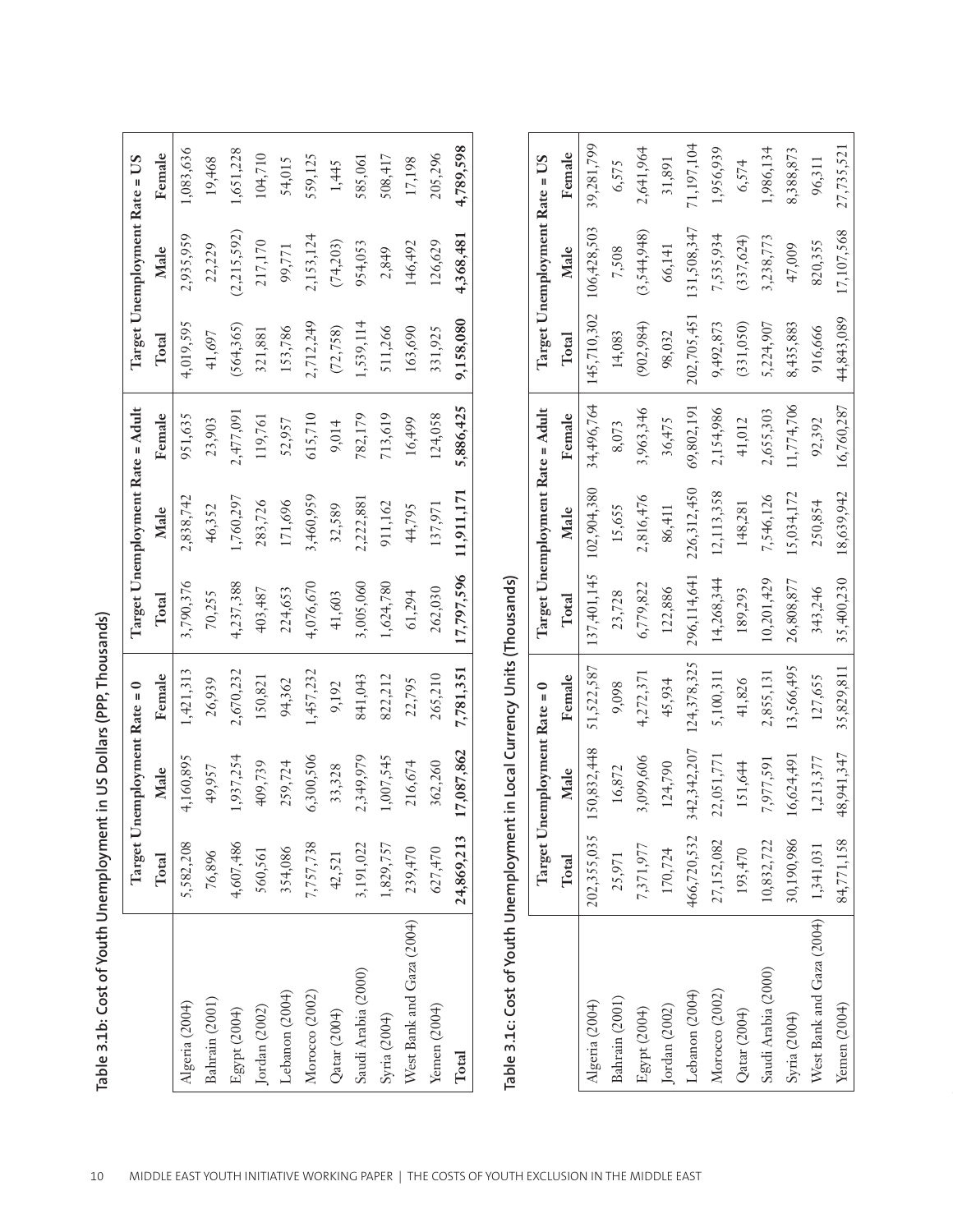## Table 3.1b: Cost of Youth Unemployment in US Dollars (PPP, Thousands)

| | Target Unemployment Rate = 0 | | | Target Unemployment Rate = Adult | | | Target Unemployment Rate = US | | |
|---|---|---|---|---|---|---|---|---|---|
| | Total | Male | Female | Total | Male | Female | Total | Male | Female |
| Algeria (2004) | 5,582,208 | 4,160,895 | 1,421,313 | 3,790,376 | 2,838,742 | 951,635 | 4,019,595 | 2,935,959 | 1,083,636 |
| Bahrain (2001) | 76,896 | 49,957 | 26,939 | 70,255 | 46,352 | 23,903 | 41,697 | 22,229 | 19,468 |
| Egypt (2004) | 4,607,486 | 1,937,254 | 2,670,232 | 4,237,388 | 1,760,297 | 2,477,091 | (564,365) | (2,215,592) | 1,651,228 |
| Jordan (2002) | 560,561 | 409,739 | 150,821 | 403,487 | 283,726 | 119,761 | 321,881 | 217,170 | 104,710 |
| Lebanon (2004) | 354,086 | 259,724 | 94,362 | 224,653 | 171,696 | 52,957 | 153,786 | 99,771 | 54,015 |
| Morocco (2002) | 7,757,738 | 6,300,506 | 1,457,232 | 4,076,670 | 3,460,959 | 615,710 | 2,712,249 | 2,153,124 | 559,125 |
| Qatar (2004) | 42,521 | 33,328 | 9,192 | 41,603 | 32,589 | 9,014 | (72,758) | (74,203) | 1,445 |
| Saudi Arabia (2000) | 3,191,022 | 2,349,979 | 841,043 | 3,005,060 | 2,222,881 | 782,179 | 1,539,114 | 954,053 | 585,061 |
| Syria (2004) | 1,829,757 | 1,007,545 | 822,212 | 1,624,780 | 911,162 | 713,619 | 511,266 | 2,849 | 508,417 |
| West Bank and Gaza (2004) | 239,470 | 216,674 | 22,795 | 61,294 | 44,795 | 16,499 | 163,690 | 146,492 | 17,198 |
| Yemen (2004) | 627,470 | 362,260 | 265,210 | 262,030 | 137,971 | 124,058 | 331,925 | 126,629 | 205,296 |
| **Total** | **24,869,213** | **17,087,862** | **7,781,351** | **17,797,596** | **11,911,171** | **5,886,425** | **9,158,080** | **4,368,481** | **4,789,598** |

## Table 3.1c: Cost of Youth Unemployment in Local Currency Units (Thousands)

| | Target Unemployment Rate = 0 | | | Target Unemployment Rate = Adult | | | Target Unemployment Rate = US | | |
|---|---|---|---|---|---|---|---|---|---|
| | Total | Male | Female | Total | Male | Female | Total | Male | Female |
| Algeria (2004) | 202,355,035 | 150,832,448 | 51,522,587 | 137,401,145 | 102,904,380 | 34,496,764 | 145,710,302 | 106,428,503 | 39,281,799 |
| Bahrain (2001) | 25,971 | 16,872 | 9,098 | 23,728 | 15,655 | 8,073 | 14,083 | 7,508 | 6,575 |
| Egypt (2004) | 7,371,977 | 3,099,606 | 4,272,371 | 6,779,822 | 2,816,476 | 3,963,346 | (902,984) | (3,544,948) | 2,641,964 |
| Jordan (2002) | 170,724 | 124,790 | 45,934 | 122,886 | 86,411 | 36,475 | 98,032 | 66,141 | 31,891 |
| Lebanon (2004) | 466,720,532 | 342,342,207 | 124,378,325 | 296,114,641 | 226,312,450 | 69,802,191 | 202,705,451 | 131,508,347 | 71,197,104 |
| Morocco (2002) | 27,152,082 | 22,051,771 | 5,100,311 | 14,268,344 | 12,113,358 | 2,154,986 | 9,492,873 | 7,535,934 | 1,956,939 |
| Qatar (2004) | 193,470 | 151,644 | 41,826 | 189,293 | 148,281 | 41,012 | (331,050) | (337,624) | 6,574 |
| Saudi Arabia (2000) | 10,832,722 | 7,977,591 | 2,855,131 | 10,201,429 | 7,546,126 | 2,655,303 | 5,224,907 | 3,238,773 | 1,986,134 |
| Syria (2004) | 30,190,986 | 16,624,491 | 13,566,495 | 26,808,877 | 15,034,172 | 11,774,706 | 8,435,883 | 47,009 | 8,388,873 |
| West Bank and Gaza (2004) | 1,341,031 | 1,213,377 | 127,655 | 343,246 | 250,854 | 92,392 | 916,666 | 820,355 | 96,311 |
| Yemen (2004) | 84,771,158 | 48,941,347 | 35,829,811 | 35,400,230 | 18,639,942 | 16,760,287 | 44,843,089 | 17,107,568 | 27,735,521 |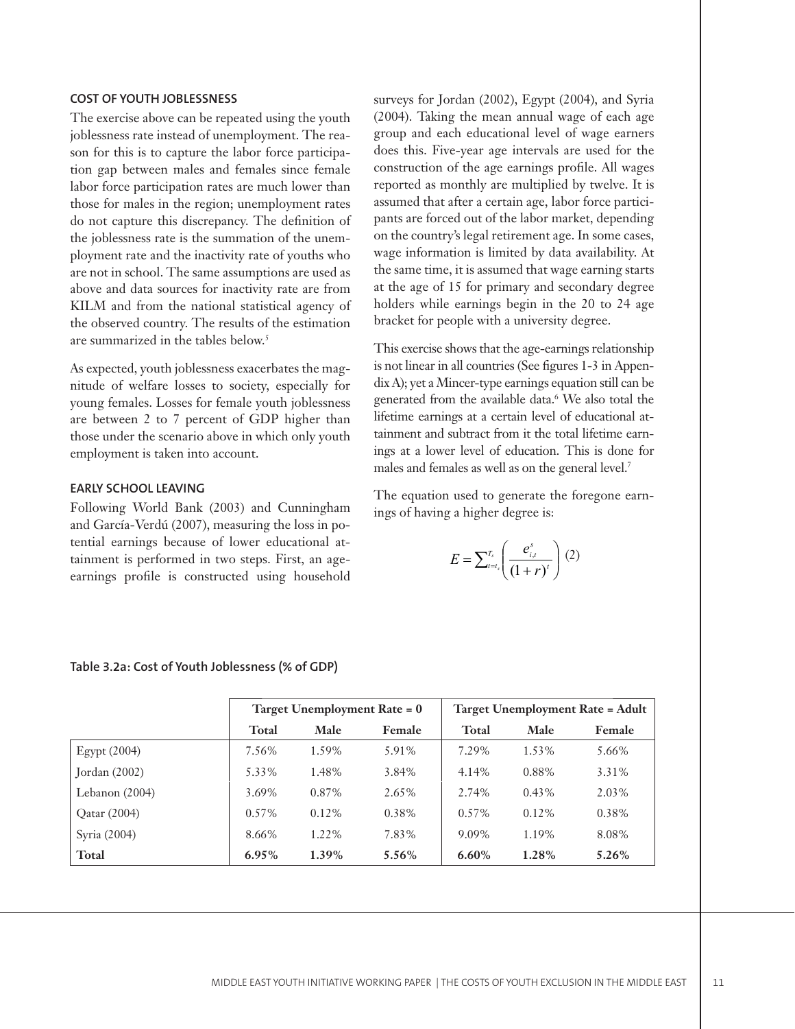### COST OF YOUTH JOBLESSNESS

The exercise above can be repeated using the youth joblessness rate instead of unemployment. The reason for this is to capture the labor force participation gap between males and females since female labor force participation rates are much lower than those for males in the region; unemployment rates do not capture this discrepancy. The definition of the joblessness rate is the summation of the unemployment rate and the inactivity rate of youths who are not in school. The same assumptions are used as above and data sources for inactivity rate are from KILM and from the national statistical agency of the observed country. The results of the estimation are summarized in the tables below.[5]

As expected, youth joblessness exacerbates the magnitude of welfare losses to society, especially for young females. Losses for female youth joblessness are between 2 to 7 percent of GDP higher than those under the scenario above in which only youth employment is taken into account.

### EARLY SCHOOL LEAVING

Following World Bank (2003) and Cunningham and García-Verdú (2007), measuring the loss in potential earnings because of lower educational attainment is performed in two steps. First, an age-earnings profile is constructed using household surveys for Jordan (2002), Egypt (2004), and Syria (2004). Taking the mean annual wage of each age group and each educational level of wage earners does this. Five-year age intervals are used for the construction of the age earnings profile. All wages reported as monthly are multiplied by twelve. It is assumed that after a certain age, labor force participants are forced out of the labor market, depending on the country's legal retirement age. In some cases, wage information is limited by data availability. At the same time, it is assumed that wage earning starts at the age of 15 for primary and secondary degree holders while earnings begin in the 20 to 24 age bracket for people with a university degree.

This exercise shows that the age-earnings relationship is not linear in all countries (See figures 1-3 in Appendix A); yet a Mincer-type earnings equation still can be generated from the available data.[6] We also total the lifetime earnings at a certain level of educational attainment and subtract from it the total lifetime earnings at a lower level of education. This is done for males and females as well as on the general level.[7]

The equation used to generate the foregone earnings of having a higher degree is:

$$E = \sum_{t=t_s}^{T_s} \left( \frac{e_{i,t}^{s}}{(1+r)^t} \right) \quad (2)$$

**Table 3.2a: Cost of Youth Joblessness (% of GDP)**

| | Target Unemployment Rate = 0 | | | Target Unemployment Rate = Adult | | |
|---|---|---|---|---|---|---|
| | **Total** | **Male** | **Female** | **Total** | **Male** | **Female** |
| Egypt (2004) | 7.56% | 1.59% | 5.91% | 7.29% | 1.53% | 5.66% |
| Jordan (2002) | 5.33% | 1.48% | 3.84% | 4.14% | 0.88% | 3.31% |
| Lebanon (2004) | 3.69% | 0.87% | 2.65% | 2.74% | 0.43% | 2.03% |
| Qatar (2004) | 0.57% | 0.12% | 0.38% | 0.57% | 0.12% | 0.38% |
| Syria (2004) | 8.66% | 1.22% | 7.83% | 9.09% | 1.19% | 8.08% |
| **Total** | **6.95%** | **1.39%** | **5.56%** | **6.60%** | **1.28%** | **5.26%** |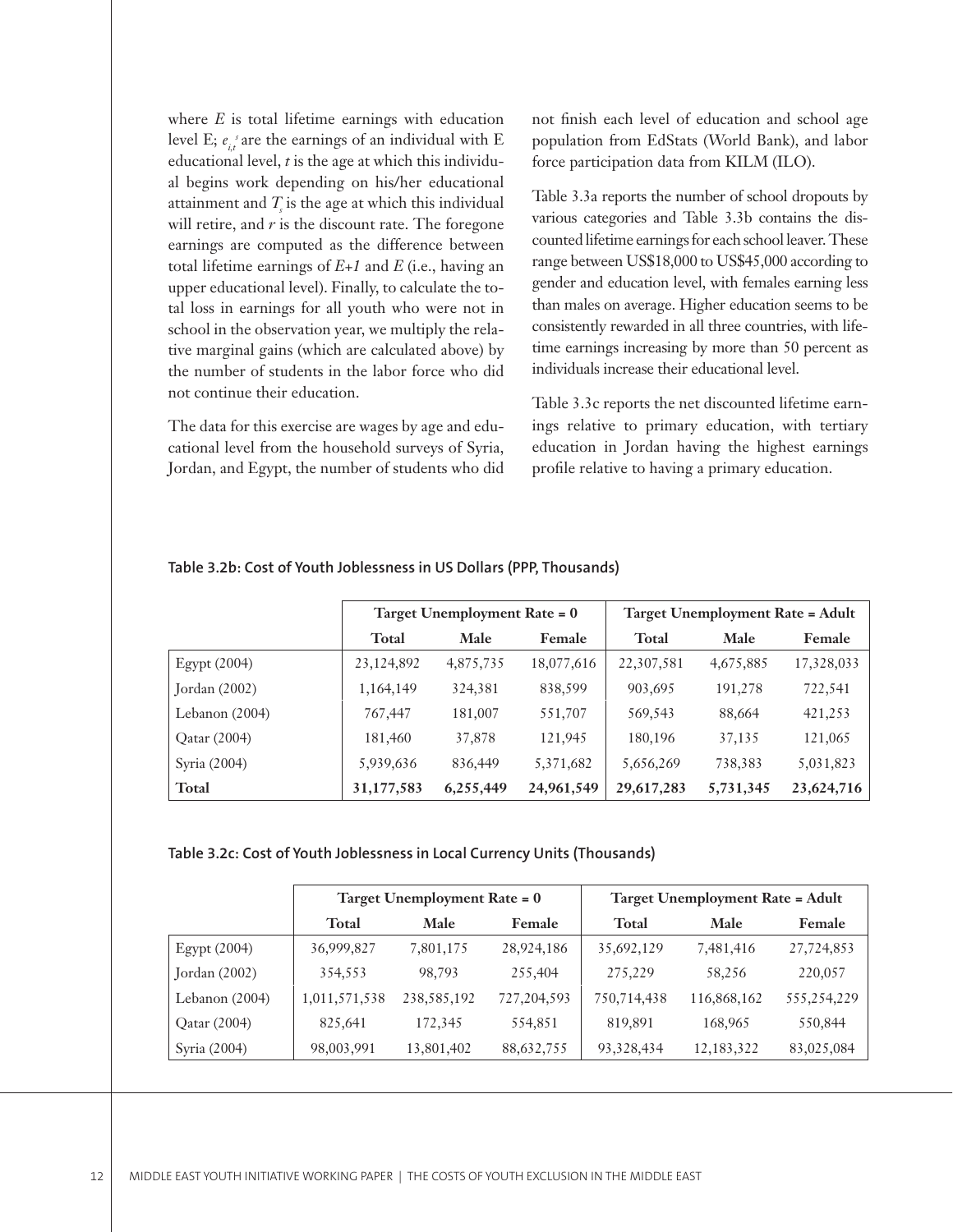where $E$ is total lifetime earnings with education level E; $e_{i,t}^{s}$ are the earnings of an individual with E educational level, $t$ is the age at which this individual begins work depending on his/her educational attainment and $T_s$ is the age at which this individual will retire, and $r$ is the discount rate. The foregone earnings are computed as the difference between total lifetime earnings of $E+1$ and $E$ (i.e., having an upper educational level). Finally, to calculate the total loss in earnings for all youth who were not in school in the observation year, we multiply the relative marginal gains (which are calculated above) by the number of students in the labor force who did not continue their education.

The data for this exercise are wages by age and educational level from the household surveys of Syria, Jordan, and Egypt, the number of students who did not finish each level of education and school age population from EdStats (World Bank), and labor force participation data from KILM (ILO).

Table 3.3a reports the number of school dropouts by various categories and Table 3.3b contains the discounted lifetime earnings for each school leaver. These range between US$18,000 to US$45,000 according to gender and education level, with females earning less than males on average. Higher education seems to be consistently rewarded in all three countries, with lifetime earnings increasing by more than 50 percent as individuals increase their educational level.

Table 3.3c reports the net discounted lifetime earnings relative to primary education, with tertiary education in Jordan having the highest earnings profile relative to having a primary education.

**Table 3.2b: Cost of Youth Joblessness in US Dollars (PPP, Thousands)**

| | Target Unemployment Rate = 0 | | | Target Unemployment Rate = Adult | | |
|---|---|---|---|---|---|---|
| | **Total** | **Male** | **Female** | **Total** | **Male** | **Female** |
| Egypt (2004) | 23,124,892 | 4,875,735 | 18,077,616 | 22,307,581 | 4,675,885 | 17,328,033 |
| Jordan (2002) | 1,164,149 | 324,381 | 838,599 | 903,695 | 191,278 | 722,541 |
| Lebanon (2004) | 767,447 | 181,007 | 551,707 | 569,543 | 88,664 | 421,253 |
| Qatar (2004) | 181,460 | 37,878 | 121,945 | 180,196 | 37,135 | 121,065 |
| Syria (2004) | 5,939,636 | 836,449 | 5,371,682 | 5,656,269 | 738,383 | 5,031,823 |
| **Total** | **31,177,583** | **6,255,449** | **24,961,549** | **29,617,283** | **5,731,345** | **23,624,716** |

**Table 3.2c: Cost of Youth Joblessness in Local Currency Units (Thousands)**

| | Target Unemployment Rate = 0 | | | Target Unemployment Rate = Adult | | |
|---|---|---|---|---|---|---|
| | **Total** | **Male** | **Female** | **Total** | **Male** | **Female** |
| Egypt (2004) | 36,999,827 | 7,801,175 | 28,924,186 | 35,692,129 | 7,481,416 | 27,724,853 |
| Jordan (2002) | 354,553 | 98,793 | 255,404 | 275,229 | 58,256 | 220,057 |
| Lebanon (2004) | 1,011,571,538 | 238,585,192 | 727,204,593 | 750,714,438 | 116,868,162 | 555,254,229 |
| Qatar (2004) | 825,641 | 172,345 | 554,851 | 819,891 | 168,965 | 550,844 |
| Syria (2004) | 98,003,991 | 13,801,402 | 88,632,755 | 93,328,434 | 12,183,322 | 83,025,084 |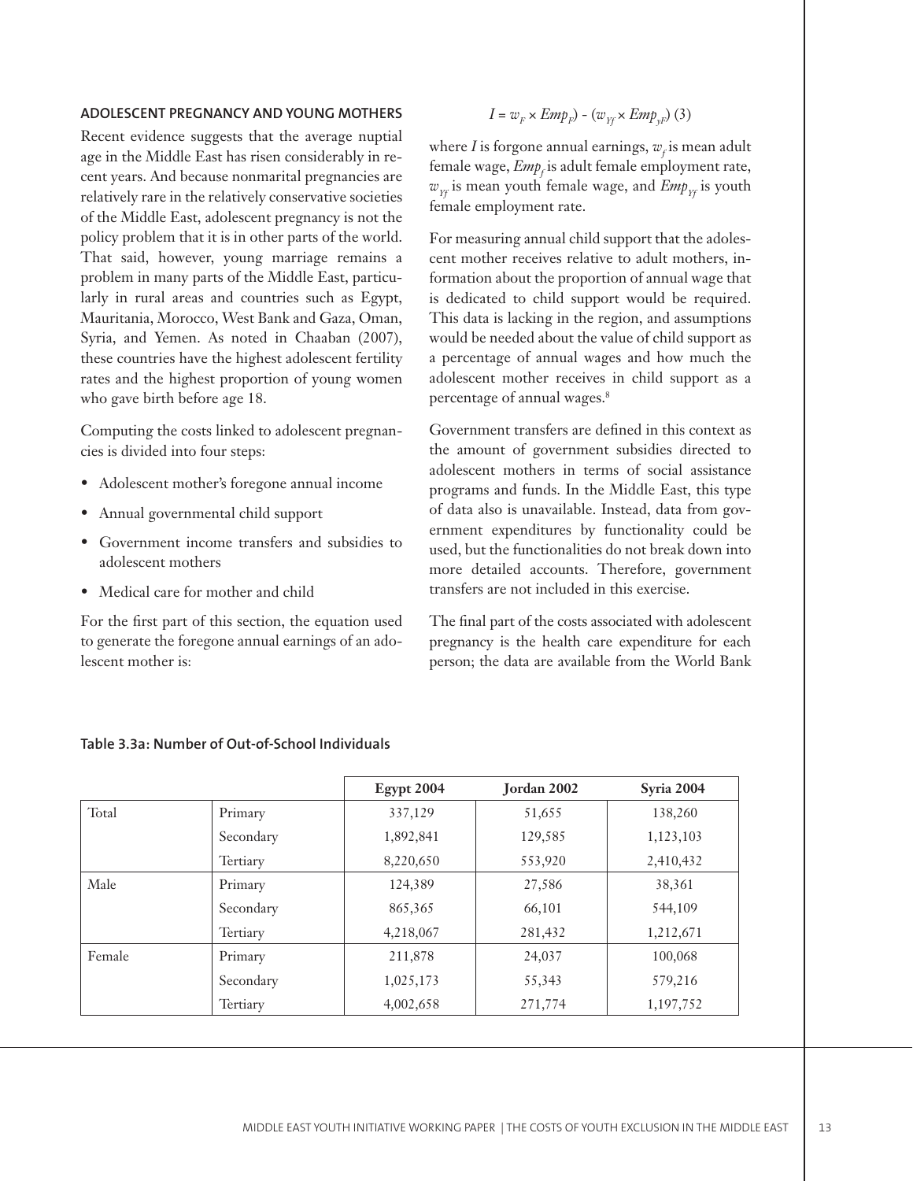### ADOLESCENT PREGNANCY AND YOUNG MOTHERS

Recent evidence suggests that the average nuptial age in the Middle East has risen considerably in recent years. And because nonmarital pregnancies are relatively rare in the relatively conservative societies of the Middle East, adolescent pregnancy is not the policy problem that it is in other parts of the world. That said, however, young marriage remains a problem in many parts of the Middle East, particularly in rural areas and countries such as Egypt, Mauritania, Morocco, West Bank and Gaza, Oman, Syria, and Yemen. As noted in Chaaban (2007), these countries have the highest adolescent fertility rates and the highest proportion of young women who gave birth before age 18.

Computing the costs linked to adolescent pregnancies is divided into four steps:

- Adolescent mother's foregone annual income
- Annual governmental child support
- Government income transfers and subsidies to adolescent mothers
- Medical care for mother and child

For the first part of this section, the equation used to generate the foregone annual earnings of an adolescent mother is:

$$I = w_F \times Emp_F) - (w_{Yf} \times Emp_{yF}) \quad (3)$$

where $I$ is forgone annual earnings, $w_f$ is mean adult female wage, $Emp_f$ is adult female employment rate, $w_{Yf}$ is mean youth female wage, and $Emp_{Yf}$ is youth female employment rate.

For measuring annual child support that the adolescent mother receives relative to adult mothers, information about the proportion of annual wage that is dedicated to child support would be required. This data is lacking in the region, and assumptions would be needed about the value of child support as a percentage of annual wages and how much the adolescent mother receives in child support as a percentage of annual wages.[8]

Government transfers are defined in this context as the amount of government subsidies directed to adolescent mothers in terms of social assistance programs and funds. In the Middle East, this type of data also is unavailable. Instead, data from government expenditures by functionality could be used, but the functionalities do not break down into more detailed accounts. Therefore, government transfers are not included in this exercise.

The final part of the costs associated with adolescent pregnancy is the health care expenditure for each person; the data are available from the World Bank

**Table 3.3a: Number of Out-of-School Individuals**

| | | Egypt 2004 | Jordan 2002 | Syria 2004 |
|---|---|---|---|---|
| Total | Primary | 337,129 | 51,655 | 138,260 |
| | Secondary | 1,892,841 | 129,585 | 1,123,103 |
| | Tertiary | 8,220,650 | 553,920 | 2,410,432 |
| Male | Primary | 124,389 | 27,586 | 38,361 |
| | Secondary | 865,365 | 66,101 | 544,109 |
| | Tertiary | 4,218,067 | 281,432 | 1,212,671 |
| Female | Primary | 211,878 | 24,037 | 100,068 |
| | Secondary | 1,025,173 | 55,343 | 579,216 |
| | Tertiary | 4,002,658 | 271,774 | 1,197,752 |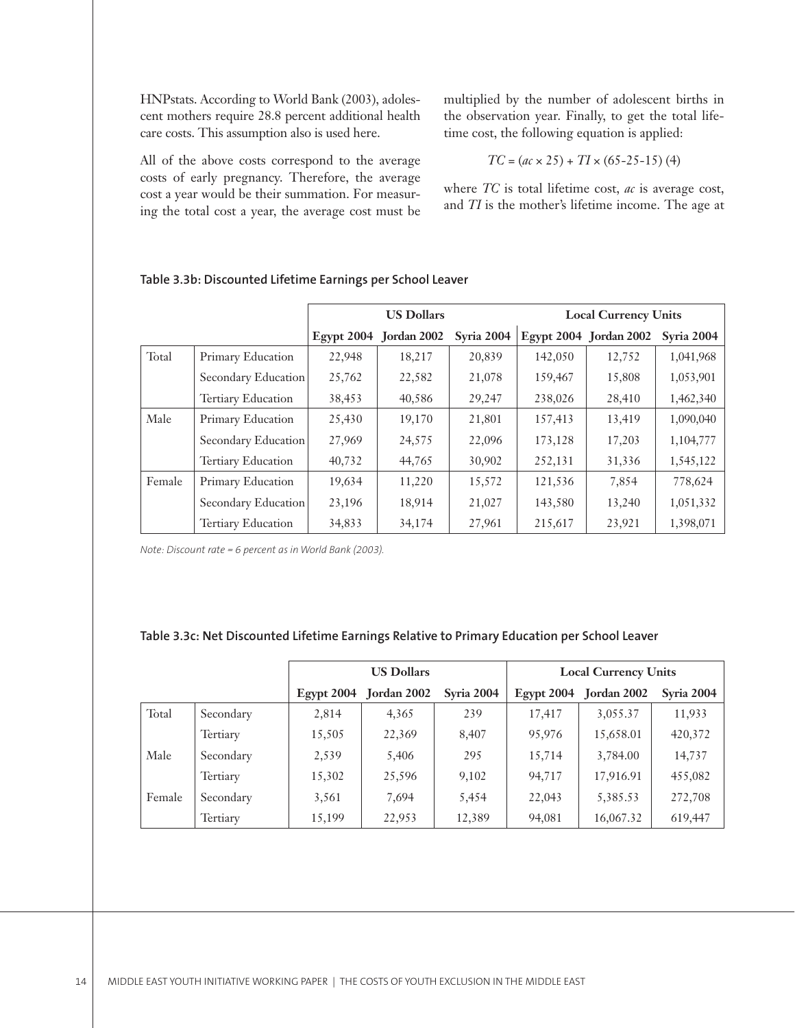HNPstats. According to World Bank (2003), adolescent mothers require 28.8 percent additional health care costs. This assumption also is used here.

All of the above costs correspond to the average costs of early pregnancy. Therefore, the average cost a year would be their summation. For measuring the total cost a year, the average cost must be multiplied by the number of adolescent births in the observation year. Finally, to get the total lifetime cost, the following equation is applied:

$$TC = (ac \times 25) + TI \times (65\text{-}25\text{-}15) \quad (4)$$

where $TC$ is total lifetime cost, $ac$ is average cost, and $TI$ is the mother's lifetime income. The age at

**Table 3.3b: Discounted Lifetime Earnings per School Leaver**

| | | US Dollars | | | Local Currency Units | | |
|---|---|---|---|---|---|---|---|
| | | Egypt 2004 | Jordan 2002 | Syria 2004 | Egypt 2004 | Jordan 2002 | Syria 2004 |
| Total | Primary Education | 22,948 | 18,217 | 20,839 | 142,050 | 12,752 | 1,041,968 |
| | Secondary Education | 25,762 | 22,582 | 21,078 | 159,467 | 15,808 | 1,053,901 |
| | Tertiary Education | 38,453 | 40,586 | 29,247 | 238,026 | 28,410 | 1,462,340 |
| Male | Primary Education | 25,430 | 19,170 | 21,801 | 157,413 | 13,419 | 1,090,040 |
| | Secondary Education | 27,969 | 24,575 | 22,096 | 173,128 | 17,203 | 1,104,777 |
| | Tertiary Education | 40,732 | 44,765 | 30,902 | 252,131 | 31,336 | 1,545,122 |
| Female | Primary Education | 19,634 | 11,220 | 15,572 | 121,536 | 7,854 | 778,624 |
| | Secondary Education | 23,196 | 18,914 | 21,027 | 143,580 | 13,240 | 1,051,332 |
| | Tertiary Education | 34,833 | 34,174 | 27,961 | 215,617 | 23,921 | 1,398,071 |

*Note: Discount rate = 6 percent as in World Bank (2003).*

**Table 3.3c: Net Discounted Lifetime Earnings Relative to Primary Education per School Leaver**

| | | US Dollars | | | Local Currency Units | | |
|---|---|---|---|---|---|---|---|
| | | Egypt 2004 | Jordan 2002 | Syria 2004 | Egypt 2004 | Jordan 2002 | Syria 2004 |
| Total | Secondary | 2,814 | 4,365 | 239 | 17,417 | 3,055.37 | 11,933 |
| | Tertiary | 15,505 | 22,369 | 8,407 | 95,976 | 15,658.01 | 420,372 |
| Male | Secondary | 2,539 | 5,406 | 295 | 15,714 | 3,784.00 | 14,737 |
| | Tertiary | 15,302 | 25,596 | 9,102 | 94,717 | 17,916.91 | 455,082 |
| Female | Secondary | 3,561 | 7,694 | 5,454 | 22,043 | 5,385.53 | 272,708 |
| | Tertiary | 15,199 | 22,953 | 12,389 | 94,081 | 16,067.32 | 619,447 |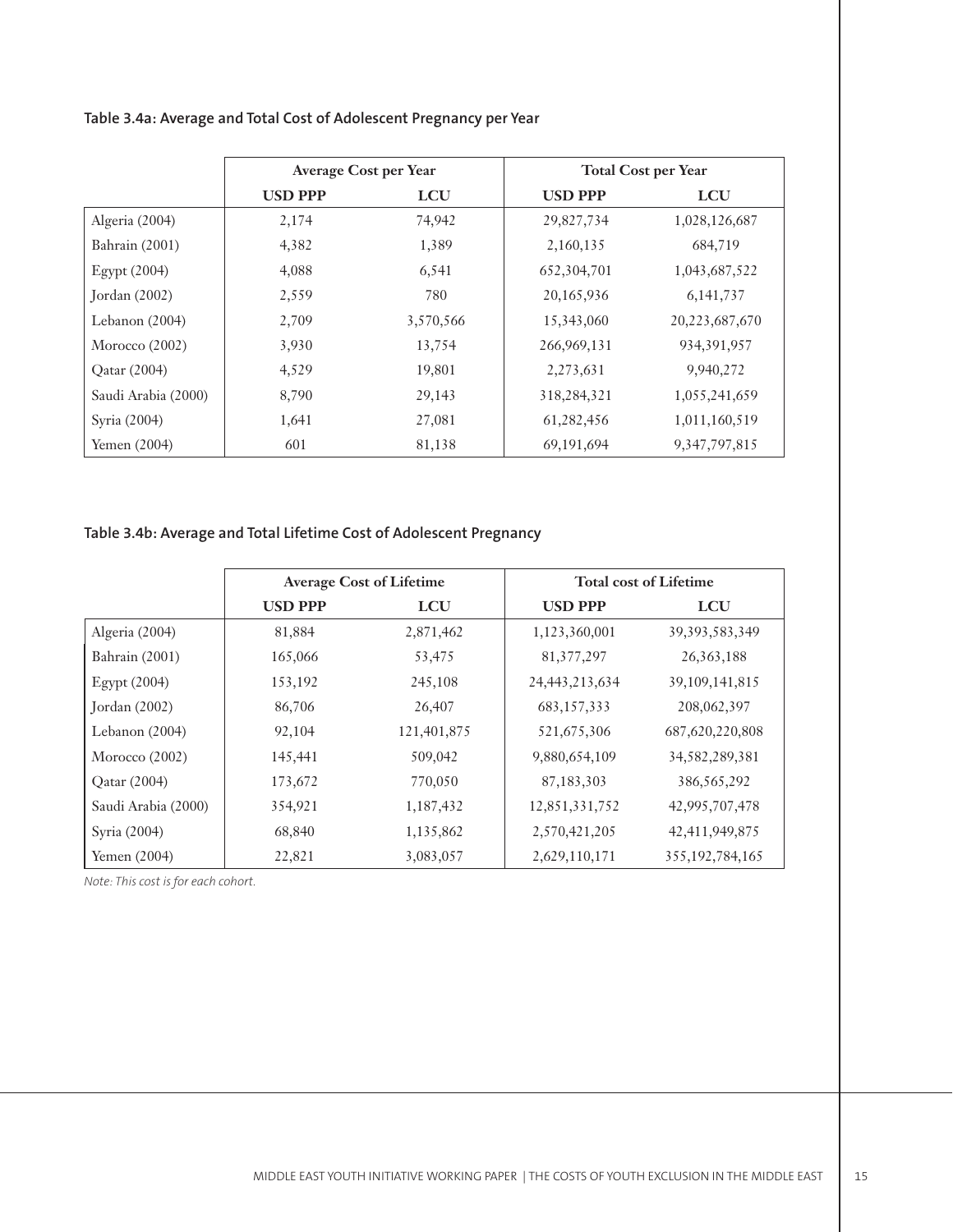**Table 3.4a: Average and Total Cost of Adolescent Pregnancy per Year**

| | Average Cost per Year | | Total Cost per Year | |
|---|---|---|---|---|
| | **USD PPP** | **LCU** | **USD PPP** | **LCU** |
| Algeria (2004) | 2,174 | 74,942 | 29,827,734 | 1,028,126,687 |
| Bahrain (2001) | 4,382 | 1,389 | 2,160,135 | 684,719 |
| Egypt (2004) | 4,088 | 6,541 | 652,304,701 | 1,043,687,522 |
| Jordan (2002) | 2,559 | 780 | 20,165,936 | 6,141,737 |
| Lebanon (2004) | 2,709 | 3,570,566 | 15,343,060 | 20,223,687,670 |
| Morocco (2002) | 3,930 | 13,754 | 266,969,131 | 934,391,957 |
| Qatar (2004) | 4,529 | 19,801 | 2,273,631 | 9,940,272 |
| Saudi Arabia (2000) | 8,790 | 29,143 | 318,284,321 | 1,055,241,659 |
| Syria (2004) | 1,641 | 27,081 | 61,282,456 | 1,011,160,519 |
| Yemen (2004) | 601 | 81,138 | 69,191,694 | 9,347,797,815 |

**Table 3.4b: Average and Total Lifetime Cost of Adolescent Pregnancy**

| | Average Cost of Lifetime | | Total cost of Lifetime | |
|---|---|---|---|---|
| | **USD PPP** | **LCU** | **USD PPP** | **LCU** |
| Algeria (2004) | 81,884 | 2,871,462 | 1,123,360,001 | 39,393,583,349 |
| Bahrain (2001) | 165,066 | 53,475 | 81,377,297 | 26,363,188 |
| Egypt (2004) | 153,192 | 245,108 | 24,443,213,634 | 39,109,141,815 |
| Jordan (2002) | 86,706 | 26,407 | 683,157,333 | 208,062,397 |
| Lebanon (2004) | 92,104 | 121,401,875 | 521,675,306 | 687,620,220,808 |
| Morocco (2002) | 145,441 | 509,042 | 9,880,654,109 | 34,582,289,381 |
| Qatar (2004) | 173,672 | 770,050 | 87,183,303 | 386,565,292 |
| Saudi Arabia (2000) | 354,921 | 1,187,432 | 12,851,331,752 | 42,995,707,478 |
| Syria (2004) | 68,840 | 1,135,862 | 2,570,421,205 | 42,411,949,875 |
| Yemen (2004) | 22,821 | 3,083,057 | 2,629,110,171 | 355,192,784,165 |

*Note: This cost is for each cohort.*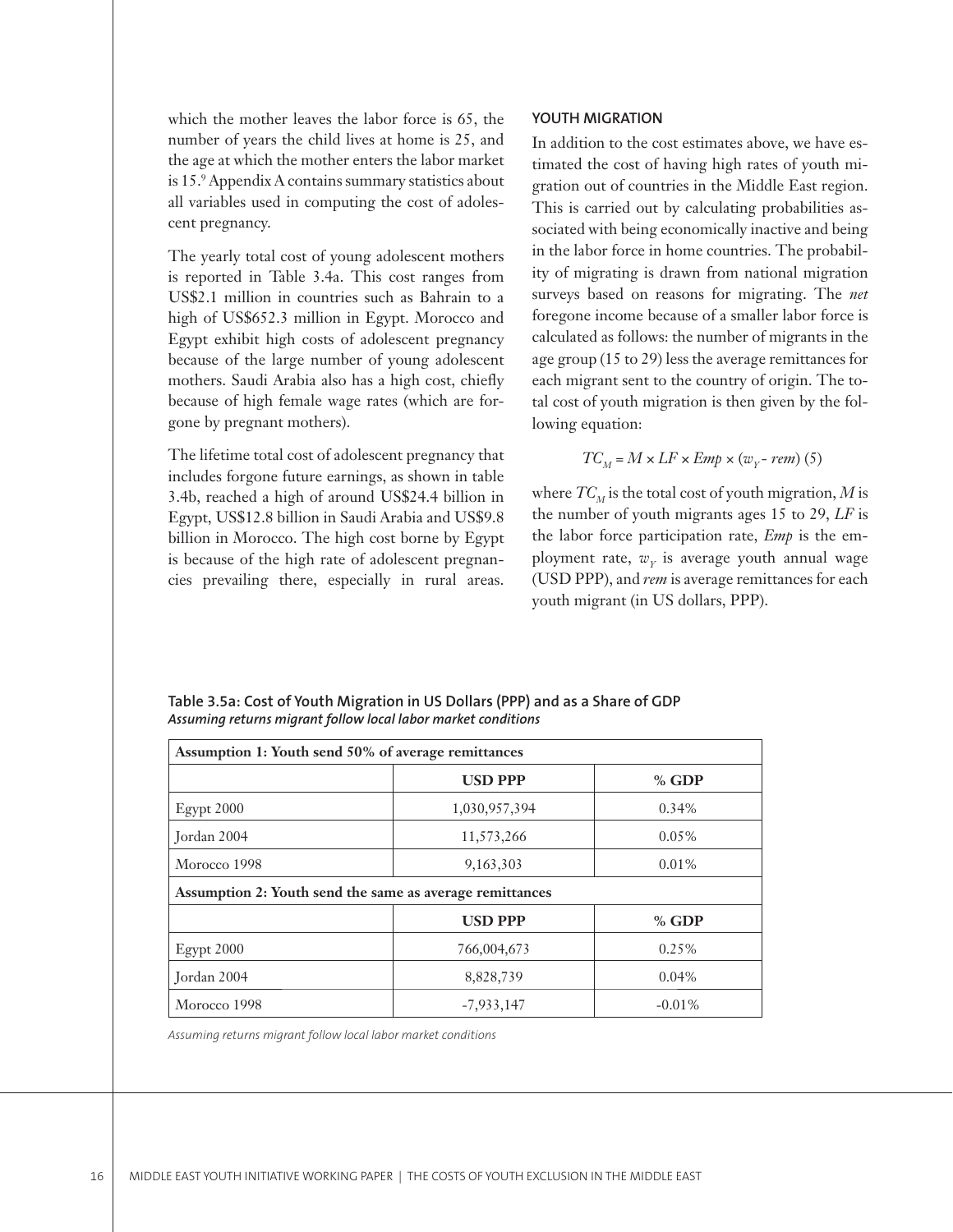which the mother leaves the labor force is 65, the number of years the child lives at home is 25, and the age at which the mother enters the labor market is 15.[9] Appendix A contains summary statistics about all variables used in computing the cost of adolescent pregnancy.

The yearly total cost of young adolescent mothers is reported in Table 3.4a. This cost ranges from US$2.1 million in countries such as Bahrain to a high of US$652.3 million in Egypt. Morocco and Egypt exhibit high costs of adolescent pregnancy because of the large number of young adolescent mothers. Saudi Arabia also has a high cost, chiefly because of high female wage rates (which are forgone by pregnant mothers).

The lifetime total cost of adolescent pregnancy that includes forgone future earnings, as shown in table 3.4b, reached a high of around US$24.4 billion in Egypt, US$12.8 billion in Saudi Arabia and US$9.8 billion in Morocco. The high cost borne by Egypt is because of the high rate of adolescent pregnancies prevailing there, especially in rural areas.

### YOUTH MIGRATION

In addition to the cost estimates above, we have estimated the cost of having high rates of youth migration out of countries in the Middle East region. This is carried out by calculating probabilities associated with being economically inactive and being in the labor force in home countries. The probability of migrating is drawn from national migration surveys based on reasons for migrating. The *net* foregone income because of a smaller labor force is calculated as follows: the number of migrants in the age group (15 to 29) less the average remittances for each migrant sent to the country of origin. The total cost of youth migration is then given by the following equation:

$$TC_M = M \times LF \times Emp \times (w_Y - rem) \ (5)$$

where $TC_M$ is the total cost of youth migration, $M$ is the number of youth migrants ages 15 to 29, $LF$ is the labor force participation rate, $Emp$ is the employment rate, $w_Y$ is average youth annual wage (USD PPP), and $rem$ is average remittances for each youth migrant (in US dollars, PPP).

**Table 3.5a: Cost of Youth Migration in US Dollars (PPP) and as a Share of GDP**
***Assuming returns migrant follow local labor market conditions***

| **Assumption 1: Youth send 50% of average remittances** | | |
|---|---|---|
| | **USD PPP** | **% GDP** |
| Egypt 2000 | 1,030,957,394 | 0.34% |
| Jordan 2004 | 11,573,266 | 0.05% |
| Morocco 1998 | 9,163,303 | 0.01% |
| **Assumption 2: Youth send the same as average remittances** | | |
| | **USD PPP** | **% GDP** |
| Egypt 2000 | 766,004,673 | 0.25% |
| Jordan 2004 | 8,828,739 | 0.04% |
| Morocco 1998 | -7,933,147 | -0.01% |

*Assuming returns migrant follow local labor market conditions*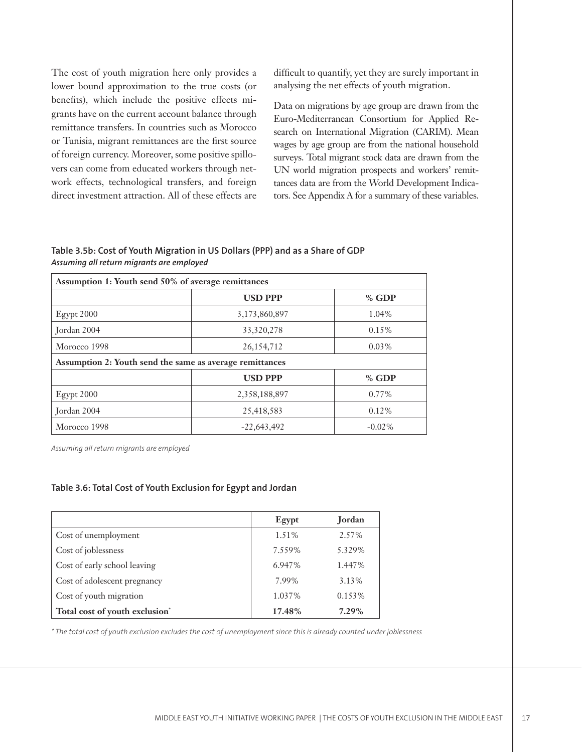The cost of youth migration here only provides a lower bound approximation to the true costs (or benefits), which include the positive effects migrants have on the current account balance through remittance transfers. In countries such as Morocco or Tunisia, migrant remittances are the first source of foreign currency. Moreover, some positive spillovers can come from educated workers through network effects, technological transfers, and foreign direct investment attraction. All of these effects are difficult to quantify, yet they are surely important in analysing the net effects of youth migration.

Data on migrations by age group are drawn from the Euro-Mediterranean Consortium for Applied Research on International Migration (CARIM). Mean wages by age group are from the national household surveys. Total migrant stock data are drawn from the UN world migration prospects and workers' remittances data are from the World Development Indicators. See Appendix A for a summary of these variables.

**Table 3.5b: Cost of Youth Migration in US Dollars (PPP) and as a Share of GDP**
***Assuming all return migrants are employed***

| **Assumption 1: Youth send 50% of average remittances** | | |
|---|---|---|
| | **USD PPP** | **% GDP** |
| Egypt 2000 | 3,173,860,897 | 1.04% |
| Jordan 2004 | 33,320,278 | 0.15% |
| Morocco 1998 | 26,154,712 | 0.03% |
| **Assumption 2: Youth send the same as average remittances** | | |
| | **USD PPP** | **% GDP** |
| Egypt 2000 | 2,358,188,897 | 0.77% |
| Jordan 2004 | 25,418,583 | 0.12% |
| Morocco 1998 | -22,643,492 | -0.02% |

*Assuming all return migrants are employed*

**Table 3.6: Total Cost of Youth Exclusion for Egypt and Jordan**

| | **Egypt** | **Jordan** |
|---|---|---|
| Cost of unemployment | 1.51% | 2.57% |
| Cost of joblessness | 7.559% | 5.329% |
| Cost of early school leaving | 6.947% | 1.447% |
| Cost of adolescent pregnancy | 7.99% | 3.13% |
| Cost of youth migration | 1.037% | 0.153% |
| **Total cost of youth exclusion*** | **17.48%** | **7.29%** |

*\* The total cost of youth exclusion excludes the cost of unemployment since this is already counted under joblessness*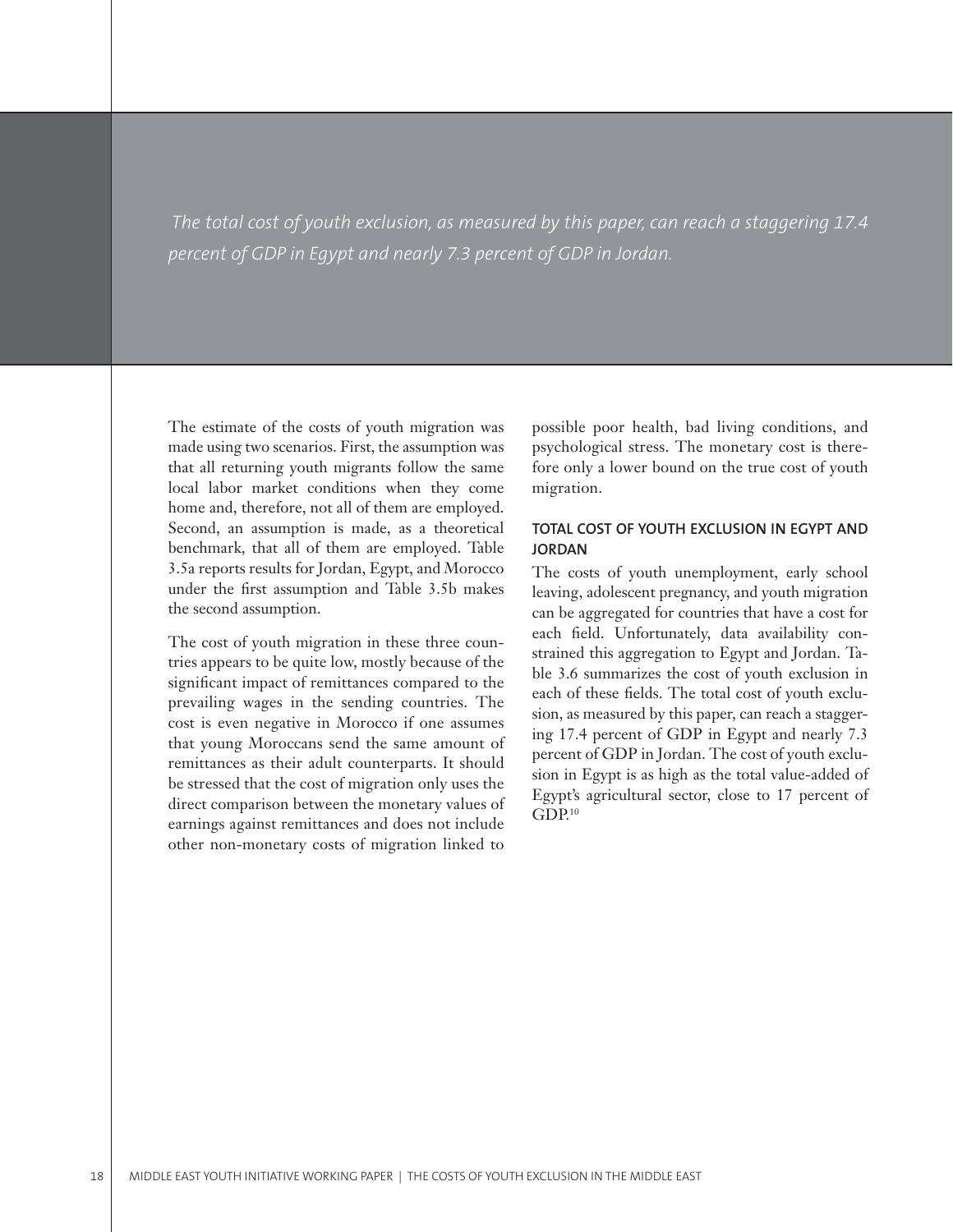*The total cost of youth exclusion, as measured by this paper, can reach a staggering 17.4 percent of GDP in Egypt and nearly 7.3 percent of GDP in Jordan.*

The estimate of the costs of youth migration was made using two scenarios. First, the assumption was that all returning youth migrants follow the same local labor market conditions when they come home and, therefore, not all of them are employed. Second, an assumption is made, as a theoretical benchmark, that all of them are employed. Table 3.5a reports results for Jordan, Egypt, and Morocco under the first assumption and Table 3.5b makes the second assumption.

The cost of youth migration in these three countries appears to be quite low, mostly because of the significant impact of remittances compared to the prevailing wages in the sending countries. The cost is even negative in Morocco if one assumes that young Moroccans send the same amount of remittances as their adult counterparts. It should be stressed that the cost of migration only uses the direct comparison between the monetary values of earnings against remittances and does not include other non-monetary costs of migration linked to possible poor health, bad living conditions, and psychological stress. The monetary cost is therefore only a lower bound on the true cost of youth migration.

### TOTAL COST OF YOUTH EXCLUSION IN EGYPT AND JORDAN

The costs of youth unemployment, early school leaving, adolescent pregnancy, and youth migration can be aggregated for countries that have a cost for each field. Unfortunately, data availability constrained this aggregation to Egypt and Jordan. Table 3.6 summarizes the cost of youth exclusion in each of these fields. The total cost of youth exclusion, as measured by this paper, can reach a staggering 17.4 percent of GDP in Egypt and nearly 7.3 percent of GDP in Jordan. The cost of youth exclusion in Egypt is as high as the total value-added of Egypt's agricultural sector, close to 17 percent of GDP.[10]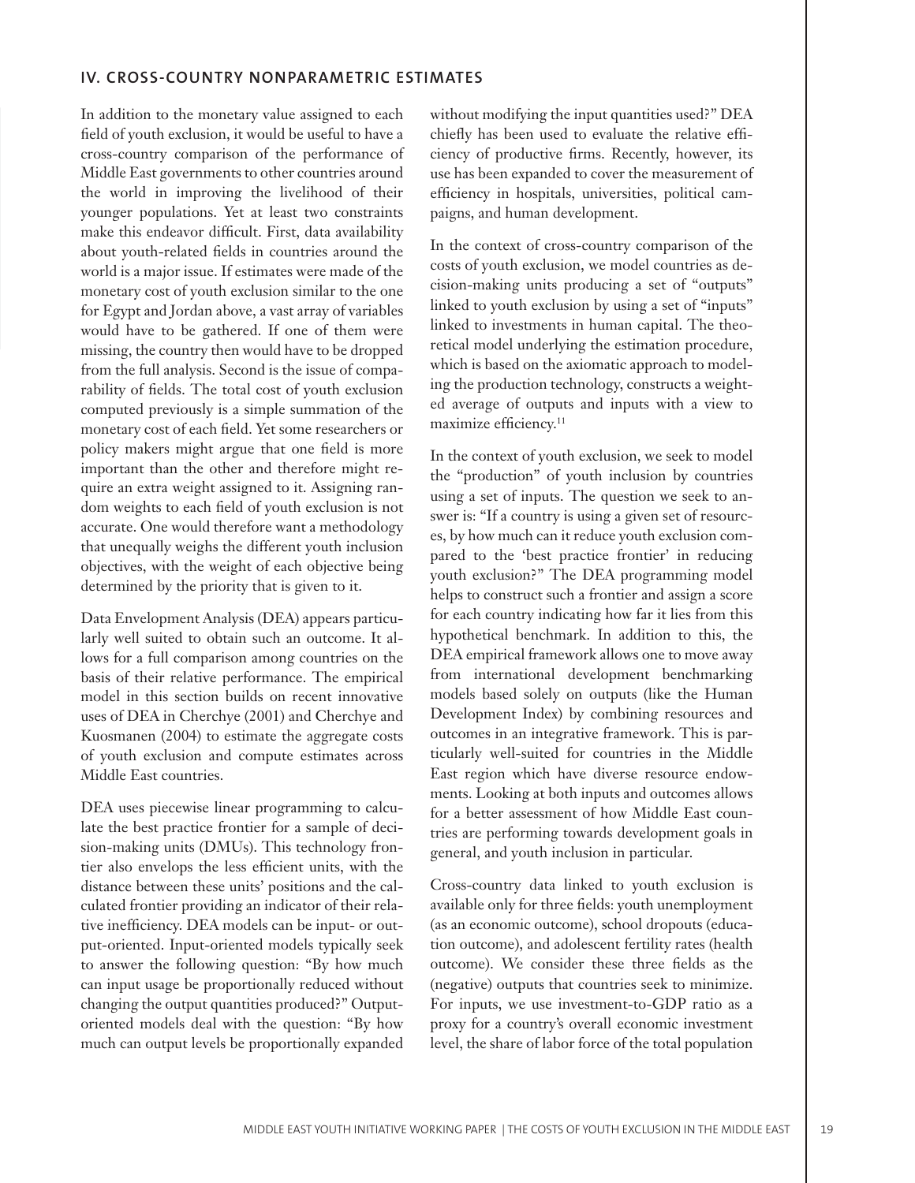## IV. CROSS-COUNTRY NONPARAMETRIC ESTIMATES

In addition to the monetary value assigned to each field of youth exclusion, it would be useful to have a cross-country comparison of the performance of Middle East governments to other countries around the world in improving the livelihood of their younger populations. Yet at least two constraints make this endeavor difficult. First, data availability about youth-related fields in countries around the world is a major issue. If estimates were made of the monetary cost of youth exclusion similar to the one for Egypt and Jordan above, a vast array of variables would have to be gathered. If one of them were missing, the country then would have to be dropped from the full analysis. Second is the issue of comparability of fields. The total cost of youth exclusion computed previously is a simple summation of the monetary cost of each field. Yet some researchers or policy makers might argue that one field is more important than the other and therefore might require an extra weight assigned to it. Assigning random weights to each field of youth exclusion is not accurate. One would therefore want a methodology that unequally weighs the different youth inclusion objectives, with the weight of each objective being determined by the priority that is given to it.

Data Envelopment Analysis (DEA) appears particularly well suited to obtain such an outcome. It allows for a full comparison among countries on the basis of their relative performance. The empirical model in this section builds on recent innovative uses of DEA in Cherchye (2001) and Cherchye and Kuosmanen (2004) to estimate the aggregate costs of youth exclusion and compute estimates across Middle East countries.

DEA uses piecewise linear programming to calculate the best practice frontier for a sample of decision-making units (DMUs). This technology frontier also envelops the less efficient units, with the distance between these units' positions and the calculated frontier providing an indicator of their relative inefficiency. DEA models can be input- or output-oriented. Input-oriented models typically seek to answer the following question: "By how much can input usage be proportionally reduced without changing the output quantities produced?" Output-oriented models deal with the question: "By how much can output levels be proportionally expanded without modifying the input quantities used?" DEA chiefly has been used to evaluate the relative efficiency of productive firms. Recently, however, its use has been expanded to cover the measurement of efficiency in hospitals, universities, political campaigns, and human development.

In the context of cross-country comparison of the costs of youth exclusion, we model countries as decision-making units producing a set of "outputs" linked to youth exclusion by using a set of "inputs" linked to investments in human capital. The theoretical model underlying the estimation procedure, which is based on the axiomatic approach to modeling the production technology, constructs a weighted average of outputs and inputs with a view to maximize efficiency.[11]

In the context of youth exclusion, we seek to model the "production" of youth inclusion by countries using a set of inputs. The question we seek to answer is: "If a country is using a given set of resources, by how much can it reduce youth exclusion compared to the 'best practice frontier' in reducing youth exclusion?" The DEA programming model helps to construct such a frontier and assign a score for each country indicating how far it lies from this hypothetical benchmark. In addition to this, the DEA empirical framework allows one to move away from international development benchmarking models based solely on outputs (like the Human Development Index) by combining resources and outcomes in an integrative framework. This is particularly well-suited for countries in the Middle East region which have diverse resource endowments. Looking at both inputs and outcomes allows for a better assessment of how Middle East countries are performing towards development goals in general, and youth inclusion in particular.

Cross-country data linked to youth exclusion is available only for three fields: youth unemployment (as an economic outcome), school dropouts (education outcome), and adolescent fertility rates (health outcome). We consider these three fields as the (negative) outputs that countries seek to minimize. For inputs, we use investment-to-GDP ratio as a proxy for a country's overall economic investment level, the share of labor force of the total population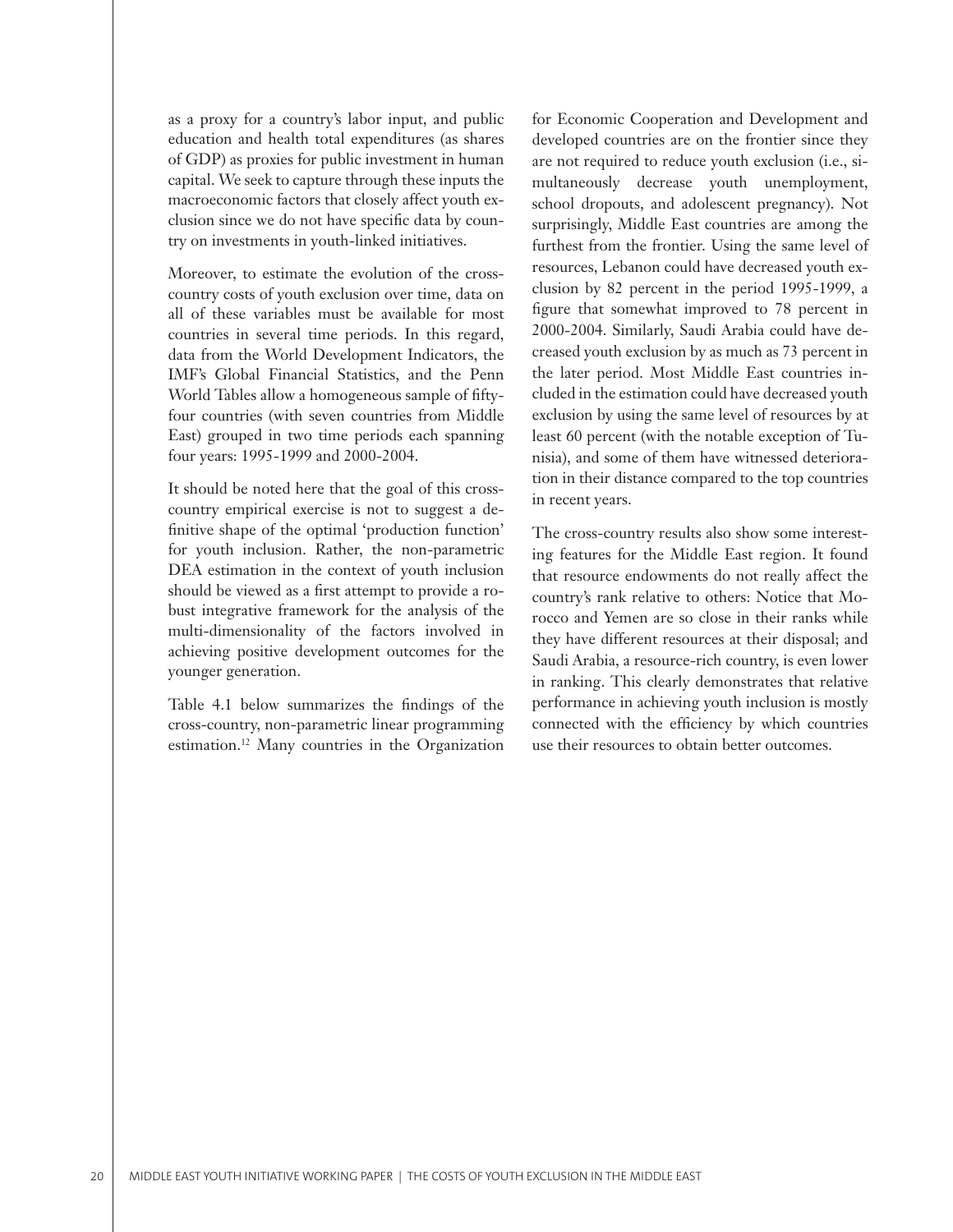as a proxy for a country's labor input, and public education and health total expenditures (as shares of GDP) as proxies for public investment in human capital. We seek to capture through these inputs the macroeconomic factors that closely affect youth exclusion since we do not have specific data by country on investments in youth-linked initiatives.

Moreover, to estimate the evolution of the cross-country costs of youth exclusion over time, data on all of these variables must be available for most countries in several time periods. In this regard, data from the World Development Indicators, the IMF's Global Financial Statistics, and the Penn World Tables allow a homogeneous sample of fifty-four countries (with seven countries from Middle East) grouped in two time periods each spanning four years: 1995-1999 and 2000-2004.

It should be noted here that the goal of this cross-country empirical exercise is not to suggest a definitive shape of the optimal 'production function' for youth inclusion. Rather, the non-parametric DEA estimation in the context of youth inclusion should be viewed as a first attempt to provide a robust integrative framework for the analysis of the multi-dimensionality of the factors involved in achieving positive development outcomes for the younger generation.

Table 4.1 below summarizes the findings of the cross-country, non-parametric linear programming estimation.[12] Many countries in the Organization for Economic Cooperation and Development and developed countries are on the frontier since they are not required to reduce youth exclusion (i.e., simultaneously decrease youth unemployment, school dropouts, and adolescent pregnancy). Not surprisingly, Middle East countries are among the furthest from the frontier. Using the same level of resources, Lebanon could have decreased youth exclusion by 82 percent in the period 1995-1999, a figure that somewhat improved to 78 percent in 2000-2004. Similarly, Saudi Arabia could have decreased youth exclusion by as much as 73 percent in the later period. Most Middle East countries included in the estimation could have decreased youth exclusion by using the same level of resources by at least 60 percent (with the notable exception of Tunisia), and some of them have witnessed deterioration in their distance compared to the top countries in recent years.

The cross-country results also show some interesting features for the Middle East region. It found that resource endowments do not really affect the country's rank relative to others: Notice that Morocco and Yemen are so close in their ranks while they have different resources at their disposal; and Saudi Arabia, a resource-rich country, is even lower in ranking. This clearly demonstrates that relative performance in achieving youth inclusion is mostly connected with the efficiency by which countries use their resources to obtain better outcomes.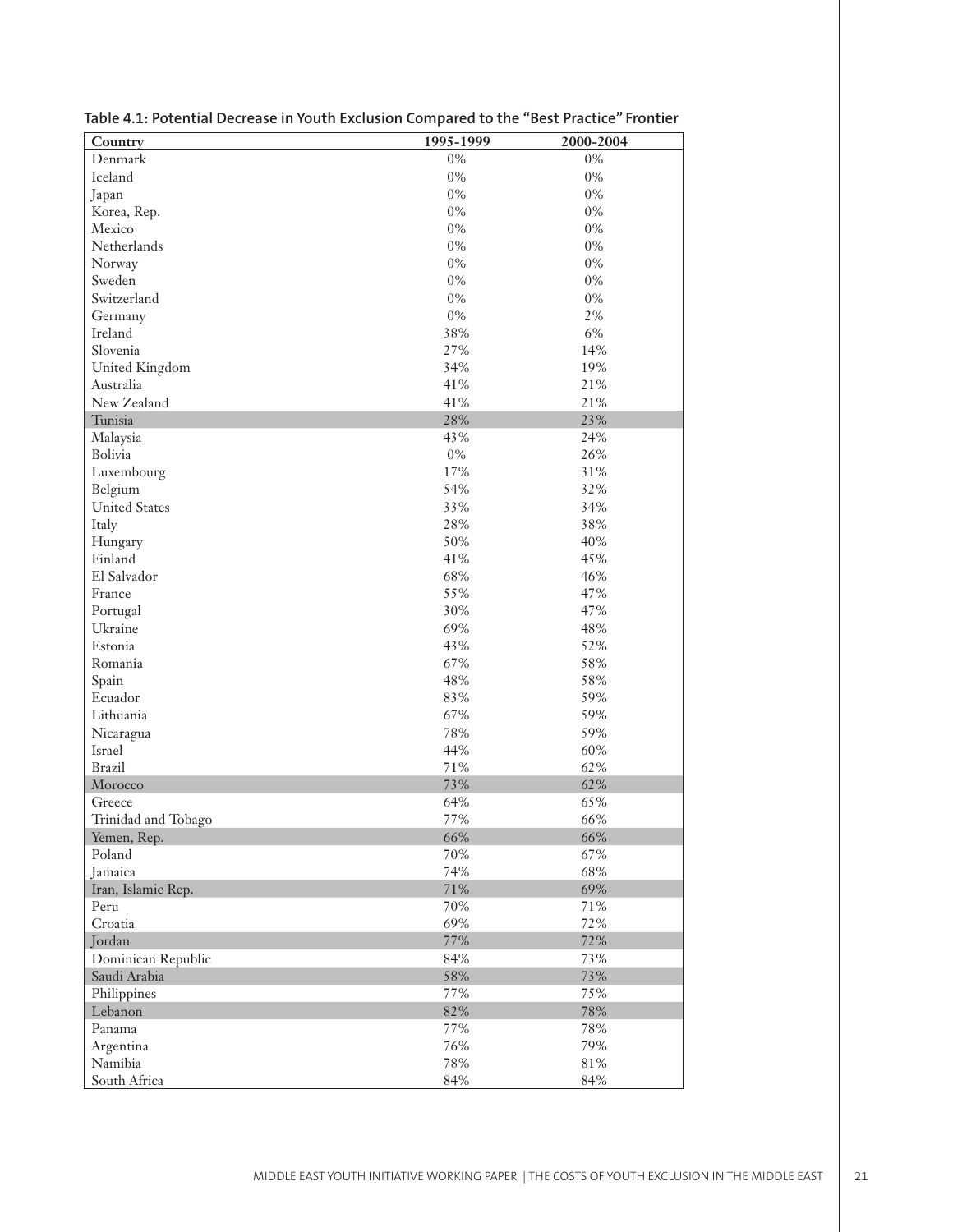**Table 4.1: Potential Decrease in Youth Exclusion Compared to the "Best Practice" Frontier**

| Country | 1995-1999 | 2000-2004 |
|---|---|---|
| Denmark | 0% | 0% |
| Iceland | 0% | 0% |
| Japan | 0% | 0% |
| Korea, Rep. | 0% | 0% |
| Mexico | 0% | 0% |
| Netherlands | 0% | 0% |
| Norway | 0% | 0% |
| Sweden | 0% | 0% |
| Switzerland | 0% | 0% |
| Germany | 0% | 2% |
| Ireland | 38% | 6% |
| Slovenia | 27% | 14% |
| United Kingdom | 34% | 19% |
| Australia | 41% | 21% |
| New Zealand | 41% | 21% |
| Tunisia | 28% | 23% |
| Malaysia | 43% | 24% |
| Bolivia | 0% | 26% |
| Luxembourg | 17% | 31% |
| Belgium | 54% | 32% |
| United States | 33% | 34% |
| Italy | 28% | 38% |
| Hungary | 50% | 40% |
| Finland | 41% | 45% |
| El Salvador | 68% | 46% |
| France | 55% | 47% |
| Portugal | 30% | 47% |
| Ukraine | 69% | 48% |
| Estonia | 43% | 52% |
| Romania | 67% | 58% |
| Spain | 48% | 58% |
| Ecuador | 83% | 59% |
| Lithuania | 67% | 59% |
| Nicaragua | 78% | 59% |
| Israel | 44% | 60% |
| Brazil | 71% | 62% |
| Morocco | 73% | 62% |
| Greece | 64% | 65% |
| Trinidad and Tobago | 77% | 66% |
| Yemen, Rep. | 66% | 66% |
| Poland | 70% | 67% |
| Jamaica | 74% | 68% |
| Iran, Islamic Rep. | 71% | 69% |
| Peru | 70% | 71% |
| Croatia | 69% | 72% |
| Jordan | 77% | 72% |
| Dominican Republic | 84% | 73% |
| Saudi Arabia | 58% | 73% |
| Philippines | 77% | 75% |
| Lebanon | 82% | 78% |
| Panama | 77% | 78% |
| Argentina | 76% | 79% |
| Namibia | 78% | 81% |
| South Africa | 84% | 84% |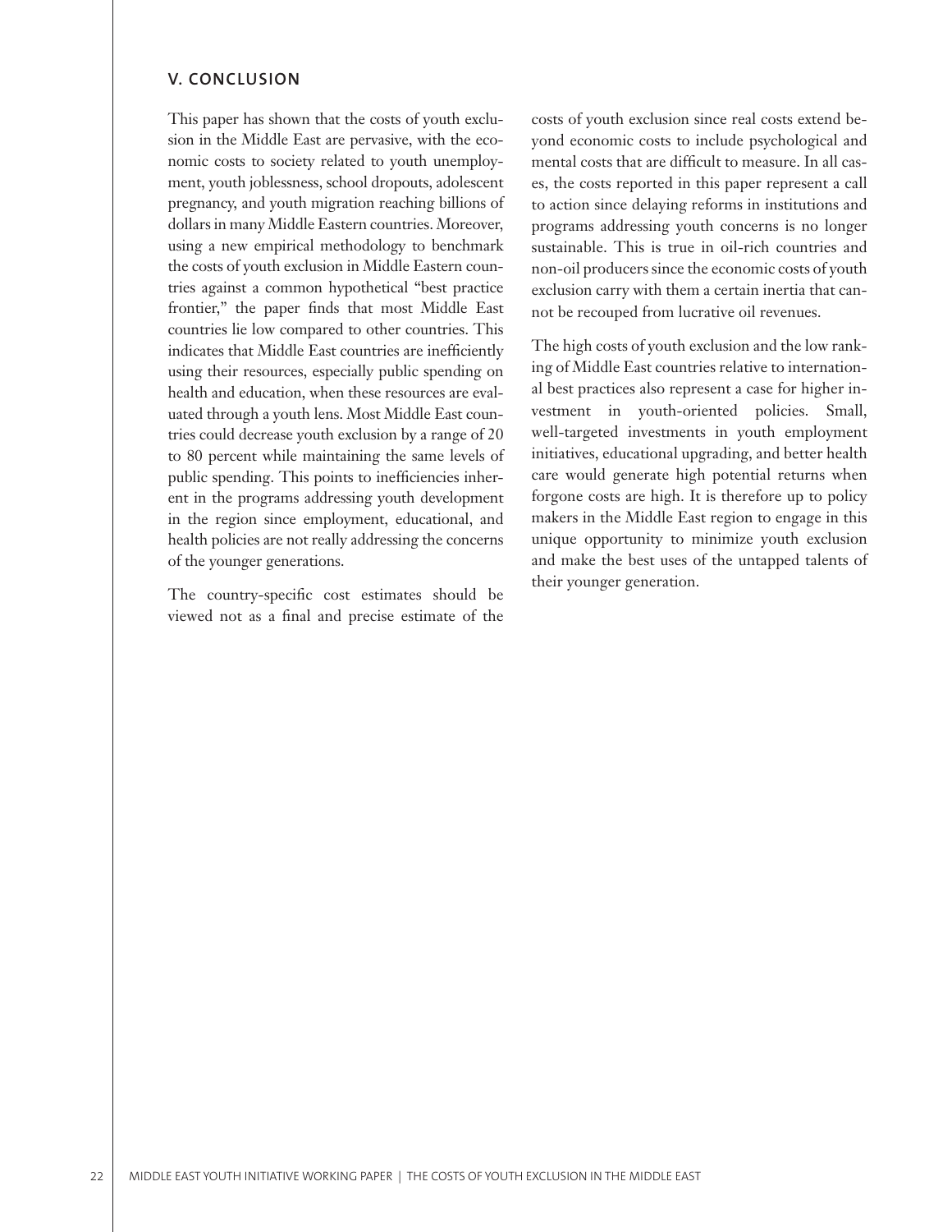## V. CONCLUSION

This paper has shown that the costs of youth exclusion in the Middle East are pervasive, with the economic costs to society related to youth unemployment, youth joblessness, school dropouts, adolescent pregnancy, and youth migration reaching billions of dollars in many Middle Eastern countries. Moreover, using a new empirical methodology to benchmark the costs of youth exclusion in Middle Eastern countries against a common hypothetical "best practice frontier," the paper finds that most Middle East countries lie low compared to other countries. This indicates that Middle East countries are inefficiently using their resources, especially public spending on health and education, when these resources are evaluated through a youth lens. Most Middle East countries could decrease youth exclusion by a range of 20 to 80 percent while maintaining the same levels of public spending. This points to inefficiencies inherent in the programs addressing youth development in the region since employment, educational, and health policies are not really addressing the concerns of the younger generations.

The country-specific cost estimates should be viewed not as a final and precise estimate of the costs of youth exclusion since real costs extend beyond economic costs to include psychological and mental costs that are difficult to measure. In all cases, the costs reported in this paper represent a call to action since delaying reforms in institutions and programs addressing youth concerns is no longer sustainable. This is true in oil-rich countries and non-oil producers since the economic costs of youth exclusion carry with them a certain inertia that cannot be recouped from lucrative oil revenues.

The high costs of youth exclusion and the low ranking of Middle East countries relative to international best practices also represent a case for higher investment in youth-oriented policies. Small, well-targeted investments in youth employment initiatives, educational upgrading, and better health care would generate high potential returns when forgone costs are high. It is therefore up to policy makers in the Middle East region to engage in this unique opportunity to minimize youth exclusion and make the best uses of the untapped talents of their younger generation.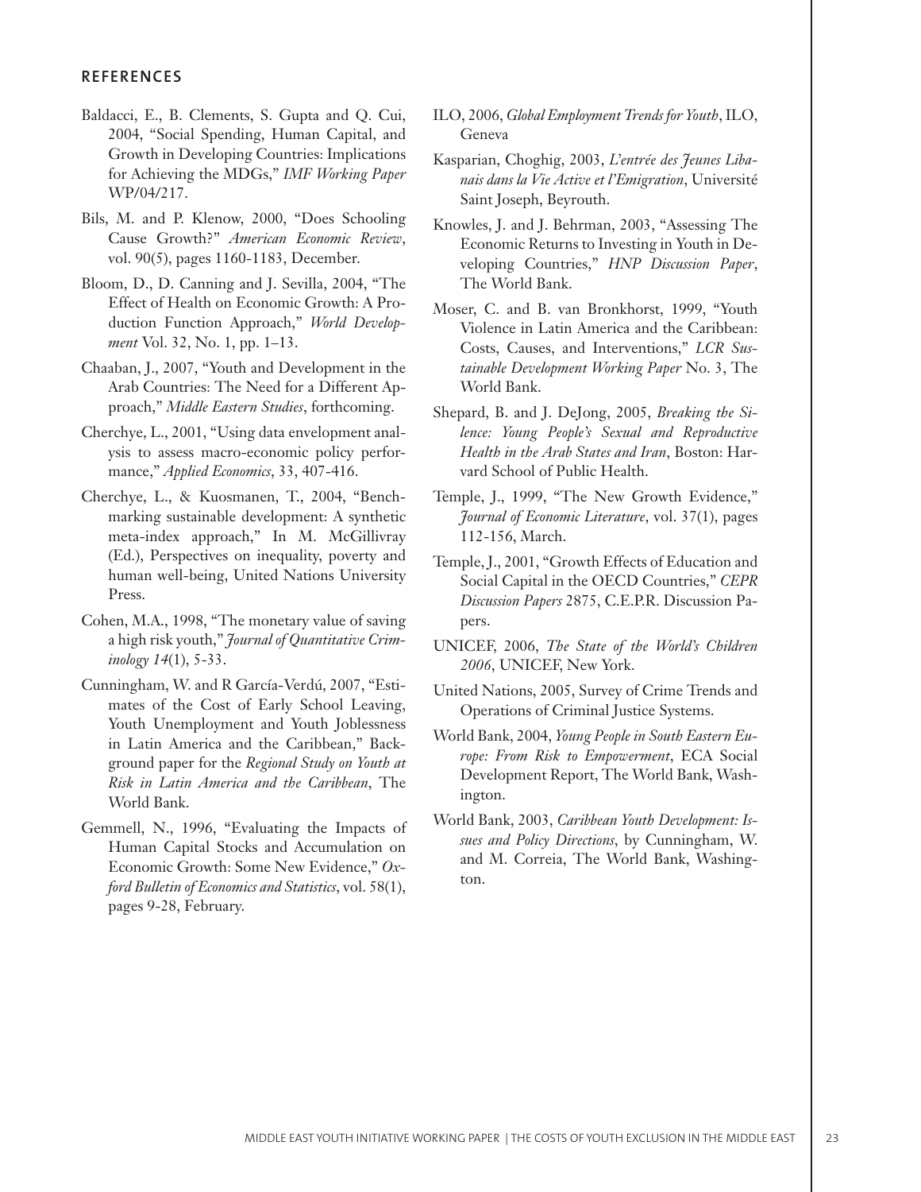## REFERENCES

Baldacci, E., B. Clements, S. Gupta and Q. Cui, 2004, "Social Spending, Human Capital, and Growth in Developing Countries: Implications for Achieving the MDGs," *IMF Working Paper* WP/04/217.

Bils, M. and P. Klenow, 2000, "Does Schooling Cause Growth?" *American Economic Review*, vol. 90(5), pages 1160-1183, December.

Bloom, D., D. Canning and J. Sevilla, 2004, "The Effect of Health on Economic Growth: A Production Function Approach," *World Development* Vol. 32, No. 1, pp. 1–13.

Chaaban, J., 2007, "Youth and Development in the Arab Countries: The Need for a Different Approach," *Middle Eastern Studies*, forthcoming.

Cherchye, L., 2001, "Using data envelopment analysis to assess macro-economic policy performance," *Applied Economics*, 33, 407-416.

Cherchye, L., & Kuosmanen, T., 2004, "Benchmarking sustainable development: A synthetic meta-index approach," In M. McGillivray (Ed.), Perspectives on inequality, poverty and human well-being, United Nations University Press.

Cohen, M.A., 1998, "The monetary value of saving a high risk youth," *Journal of Quantitative Criminology 14*(1), 5-33.

Cunningham, W. and R García-Verdú, 2007, "Estimates of the Cost of Early School Leaving, Youth Unemployment and Youth Joblessness in Latin America and the Caribbean," Background paper for the *Regional Study on Youth at Risk in Latin America and the Caribbean*, The World Bank.

Gemmell, N., 1996, "Evaluating the Impacts of Human Capital Stocks and Accumulation on Economic Growth: Some New Evidence," *Oxford Bulletin of Economics and Statistics*, vol. 58(1), pages 9-28, February.

ILO, 2006, *Global Employment Trends for Youth*, ILO, Geneva

Kasparian, Choghig, 2003, *L'entrée des Jeunes Libanais dans la Vie Active et l'Emigration*, Université Saint Joseph, Beyrouth.

Knowles, J. and J. Behrman, 2003, "Assessing The Economic Returns to Investing in Youth in Developing Countries," *HNP Discussion Paper*, The World Bank.

Moser, C. and B. van Bronkhorst, 1999, "Youth Violence in Latin America and the Caribbean: Costs, Causes, and Interventions," *LCR Sustainable Development Working Paper* No. 3, The World Bank.

Shepard, B. and J. DeJong, 2005, *Breaking the Silence: Young People's Sexual and Reproductive Health in the Arab States and Iran*, Boston: Harvard School of Public Health.

Temple, J., 1999, "The New Growth Evidence," *Journal of Economic Literature*, vol. 37(1), pages 112-156, March.

Temple, J., 2001, "Growth Effects of Education and Social Capital in the OECD Countries," *CEPR Discussion Papers* 2875, C.E.P.R. Discussion Papers.

UNICEF, 2006, *The State of the World's Children 2006*, UNICEF, New York.

United Nations, 2005, Survey of Crime Trends and Operations of Criminal Justice Systems.

World Bank, 2004, *Young People in South Eastern Europe: From Risk to Empowerment*, ECA Social Development Report, The World Bank, Washington.

World Bank, 2003, *Caribbean Youth Development: Issues and Policy Directions*, by Cunningham, W. and M. Correia, The World Bank, Washington.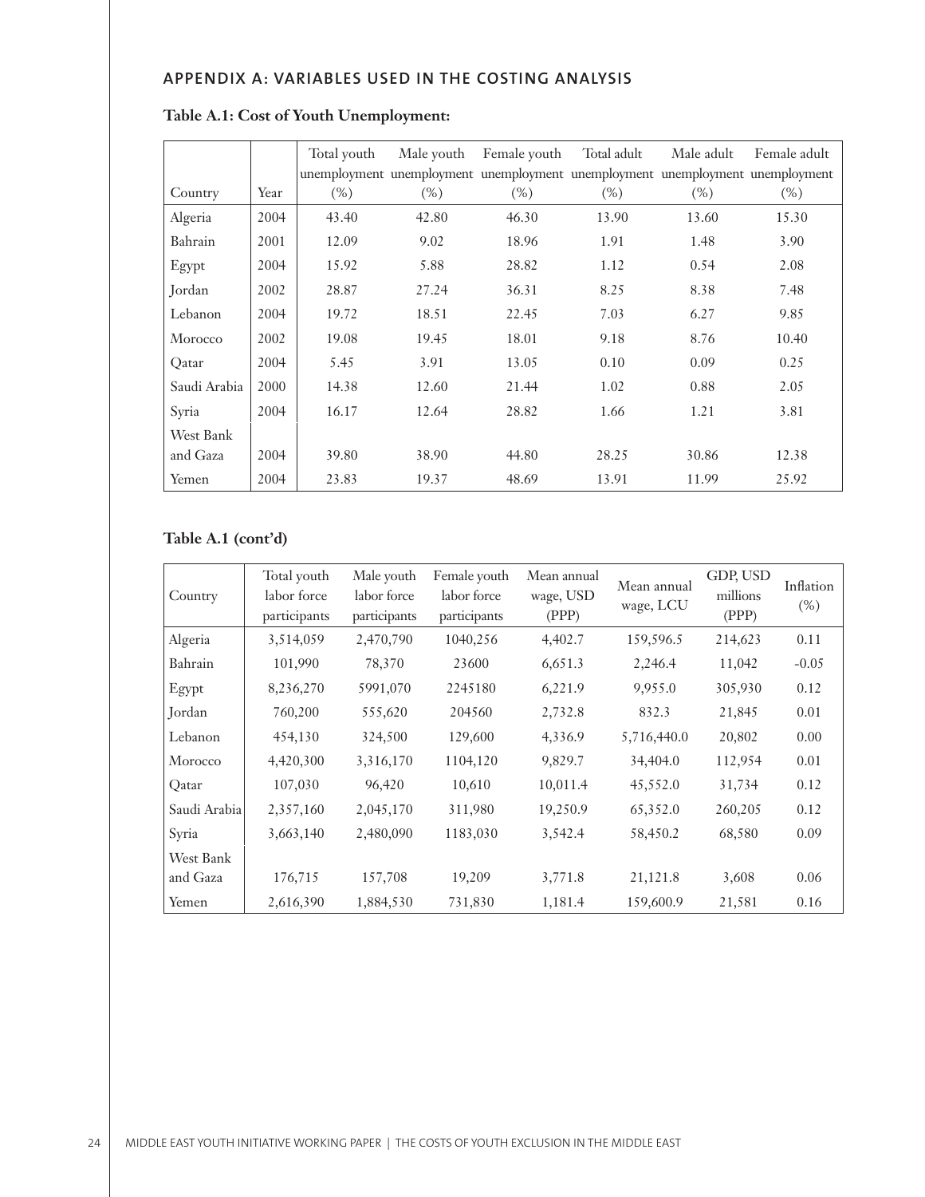## APPENDIX A: VARIABLES USED IN THE COSTING ANALYSIS

**Table A.1: Cost of Youth Unemployment:**

| Country | Year | Total youth unemployment (%) | Male youth unemployment (%) | Female youth unemployment (%) | Total adult unemployment (%) | Male adult unemployment (%) | Female adult unemployment (%) |
|---|---|---|---|---|---|---|---|
| Algeria | 2004 | 43.40 | 42.80 | 46.30 | 13.90 | 13.60 | 15.30 |
| Bahrain | 2001 | 12.09 | 9.02 | 18.96 | 1.91 | 1.48 | 3.90 |
| Egypt | 2004 | 15.92 | 5.88 | 28.82 | 1.12 | 0.54 | 2.08 |
| Jordan | 2002 | 28.87 | 27.24 | 36.31 | 8.25 | 8.38 | 7.48 |
| Lebanon | 2004 | 19.72 | 18.51 | 22.45 | 7.03 | 6.27 | 9.85 |
| Morocco | 2002 | 19.08 | 19.45 | 18.01 | 9.18 | 8.76 | 10.40 |
| Qatar | 2004 | 5.45 | 3.91 | 13.05 | 0.10 | 0.09 | 0.25 |
| Saudi Arabia | 2000 | 14.38 | 12.60 | 21.44 | 1.02 | 0.88 | 2.05 |
| Syria | 2004 | 16.17 | 12.64 | 28.82 | 1.66 | 1.21 | 3.81 |
| West Bank and Gaza | 2004 | 39.80 | 38.90 | 44.80 | 28.25 | 30.86 | 12.38 |
| Yemen | 2004 | 23.83 | 19.37 | 48.69 | 13.91 | 11.99 | 25.92 |

**Table A.1 (cont'd)**

| Country | Total youth labor force participants | Male youth labor force participants | Female youth labor force participants | Mean annual wage, USD (PPP) | Mean annual wage, LCU | GDP, USD millions (PPP) | Inflation (%) |
|---|---|---|---|---|---|---|---|
| Algeria | 3,514,059 | 2,470,790 | 1040,256 | 4,402.7 | 159,596.5 | 214,623 | 0.11 |
| Bahrain | 101,990 | 78,370 | 23600 | 6,651.3 | 2,246.4 | 11,042 | -0.05 |
| Egypt | 8,236,270 | 5991,070 | 2245180 | 6,221.9 | 9,955.0 | 305,930 | 0.12 |
| Jordan | 760,200 | 555,620 | 204560 | 2,732.8 | 832.3 | 21,845 | 0.01 |
| Lebanon | 454,130 | 324,500 | 129,600 | 4,336.9 | 5,716,440.0 | 20,802 | 0.00 |
| Morocco | 4,420,300 | 3,316,170 | 1104,120 | 9,829.7 | 34,404.0 | 112,954 | 0.01 |
| Qatar | 107,030 | 96,420 | 10,610 | 10,011.4 | 45,552.0 | 31,734 | 0.12 |
| Saudi Arabia | 2,357,160 | 2,045,170 | 311,980 | 19,250.9 | 65,352.0 | 260,205 | 0.12 |
| Syria | 3,663,140 | 2,480,090 | 1183,030 | 3,542.4 | 58,450.2 | 68,580 | 0.09 |
| West Bank and Gaza | 176,715 | 157,708 | 19,209 | 3,771.8 | 21,121.8 | 3,608 | 0.06 |
| Yemen | 2,616,390 | 1,884,530 | 731,830 | 1,181.4 | 159,600.9 | 21,581 | 0.16 |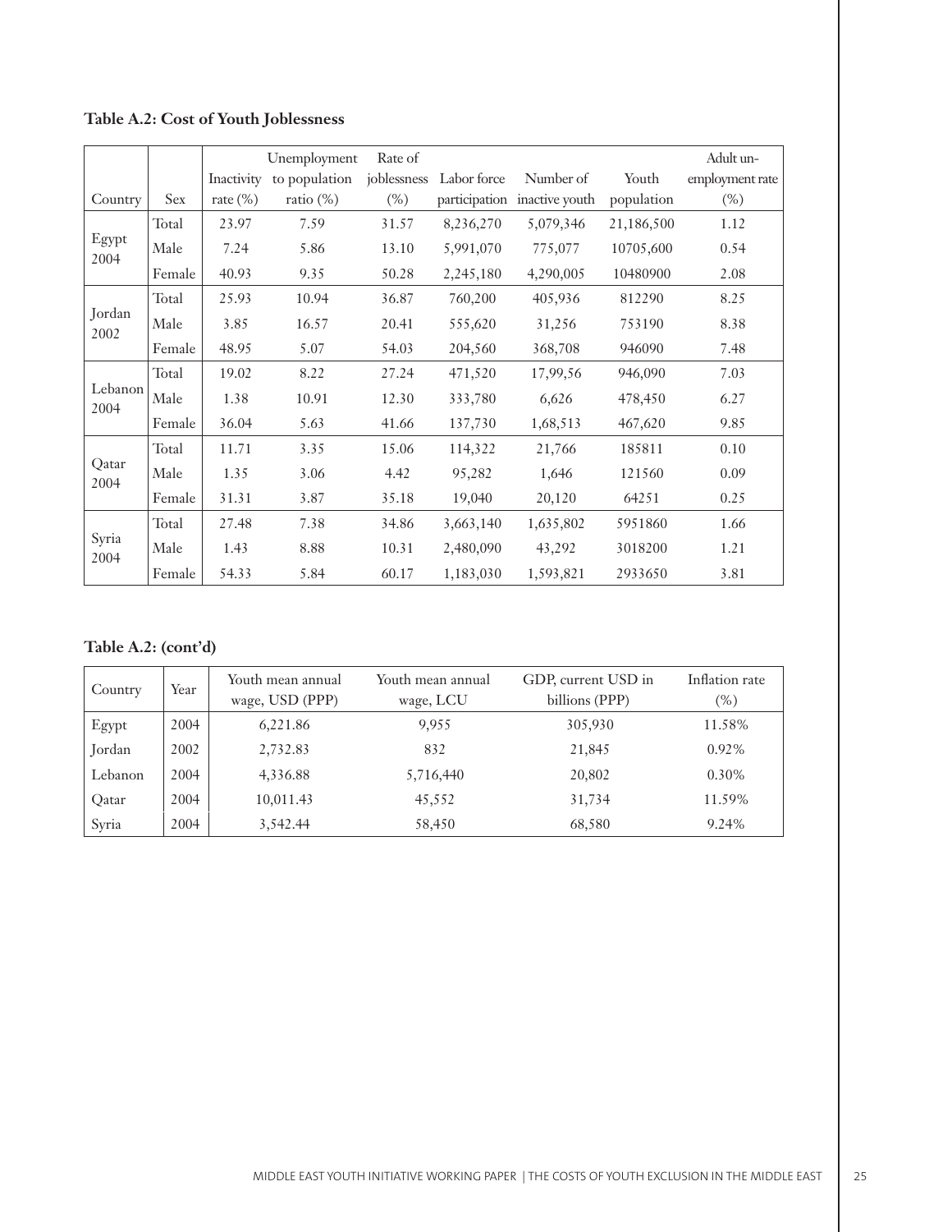**Table A.2: Cost of Youth Joblessness**

| Country | Sex | Inactivity rate (%) | Unemployment to population ratio (%) | Rate of joblessness (%) | Labor force participation | Number of inactive youth | Youth population | Adult un-employment rate (%) |
|---|---|---|---|---|---|---|---|---|
| Egypt 2004 | Total | 23.97 | 7.59 | 31.57 | 8,236,270 | 5,079,346 | 21,186,500 | 1.12 |
| | Male | 7.24 | 5.86 | 13.10 | 5,991,070 | 775,077 | 10705,600 | 0.54 |
| | Female | 40.93 | 9.35 | 50.28 | 2,245,180 | 4,290,005 | 10480900 | 2.08 |
| Jordan 2002 | Total | 25.93 | 10.94 | 36.87 | 760,200 | 405,936 | 812290 | 8.25 |
| | Male | 3.85 | 16.57 | 20.41 | 555,620 | 31,256 | 753190 | 8.38 |
| | Female | 48.95 | 5.07 | 54.03 | 204,560 | 368,708 | 946090 | 7.48 |
| Lebanon 2004 | Total | 19.02 | 8.22 | 27.24 | 471,520 | 17,99,56 | 946,090 | 7.03 |
| | Male | 1.38 | 10.91 | 12.30 | 333,780 | 6,626 | 478,450 | 6.27 |
| | Female | 36.04 | 5.63 | 41.66 | 137,730 | 1,68,513 | 467,620 | 9.85 |
| Qatar 2004 | Total | 11.71 | 3.35 | 15.06 | 114,322 | 21,766 | 185811 | 0.10 |
| | Male | 1.35 | 3.06 | 4.42 | 95,282 | 1,646 | 121560 | 0.09 |
| | Female | 31.31 | 3.87 | 35.18 | 19,040 | 20,120 | 64251 | 0.25 |
| Syria 2004 | Total | 27.48 | 7.38 | 34.86 | 3,663,140 | 1,635,802 | 5951860 | 1.66 |
| | Male | 1.43 | 8.88 | 10.31 | 2,480,090 | 43,292 | 3018200 | 1.21 |
| | Female | 54.33 | 5.84 | 60.17 | 1,183,030 | 1,593,821 | 2933650 | 3.81 |

**Table A.2: (cont'd)**

| Country | Year | Youth mean annual wage, USD (PPP) | Youth mean annual wage, LCU | GDP, current USD in billions (PPP) | Inflation rate (%) |
|---|---|---|---|---|---|
| Egypt | 2004 | 6,221.86 | 9,955 | 305,930 | 11.58% |
| Jordan | 2002 | 2,732.83 | 832 | 21,845 | 0.92% |
| Lebanon | 2004 | 4,336.88 | 5,716,440 | 20,802 | 0.30% |
| Qatar | 2004 | 10,011.43 | 45,552 | 31,734 | 11.59% |
| Syria | 2004 | 3,542.44 | 58,450 | 68,580 | 9.24% |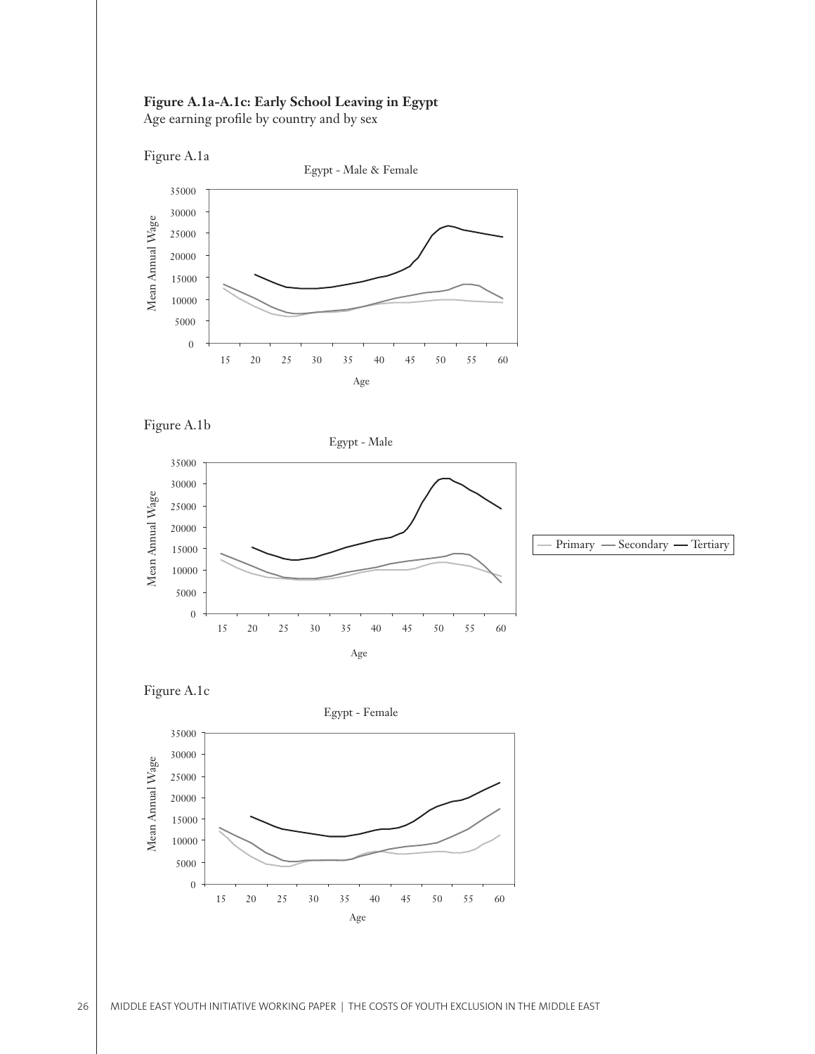**Figure A.1a-A.1c: Early School Leaving in Egypt**
Age earning profile by country and by sex

Figure A.1a

Egypt - Male & Female

Figure A.1b

Egypt - Male

Primary — Secondary — Tertiary

Figure A.1c

Egypt - Female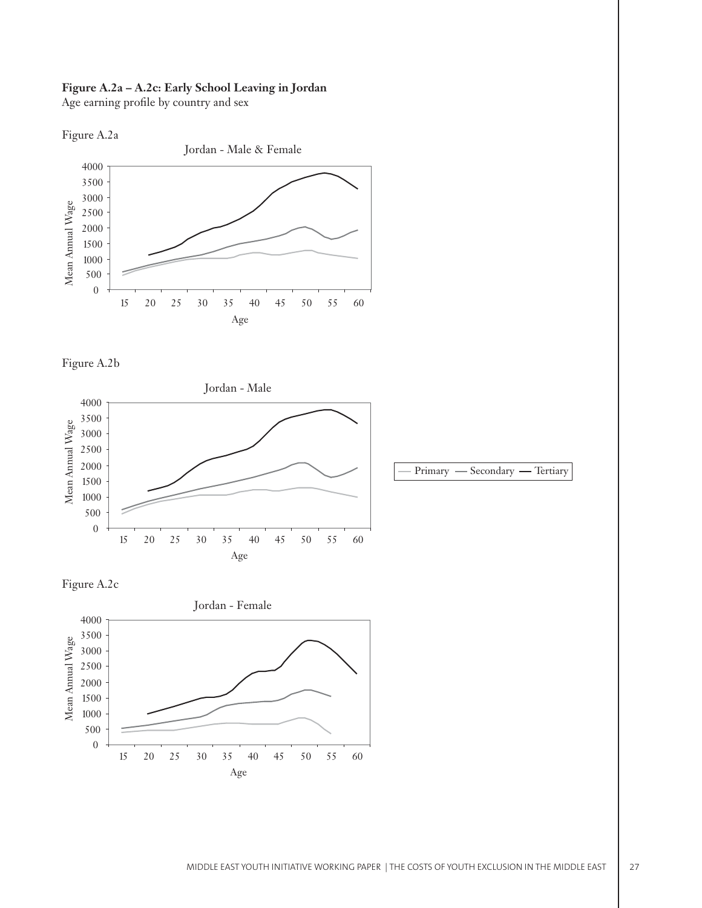**Figure A.2a – A.2c: Early School Leaving in Jordan**
Age earning profile by country and sex

Figure A.2a

Figure A.2b

Figure A.2c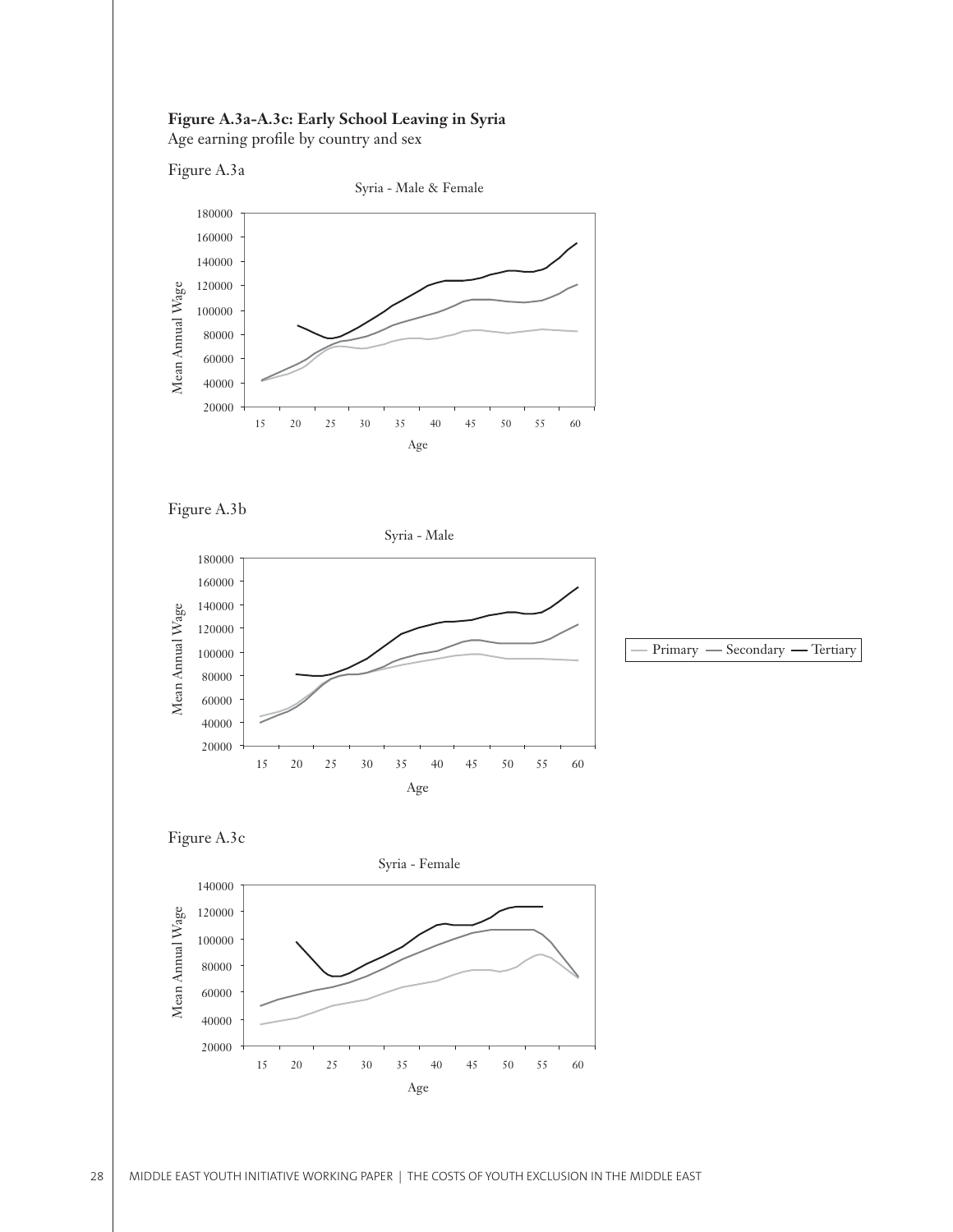**Figure A.3a-A.3c: Early School Leaving in Syria**
Age earning profile by country and sex

Figure A.3a

Figure A.3b

Figure A.3c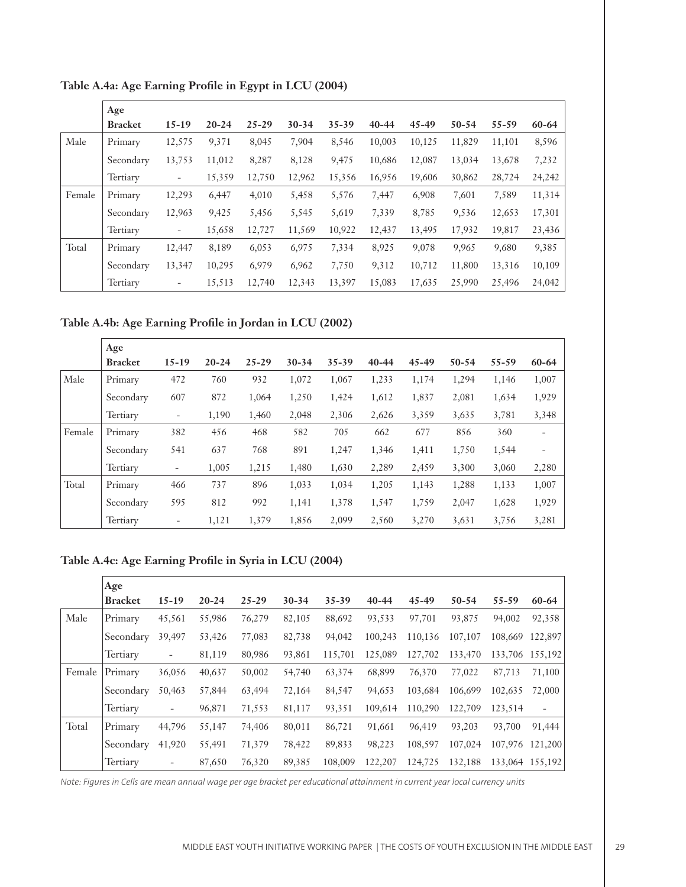**Table A.4a: Age Earning Profile in Egypt in LCU (2004)**

| | Age Bracket | 15-19 | 20-24 | 25-29 | 30-34 | 35-39 | 40-44 | 45-49 | 50-54 | 55-59 | 60-64 |
|---|---|---|---|---|---|---|---|---|---|---|---|
| Male | Primary | 12,575 | 9,371 | 8,045 | 7,904 | 8,546 | 10,003 | 10,125 | 11,829 | 11,101 | 8,596 |
| | Secondary | 13,753 | 11,012 | 8,287 | 8,128 | 9,475 | 10,686 | 12,087 | 13,034 | 13,678 | 7,232 |
| | Tertiary | - | 15,359 | 12,750 | 12,962 | 15,356 | 16,956 | 19,606 | 30,862 | 28,724 | 24,242 |
| Female | Primary | 12,293 | 6,447 | 4,010 | 5,458 | 5,576 | 7,447 | 6,908 | 7,601 | 7,589 | 11,314 |
| | Secondary | 12,963 | 9,425 | 5,456 | 5,545 | 5,619 | 7,339 | 8,785 | 9,536 | 12,653 | 17,301 |
| | Tertiary | - | 15,658 | 12,727 | 11,569 | 10,922 | 12,437 | 13,495 | 17,932 | 19,817 | 23,436 |
| Total | Primary | 12,447 | 8,189 | 6,053 | 6,975 | 7,334 | 8,925 | 9,078 | 9,965 | 9,680 | 9,385 |
| | Secondary | 13,347 | 10,295 | 6,979 | 6,962 | 7,750 | 9,312 | 10,712 | 11,800 | 13,316 | 10,109 |
| | Tertiary | - | 15,513 | 12,740 | 12,343 | 13,397 | 15,083 | 17,635 | 25,990 | 25,496 | 24,042 |

**Table A.4b: Age Earning Profile in Jordan in LCU (2002)**

| | Age Bracket | 15-19 | 20-24 | 25-29 | 30-34 | 35-39 | 40-44 | 45-49 | 50-54 | 55-59 | 60-64 |
|---|---|---|---|---|---|---|---|---|---|---|---|
| Male | Primary | 472 | 760 | 932 | 1,072 | 1,067 | 1,233 | 1,174 | 1,294 | 1,146 | 1,007 |
| | Secondary | 607 | 872 | 1,064 | 1,250 | 1,424 | 1,612 | 1,837 | 2,081 | 1,634 | 1,929 |
| | Tertiary | - | 1,190 | 1,460 | 2,048 | 2,306 | 2,626 | 3,359 | 3,635 | 3,781 | 3,348 |
| Female | Primary | 382 | 456 | 468 | 582 | 705 | 662 | 677 | 856 | 360 | - |
| | Secondary | 541 | 637 | 768 | 891 | 1,247 | 1,346 | 1,411 | 1,750 | 1,544 | - |
| | Tertiary | - | 1,005 | 1,215 | 1,480 | 1,630 | 2,289 | 2,459 | 3,300 | 3,060 | 2,280 |
| Total | Primary | 466 | 737 | 896 | 1,033 | 1,034 | 1,205 | 1,143 | 1,288 | 1,133 | 1,007 |
| | Secondary | 595 | 812 | 992 | 1,141 | 1,378 | 1,547 | 1,759 | 2,047 | 1,628 | 1,929 |
| | Tertiary | - | 1,121 | 1,379 | 1,856 | 2,099 | 2,560 | 3,270 | 3,631 | 3,756 | 3,281 |

**Table A.4c: Age Earning Profile in Syria in LCU (2004)**

| | Age Bracket | 15-19 | 20-24 | 25-29 | 30-34 | 35-39 | 40-44 | 45-49 | 50-54 | 55-59 | 60-64 |
|---|---|---|---|---|---|---|---|---|---|---|---|
| Male | Primary | 45,561 | 55,986 | 76,279 | 82,105 | 88,692 | 93,533 | 97,701 | 93,875 | 94,002 | 92,358 |
| | Secondary | 39,497 | 53,426 | 77,083 | 82,738 | 94,042 | 100,243 | 110,136 | 107,107 | 108,669 | 122,897 |
| | Tertiary | - | 81,119 | 80,986 | 93,861 | 115,701 | 125,089 | 127,702 | 133,470 | 133,706 | 155,192 |
| Female | Primary | 36,056 | 40,637 | 50,002 | 54,740 | 63,374 | 68,899 | 76,370 | 77,022 | 87,713 | 71,100 |
| | Secondary | 50,463 | 57,844 | 63,494 | 72,164 | 84,547 | 94,653 | 103,684 | 106,699 | 102,635 | 72,000 |
| | Tertiary | - | 96,871 | 71,553 | 81,117 | 93,351 | 109,614 | 110,290 | 122,709 | 123,514 | - |
| Total | Primary | 44,796 | 55,147 | 74,406 | 80,011 | 86,721 | 91,661 | 96,419 | 93,203 | 93,700 | 91,444 |
| | Secondary | 41,920 | 55,491 | 71,379 | 78,422 | 89,833 | 98,223 | 108,597 | 107,024 | 107,976 | 121,200 |
| | Tertiary | - | 87,650 | 76,320 | 89,385 | 108,009 | 122,207 | 124,725 | 132,188 | 133,064 | 155,192 |

*Note: Figures in Cells are mean annual wage per age bracket per educational attainment in current year local currency units*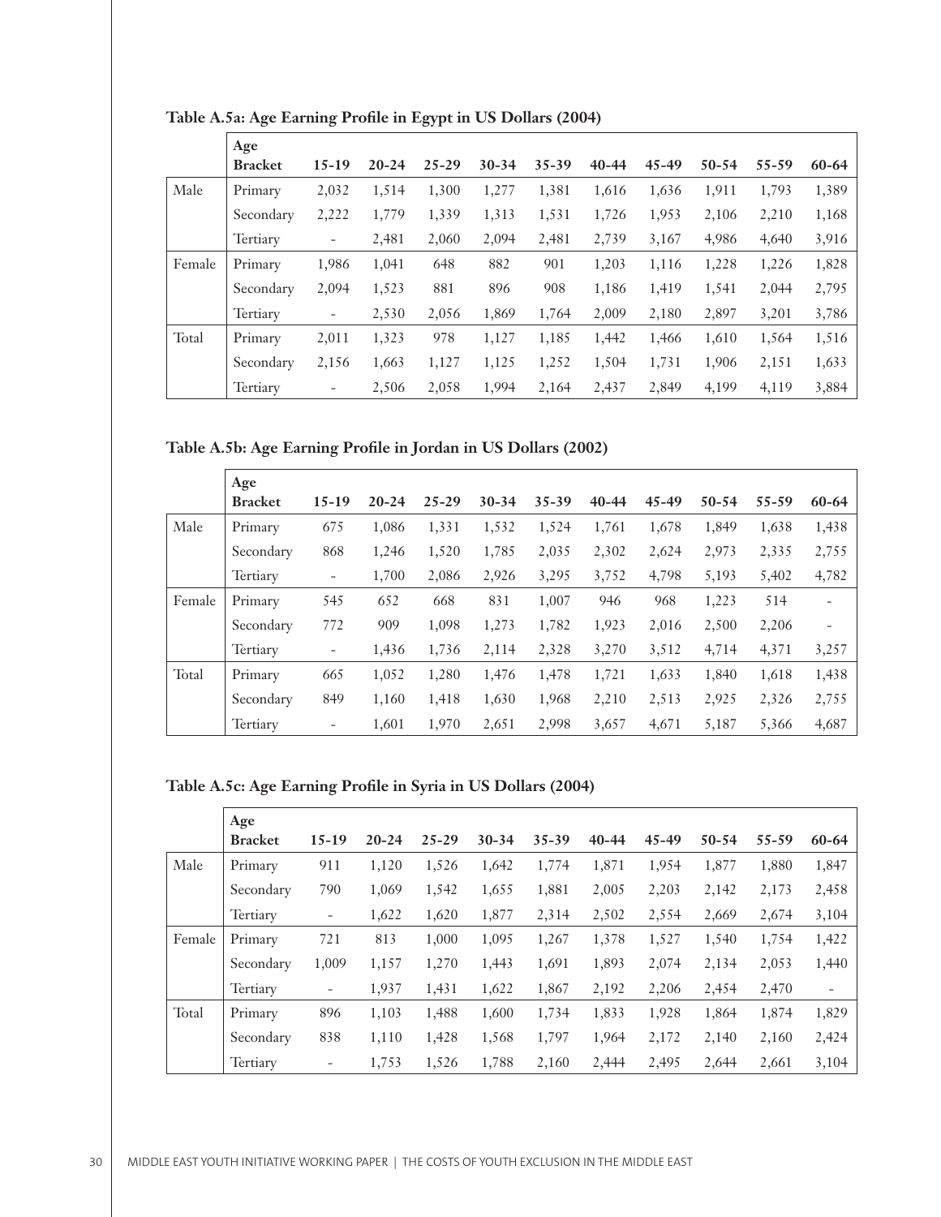**Table A.5a: Age Earning Profile in Egypt in US Dollars (2004)**

| | Age Bracket | 15-19 | 20-24 | 25-29 | 30-34 | 35-39 | 40-44 | 45-49 | 50-54 | 55-59 | 60-64 |
|---|---|---|---|---|---|---|---|---|---|---|---|
| Male | Primary | 2,032 | 1,514 | 1,300 | 1,277 | 1,381 | 1,616 | 1,636 | 1,911 | 1,793 | 1,389 |
| | Secondary | 2,222 | 1,779 | 1,339 | 1,313 | 1,531 | 1,726 | 1,953 | 2,106 | 2,210 | 1,168 |
| | Tertiary | - | 2,481 | 2,060 | 2,094 | 2,481 | 2,739 | 3,167 | 4,986 | 4,640 | 3,916 |
| Female | Primary | 1,986 | 1,041 | 648 | 882 | 901 | 1,203 | 1,116 | 1,228 | 1,226 | 1,828 |
| | Secondary | 2,094 | 1,523 | 881 | 896 | 908 | 1,186 | 1,419 | 1,541 | 2,044 | 2,795 |
| | Tertiary | - | 2,530 | 2,056 | 1,869 | 1,764 | 2,009 | 2,180 | 2,897 | 3,201 | 3,786 |
| Total | Primary | 2,011 | 1,323 | 978 | 1,127 | 1,185 | 1,442 | 1,466 | 1,610 | 1,564 | 1,516 |
| | Secondary | 2,156 | 1,663 | 1,127 | 1,125 | 1,252 | 1,504 | 1,731 | 1,906 | 2,151 | 1,633 |
| | Tertiary | - | 2,506 | 2,058 | 1,994 | 2,164 | 2,437 | 2,849 | 4,199 | 4,119 | 3,884 |

**Table A.5b: Age Earning Profile in Jordan in US Dollars (2002)**

| | Age Bracket | 15-19 | 20-24 | 25-29 | 30-34 | 35-39 | 40-44 | 45-49 | 50-54 | 55-59 | 60-64 |
|---|---|---|---|---|---|---|---|---|---|---|---|
| Male | Primary | 675 | 1,086 | 1,331 | 1,532 | 1,524 | 1,761 | 1,678 | 1,849 | 1,638 | 1,438 |
| | Secondary | 868 | 1,246 | 1,520 | 1,785 | 2,035 | 2,302 | 2,624 | 2,973 | 2,335 | 2,755 |
| | Tertiary | - | 1,700 | 2,086 | 2,926 | 3,295 | 3,752 | 4,798 | 5,193 | 5,402 | 4,782 |
| Female | Primary | 545 | 652 | 668 | 831 | 1,007 | 946 | 968 | 1,223 | 514 | - |
| | Secondary | 772 | 909 | 1,098 | 1,273 | 1,782 | 1,923 | 2,016 | 2,500 | 2,206 | - |
| | Tertiary | - | 1,436 | 1,736 | 2,114 | 2,328 | 3,270 | 3,512 | 4,714 | 4,371 | 3,257 |
| Total | Primary | 665 | 1,052 | 1,280 | 1,476 | 1,478 | 1,721 | 1,633 | 1,840 | 1,618 | 1,438 |
| | Secondary | 849 | 1,160 | 1,418 | 1,630 | 1,968 | 2,210 | 2,513 | 2,925 | 2,326 | 2,755 |
| | Tertiary | - | 1,601 | 1,970 | 2,651 | 2,998 | 3,657 | 4,671 | 5,187 | 5,366 | 4,687 |

**Table A.5c: Age Earning Profile in Syria in US Dollars (2004)**

| | Age Bracket | 15-19 | 20-24 | 25-29 | 30-34 | 35-39 | 40-44 | 45-49 | 50-54 | 55-59 | 60-64 |
|---|---|---|---|---|---|---|---|---|---|---|---|
| Male | Primary | 911 | 1,120 | 1,526 | 1,642 | 1,774 | 1,871 | 1,954 | 1,877 | 1,880 | 1,847 |
| | Secondary | 790 | 1,069 | 1,542 | 1,655 | 1,881 | 2,005 | 2,203 | 2,142 | 2,173 | 2,458 |
| | Tertiary | - | 1,622 | 1,620 | 1,877 | 2,314 | 2,502 | 2,554 | 2,669 | 2,674 | 3,104 |
| Female | Primary | 721 | 813 | 1,000 | 1,095 | 1,267 | 1,378 | 1,527 | 1,540 | 1,754 | 1,422 |
| | Secondary | 1,009 | 1,157 | 1,270 | 1,443 | 1,691 | 1,893 | 2,074 | 2,134 | 2,053 | 1,440 |
| | Tertiary | - | 1,937 | 1,431 | 1,622 | 1,867 | 2,192 | 2,206 | 2,454 | 2,470 | - |
| Total | Primary | 896 | 1,103 | 1,488 | 1,600 | 1,734 | 1,833 | 1,928 | 1,864 | 1,874 | 1,829 |
| | Secondary | 838 | 1,110 | 1,428 | 1,568 | 1,797 | 1,964 | 2,172 | 2,140 | 2,160 | 2,424 |
| | Tertiary | - | 1,753 | 1,526 | 1,788 | 2,160 | 2,444 | 2,495 | 2,644 | 2,661 | 3,104 |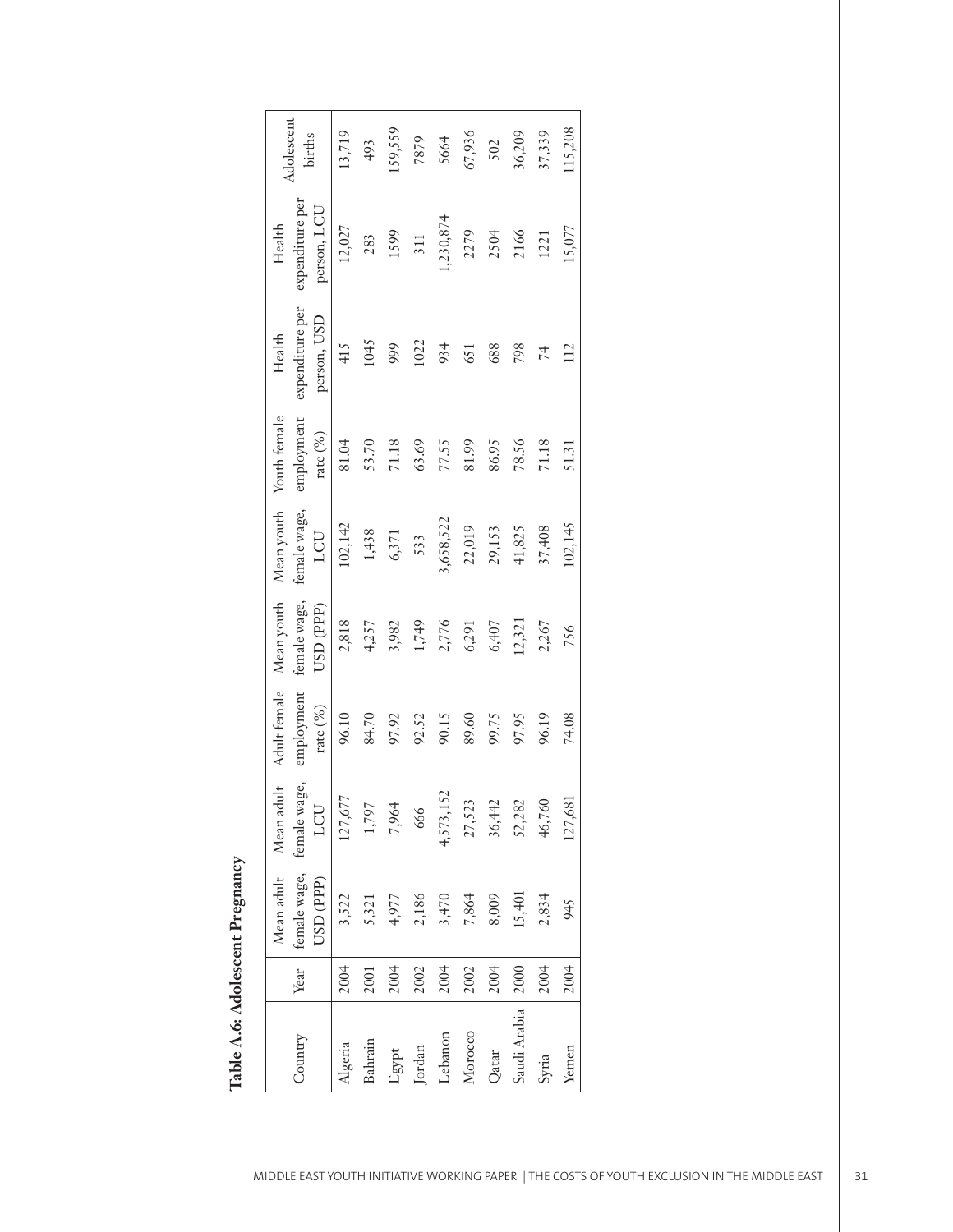**Table A.6: Adolescent Pregnancy**

| Country | Year | Mean adult female wage, USD (PPP) | Mean adult female wage, LCU | Adult female employment rate (%) | Mean youth female wage, USD (PPP) | Mean youth female wage, LCU | Youth female employment rate (%) | Health expenditure per person, USD | Health expenditure per person, LCU | Adolescent births |
|---|---|---|---|---|---|---|---|---|---|---|
| Algeria | 2004 | 3,522 | 127,677 | 96.10 | 2,818 | 102,142 | 81.04 | 415 | 12,027 | 13,719 |
| Bahrain | 2001 | 5,321 | 1,797 | 84.70 | 4,257 | 1,438 | 53.70 | 1045 | 283 | 493 |
| Egypt | 2004 | 4,977 | 7,964 | 97.92 | 3,982 | 6,371 | 71.18 | 999 | 1599 | 159,559 |
| Jordan | 2002 | 2,186 | 666 | 92.52 | 1,749 | 533 | 63.69 | 1022 | 311 | 7879 |
| Lebanon | 2004 | 3,470 | 4,573,152 | 90.15 | 2,776 | 3,658,522 | 77.55 | 934 | 1,230,874 | 5664 |
| Morocco | 2002 | 7,864 | 27,523 | 89.60 | 6,291 | 22,019 | 81.99 | 651 | 2279 | 67,936 |
| Qatar | 2004 | 8,009 | 36,442 | 99.75 | 6,407 | 29,153 | 86.95 | 688 | 2504 | 502 |
| Saudi Arabia | 2000 | 15,401 | 52,282 | 97.95 | 12,321 | 41,825 | 78.56 | 798 | 2166 | 36,209 |
| Syria | 2004 | 2,834 | 46,760 | 96.19 | 2,267 | 37,408 | 71.18 | 74 | 1221 | 37,339 |
| Yemen | 2004 | 945 | 127,681 | 74.08 | 756 | 102,145 | 51.31 | 112 | 15,077 | 115,208 |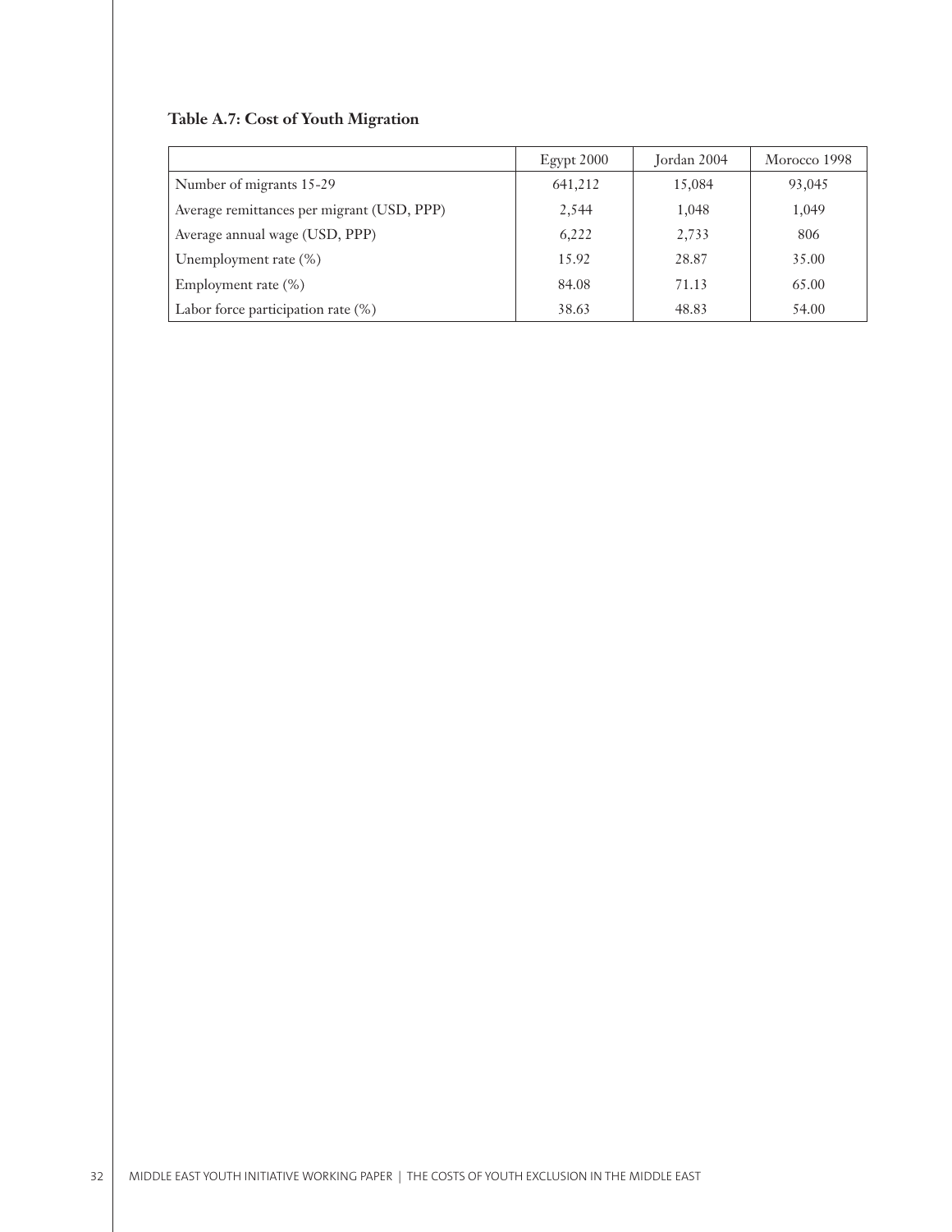**Table A.7: Cost of Youth Migration**

| | Egypt 2000 | Jordan 2004 | Morocco 1998 |
|---|---|---|---|
| Number of migrants 15-29 | 641,212 | 15,084 | 93,045 |
| Average remittances per migrant (USD, PPP) | 2,544 | 1,048 | 1,049 |
| Average annual wage (USD, PPP) | 6,222 | 2,733 | 806 |
| Unemployment rate (%) | 15.92 | 28.87 | 35.00 |
| Employment rate (%) | 84.08 | 71.13 | 65.00 |
| Labor force participation rate (%) | 38.63 | 48.83 | 54.00 |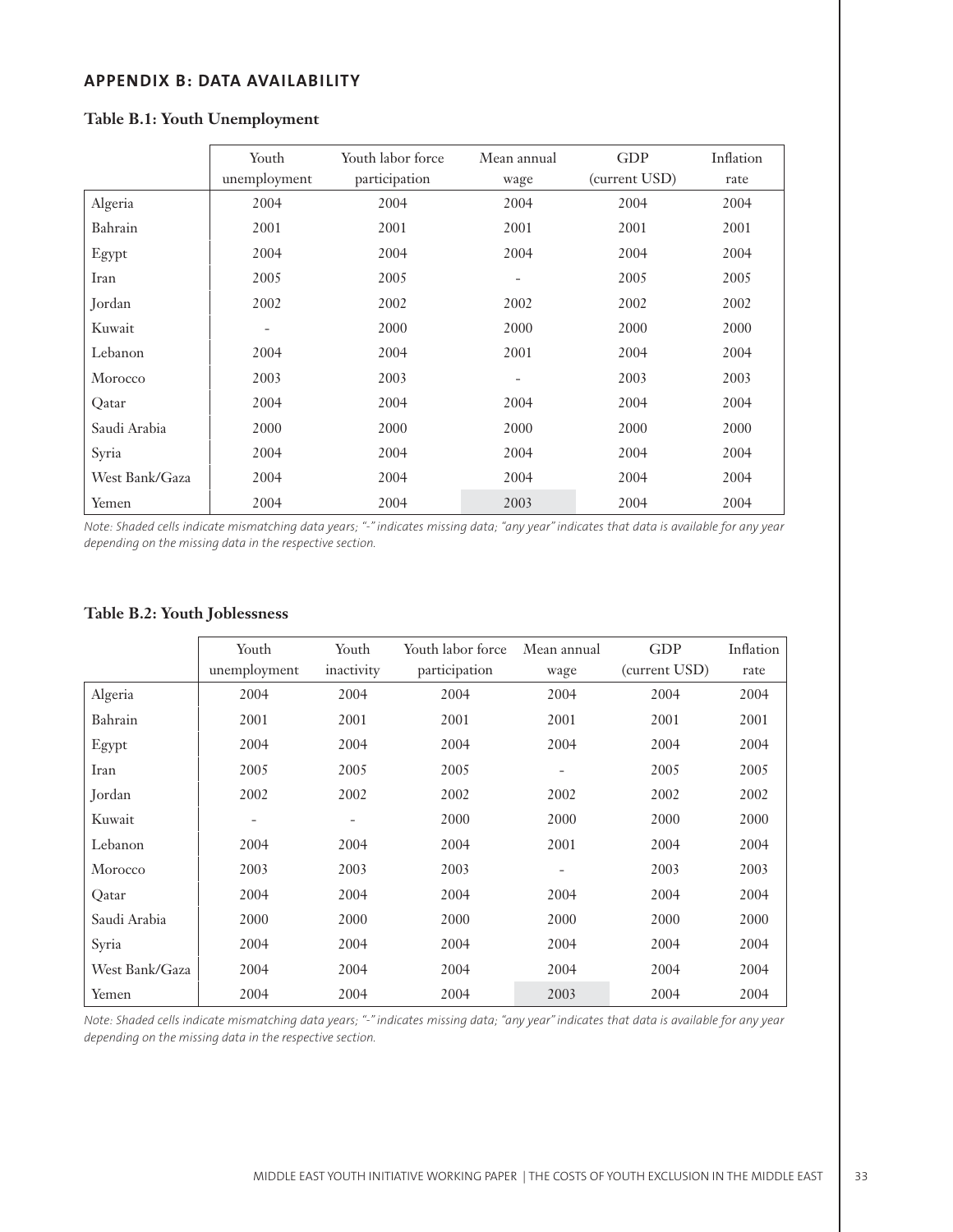## APPENDIX B: DATA AVAILABILITY

### Table B.1: Youth Unemployment

| | Youth unemployment | Youth labor force participation | Mean annual wage | GDP (current USD) | Inflation rate |
|---|---|---|---|---|---|
| Algeria | 2004 | 2004 | 2004 | 2004 | 2004 |
| Bahrain | 2001 | 2001 | 2001 | 2001 | 2001 |
| Egypt | 2004 | 2004 | 2004 | 2004 | 2004 |
| Iran | 2005 | 2005 | - | 2005 | 2005 |
| Jordan | 2002 | 2002 | 2002 | 2002 | 2002 |
| Kuwait | - | 2000 | 2000 | 2000 | 2000 |
| Lebanon | 2004 | 2004 | 2001 | 2004 | 2004 |
| Morocco | 2003 | 2003 | - | 2003 | 2003 |
| Qatar | 2004 | 2004 | 2004 | 2004 | 2004 |
| Saudi Arabia | 2000 | 2000 | 2000 | 2000 | 2000 |
| Syria | 2004 | 2004 | 2004 | 2004 | 2004 |
| West Bank/Gaza | 2004 | 2004 | 2004 | 2004 | 2004 |
| Yemen | 2004 | 2004 | 2003 | 2004 | 2004 |

*Note: Shaded cells indicate mismatching data years; "-" indicates missing data; "any year" indicates that data is available for any year depending on the missing data in the respective section.*

### Table B.2: Youth Joblessness

| | Youth unemployment | Youth inactivity | Youth labor force participation | Mean annual wage | GDP (current USD) | Inflation rate |
|---|---|---|---|---|---|---|
| Algeria | 2004 | 2004 | 2004 | 2004 | 2004 | 2004 |
| Bahrain | 2001 | 2001 | 2001 | 2001 | 2001 | 2001 |
| Egypt | 2004 | 2004 | 2004 | 2004 | 2004 | 2004 |
| Iran | 2005 | 2005 | 2005 | - | 2005 | 2005 |
| Jordan | 2002 | 2002 | 2002 | 2002 | 2002 | 2002 |
| Kuwait | - | - | 2000 | 2000 | 2000 | 2000 |
| Lebanon | 2004 | 2004 | 2004 | 2001 | 2004 | 2004 |
| Morocco | 2003 | 2003 | 2003 | - | 2003 | 2003 |
| Qatar | 2004 | 2004 | 2004 | 2004 | 2004 | 2004 |
| Saudi Arabia | 2000 | 2000 | 2000 | 2000 | 2000 | 2000 |
| Syria | 2004 | 2004 | 2004 | 2004 | 2004 | 2004 |
| West Bank/Gaza | 2004 | 2004 | 2004 | 2004 | 2004 | 2004 |
| Yemen | 2004 | 2004 | 2004 | 2003 | 2004 | 2004 |

*Note: Shaded cells indicate mismatching data years; "-" indicates missing data; "any year" indicates that data is available for any year depending on the missing data in the respective section.*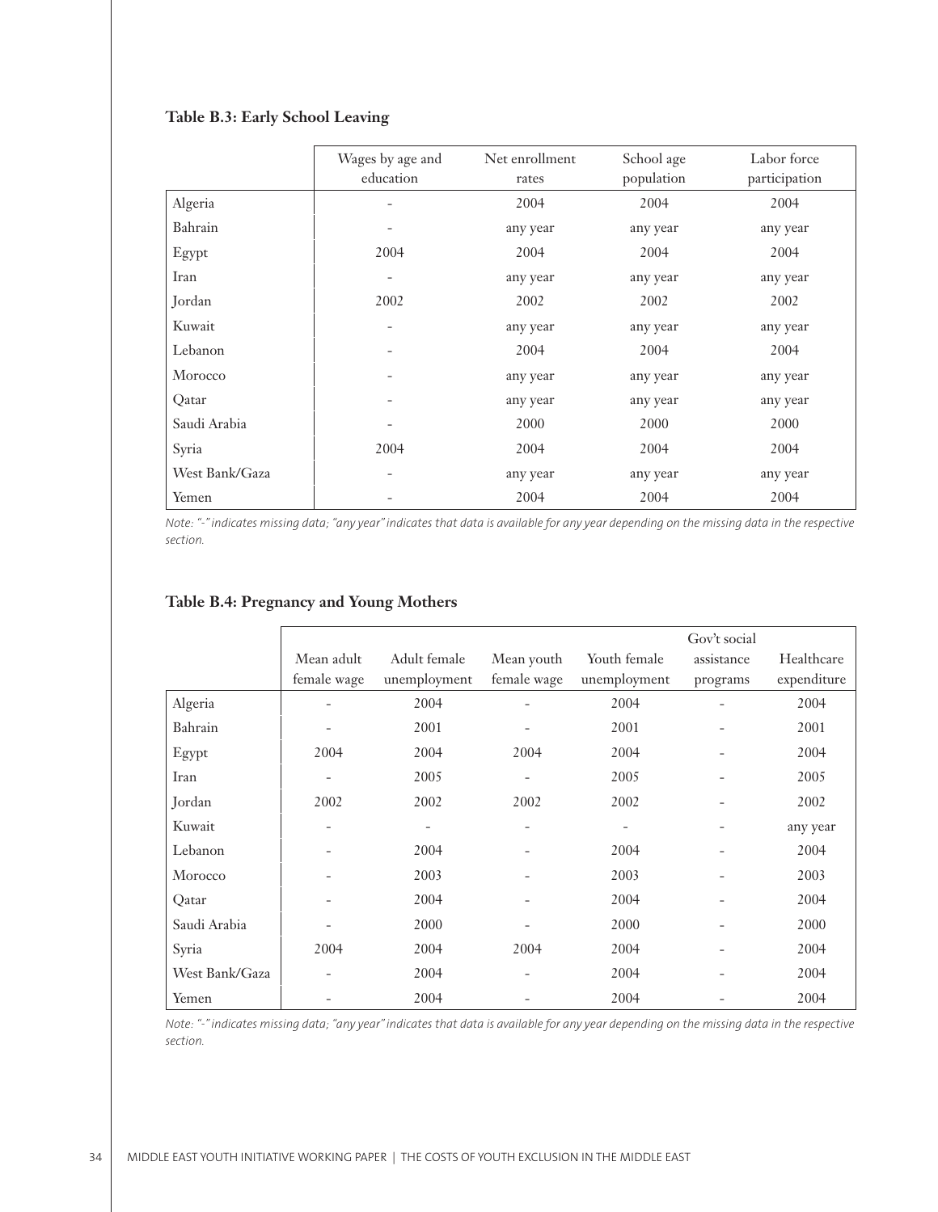**Table B.3: Early School Leaving**

| | Wages by age and education | Net enrollment rates | School age population | Labor force participation |
|---|---|---|---|---|
| Algeria | - | 2004 | 2004 | 2004 |
| Bahrain | - | any year | any year | any year |
| Egypt | 2004 | 2004 | 2004 | 2004 |
| Iran | - | any year | any year | any year |
| Jordan | 2002 | 2002 | 2002 | 2002 |
| Kuwait | - | any year | any year | any year |
| Lebanon | - | 2004 | 2004 | 2004 |
| Morocco | - | any year | any year | any year |
| Qatar | - | any year | any year | any year |
| Saudi Arabia | - | 2000 | 2000 | 2000 |
| Syria | 2004 | 2004 | 2004 | 2004 |
| West Bank/Gaza | - | any year | any year | any year |
| Yemen | - | 2004 | 2004 | 2004 |

*Note: "-" indicates missing data; "any year" indicates that data is available for any year depending on the missing data in the respective section.*

**Table B.4: Pregnancy and Young Mothers**

| | Mean adult female wage | Adult female unemployment | Mean youth female wage | Youth female unemployment | Gov't social assistance programs | Healthcare expenditure |
|---|---|---|---|---|---|---|
| Algeria | - | 2004 | - | 2004 | - | 2004 |
| Bahrain | - | 2001 | - | 2001 | - | 2001 |
| Egypt | 2004 | 2004 | 2004 | 2004 | - | 2004 |
| Iran | - | 2005 | - | 2005 | - | 2005 |
| Jordan | 2002 | 2002 | 2002 | 2002 | - | 2002 |
| Kuwait | - | - | - | - | - | any year |
| Lebanon | - | 2004 | - | 2004 | - | 2004 |
| Morocco | - | 2003 | - | 2003 | - | 2003 |
| Qatar | - | 2004 | - | 2004 | - | 2004 |
| Saudi Arabia | - | 2000 | - | 2000 | - | 2000 |
| Syria | 2004 | 2004 | 2004 | 2004 | - | 2004 |
| West Bank/Gaza | - | 2004 | - | 2004 | - | 2004 |
| Yemen | - | 2004 | - | 2004 | - | 2004 |

*Note: "-" indicates missing data; "any year" indicates that data is available for any year depending on the missing data in the respective section.*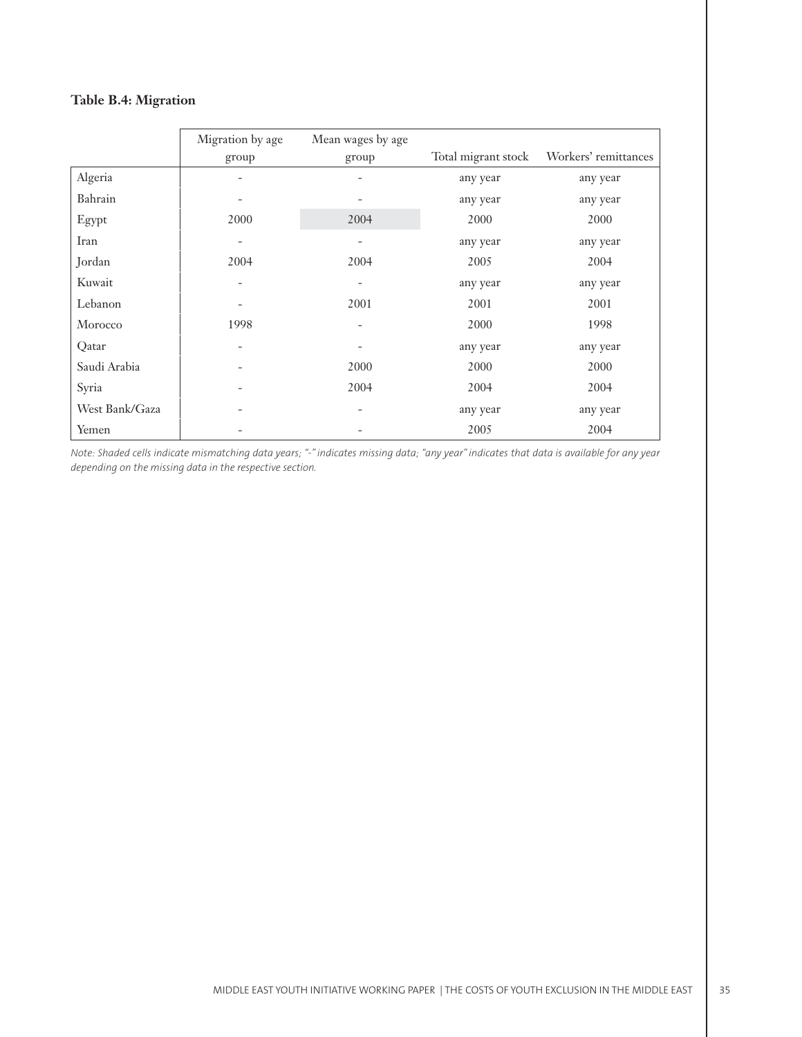### Table B.4: Migration

| | Migration by age group | Mean wages by age group | Total migrant stock | Workers' remittances |
|---|---|---|---|---|
| Algeria | - | - | any year | any year |
| Bahrain | - | - | any year | any year |
| Egypt | 2000 | 2004 | 2000 | 2000 |
| Iran | - | - | any year | any year |
| Jordan | 2004 | 2004 | 2005 | 2004 |
| Kuwait | - | - | any year | any year |
| Lebanon | - | 2001 | 2001 | 2001 |
| Morocco | 1998 | - | 2000 | 1998 |
| Qatar | - | - | any year | any year |
| Saudi Arabia | - | 2000 | 2000 | 2000 |
| Syria | - | 2004 | 2004 | 2004 |
| West Bank/Gaza | - | - | any year | any year |
| Yemen | - | - | 2005 | 2004 |

*Note: Shaded cells indicate mismatching data years; "-" indicates missing data; "any year" indicates that data is available for any year depending on the missing data in the respective section.*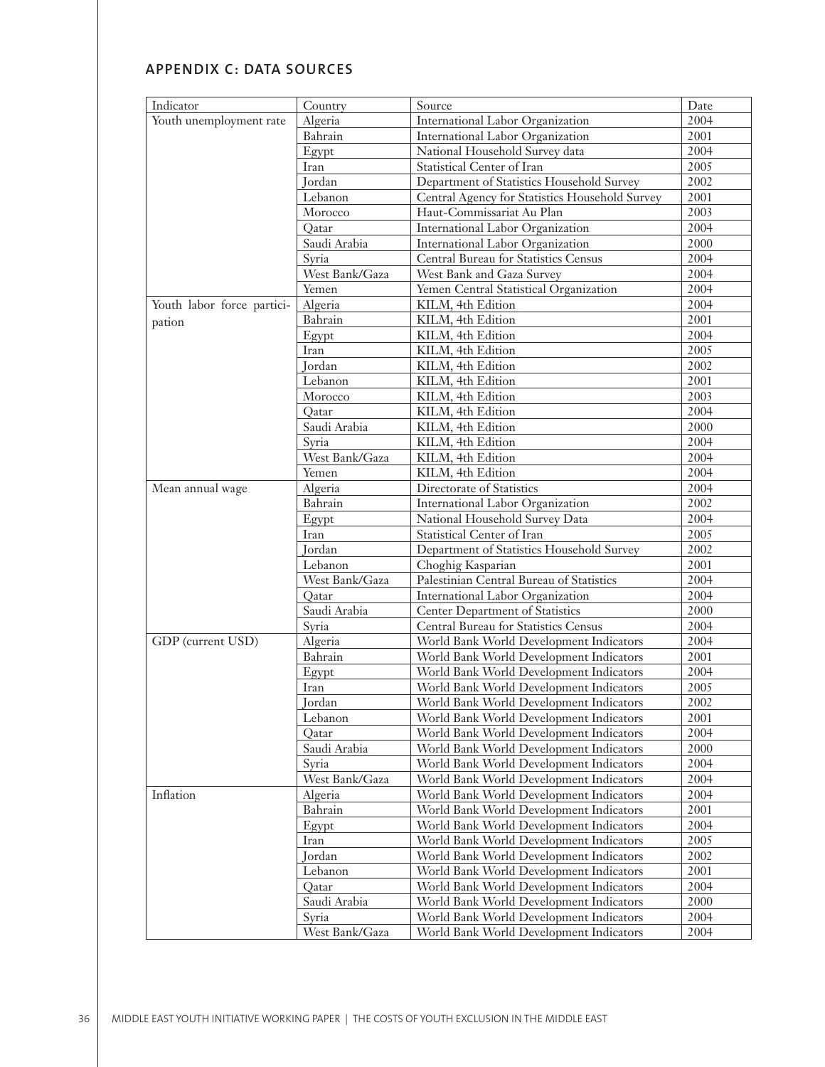## APPENDIX C: DATA SOURCES

| Indicator | Country | Source | Date |
|---|---|---|---|
| Youth unemployment rate | Algeria | International Labor Organization | 2004 |
| | Bahrain | International Labor Organization | 2001 |
| | Egypt | National Household Survey data | 2004 |
| | Iran | Statistical Center of Iran | 2005 |
| | Jordan | Department of Statistics Household Survey | 2002 |
| | Lebanon | Central Agency for Statistics Household Survey | 2001 |
| | Morocco | Haut-Commissariat Au Plan | 2003 |
| | Qatar | International Labor Organization | 2004 |
| | Saudi Arabia | International Labor Organization | 2000 |
| | Syria | Central Bureau for Statistics Census | 2004 |
| | West Bank/Gaza | West Bank and Gaza Survey | 2004 |
| | Yemen | Yemen Central Statistical Organization | 2004 |
| Youth labor force participation | Algeria | KILM, 4th Edition | 2004 |
| | Bahrain | KILM, 4th Edition | 2001 |
| | Egypt | KILM, 4th Edition | 2004 |
| | Iran | KILM, 4th Edition | 2005 |
| | Jordan | KILM, 4th Edition | 2002 |
| | Lebanon | KILM, 4th Edition | 2001 |
| | Morocco | KILM, 4th Edition | 2003 |
| | Qatar | KILM, 4th Edition | 2004 |
| | Saudi Arabia | KILM, 4th Edition | 2000 |
| | Syria | KILM, 4th Edition | 2004 |
| | West Bank/Gaza | KILM, 4th Edition | 2004 |
| | Yemen | KILM, 4th Edition | 2004 |
| Mean annual wage | Algeria | Directorate of Statistics | 2004 |
| | Bahrain | International Labor Organization | 2002 |
| | Egypt | National Household Survey Data | 2004 |
| | Iran | Statistical Center of Iran | 2005 |
| | Jordan | Department of Statistics Household Survey | 2002 |
| | Lebanon | Choghig Kasparian | 2001 |
| | West Bank/Gaza | Palestinian Central Bureau of Statistics | 2004 |
| | Qatar | International Labor Organization | 2004 |
| | Saudi Arabia | Center Department of Statistics | 2000 |
| | Syria | Central Bureau for Statistics Census | 2004 |
| GDP (current USD) | Algeria | World Bank World Development Indicators | 2004 |
| | Bahrain | World Bank World Development Indicators | 2001 |
| | Egypt | World Bank World Development Indicators | 2004 |
| | Iran | World Bank World Development Indicators | 2005 |
| | Jordan | World Bank World Development Indicators | 2002 |
| | Lebanon | World Bank World Development Indicators | 2001 |
| | Qatar | World Bank World Development Indicators | 2004 |
| | Saudi Arabia | World Bank World Development Indicators | 2000 |
| | Syria | World Bank World Development Indicators | 2004 |
| | West Bank/Gaza | World Bank World Development Indicators | 2004 |
| Inflation | Algeria | World Bank World Development Indicators | 2004 |
| | Bahrain | World Bank World Development Indicators | 2001 |
| | Egypt | World Bank World Development Indicators | 2004 |
| | Iran | World Bank World Development Indicators | 2005 |
| | Jordan | World Bank World Development Indicators | 2002 |
| | Lebanon | World Bank World Development Indicators | 2001 |
| | Qatar | World Bank World Development Indicators | 2004 |
| | Saudi Arabia | World Bank World Development Indicators | 2000 |
| | Syria | World Bank World Development Indicators | 2004 |
| | West Bank/Gaza | World Bank World Development Indicators | 2004 |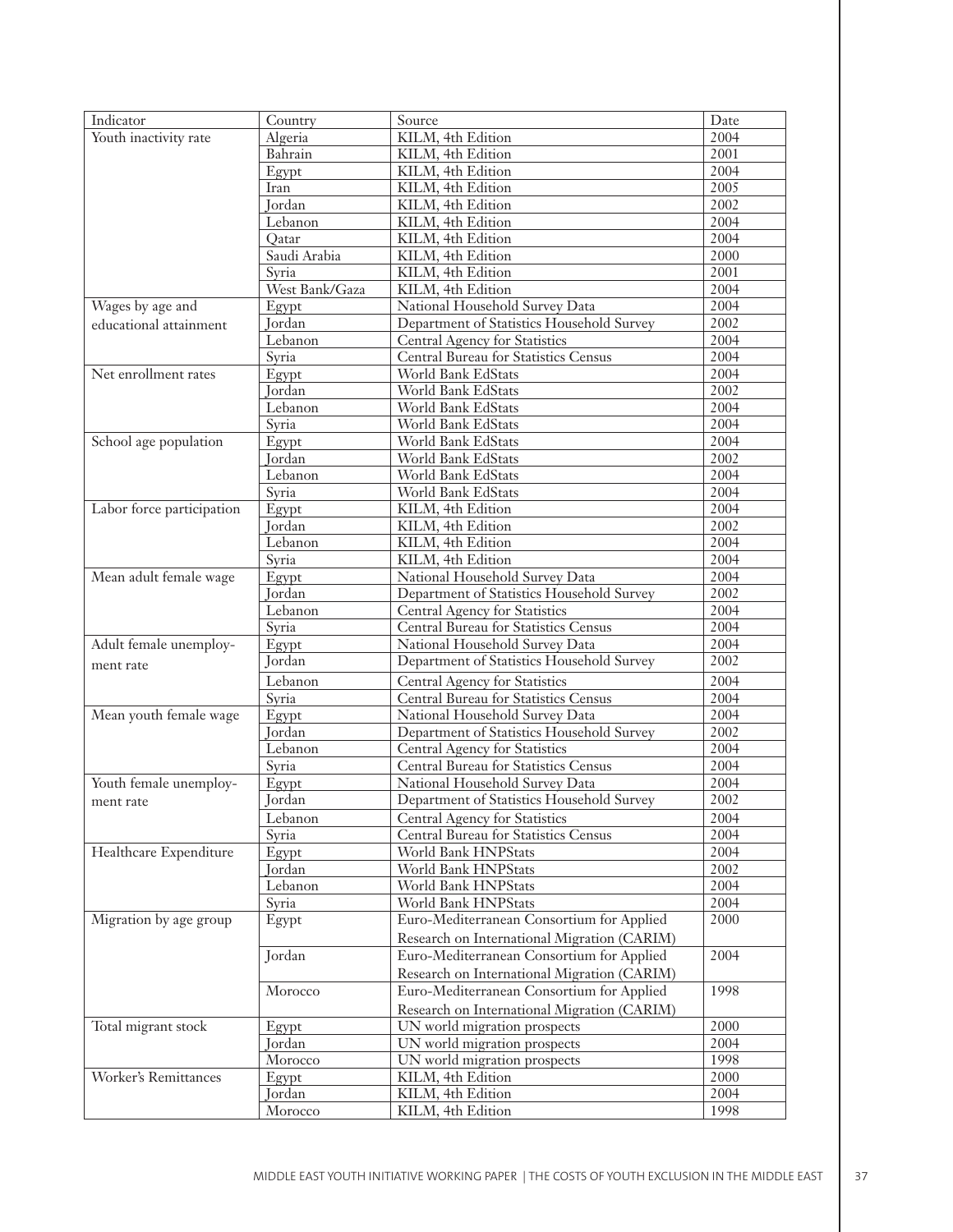| Indicator | Country | Source | Date |
|---|---|---|---|
| Youth inactivity rate | Algeria | KILM, 4th Edition | 2004 |
| | Bahrain | KILM, 4th Edition | 2001 |
| | Egypt | KILM, 4th Edition | 2004 |
| | Iran | KILM, 4th Edition | 2005 |
| | Jordan | KILM, 4th Edition | 2002 |
| | Lebanon | KILM, 4th Edition | 2004 |
| | Qatar | KILM, 4th Edition | 2004 |
| | Saudi Arabia | KILM, 4th Edition | 2000 |
| | Syria | KILM, 4th Edition | 2001 |
| | West Bank/Gaza | KILM, 4th Edition | 2004 |
| Wages by age and educational attainment | Egypt | National Household Survey Data | 2004 |
| | Jordan | Department of Statistics Household Survey | 2002 |
| | Lebanon | Central Agency for Statistics | 2004 |
| | Syria | Central Bureau for Statistics Census | 2004 |
| Net enrollment rates | Egypt | World Bank EdStats | 2004 |
| | Jordan | World Bank EdStats | 2002 |
| | Lebanon | World Bank EdStats | 2004 |
| | Syria | World Bank EdStats | 2004 |
| School age population | Egypt | World Bank EdStats | 2004 |
| | Jordan | World Bank EdStats | 2002 |
| | Lebanon | World Bank EdStats | 2004 |
| | Syria | World Bank EdStats | 2004 |
| Labor force participation | Egypt | KILM, 4th Edition | 2004 |
| | Jordan | KILM, 4th Edition | 2002 |
| | Lebanon | KILM, 4th Edition | 2004 |
| | Syria | KILM, 4th Edition | 2004 |
| Mean adult female wage | Egypt | National Household Survey Data | 2004 |
| | Jordan | Department of Statistics Household Survey | 2002 |
| | Lebanon | Central Agency for Statistics | 2004 |
| | Syria | Central Bureau for Statistics Census | 2004 |
| Adult female unemployment rate | Egypt | National Household Survey Data | 2004 |
| | Jordan | Department of Statistics Household Survey | 2002 |
| | Lebanon | Central Agency for Statistics | 2004 |
| | Syria | Central Bureau for Statistics Census | 2004 |
| Mean youth female wage | Egypt | National Household Survey Data | 2004 |
| | Jordan | Department of Statistics Household Survey | 2002 |
| | Lebanon | Central Agency for Statistics | 2004 |
| | Syria | Central Bureau for Statistics Census | 2004 |
| Youth female unemployment rate | Egypt | National Household Survey Data | 2004 |
| | Jordan | Department of Statistics Household Survey | 2002 |
| | Lebanon | Central Agency for Statistics | 2004 |
| | Syria | Central Bureau for Statistics Census | 2004 |
| Healthcare Expenditure | Egypt | World Bank HNPStats | 2004 |
| | Jordan | World Bank HNPStats | 2002 |
| | Lebanon | World Bank HNPStats | 2004 |
| | Syria | World Bank HNPStats | 2004 |
| Migration by age group | Egypt | Euro-Mediterranean Consortium for Applied Research on International Migration (CARIM) | 2000 |
| | Jordan | Euro-Mediterranean Consortium for Applied Research on International Migration (CARIM) | 2004 |
| | Morocco | Euro-Mediterranean Consortium for Applied Research on International Migration (CARIM) | 1998 |
| Total migrant stock | Egypt | UN world migration prospects | 2000 |
| | Jordan | UN world migration prospects | 2004 |
| | Morocco | UN world migration prospects | 1998 |
| Worker's Remittances | Egypt | KILM, 4th Edition | 2000 |
| | Jordan | KILM, 4th Edition | 2004 |
| | Morocco | KILM, 4th Edition | 1998 |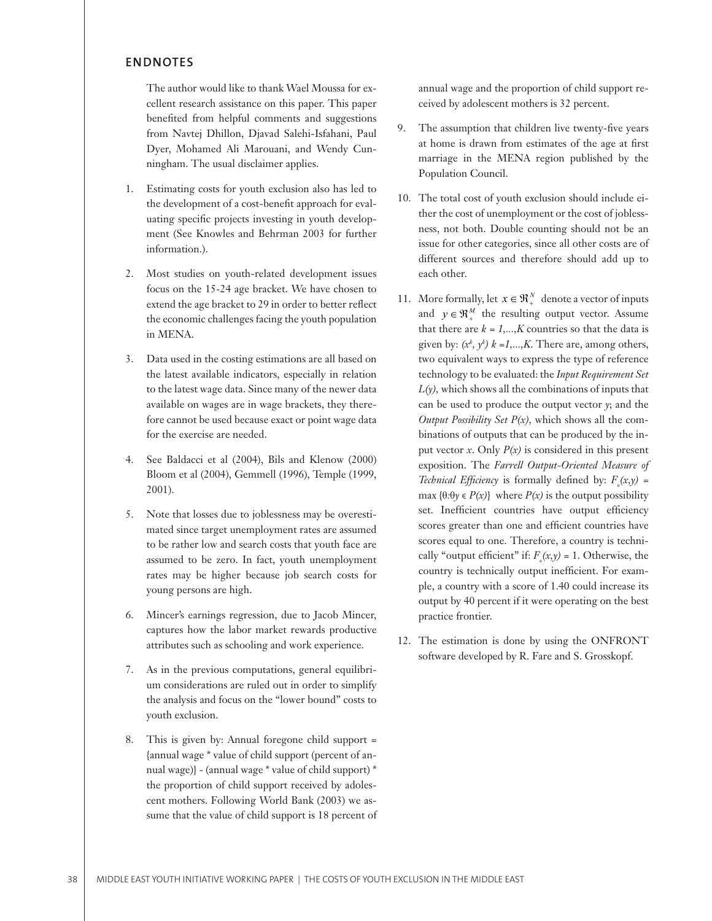## ENDNOTES

The author would like to thank Wael Moussa for excellent research assistance on this paper. This paper benefited from helpful comments and suggestions from Navtej Dhillon, Djavad Salehi-Isfahani, Paul Dyer, Mohamed Ali Marouani, and Wendy Cunningham. The usual disclaimer applies.

1. Estimating costs for youth exclusion also has led to the development of a cost-benefit approach for evaluating specific projects investing in youth development (See Knowles and Behrman 2003 for further information.).

2. Most studies on youth-related development issues focus on the 15-24 age bracket. We have chosen to extend the age bracket to 29 in order to better reflect the economic challenges facing the youth population in MENA.

3. Data used in the costing estimations are all based on the latest available indicators, especially in relation to the latest wage data. Since many of the newer data available on wages are in wage brackets, they therefore cannot be used because exact or point wage data for the exercise are needed.

4. See Baldacci et al (2004), Bils and Klenow (2000) Bloom et al (2004), Gemmell (1996), Temple (1999, 2001).

5. Note that losses due to joblessness may be overestimated since target unemployment rates are assumed to be rather low and search costs that youth face are assumed to be zero. In fact, youth unemployment rates may be higher because job search costs for young persons are high.

6. Mincer's earnings regression, due to Jacob Mincer, captures how the labor market rewards productive attributes such as schooling and work experience.

7. As in the previous computations, general equilibrium considerations are ruled out in order to simplify the analysis and focus on the "lower bound" costs to youth exclusion.

8. This is given by: Annual foregone child support = {annual wage * value of child support (percent of annual wage)} - (annual wage * value of child support) * the proportion of child support received by adolescent mothers. Following World Bank (2003) we assume that the value of child support is 18 percent of annual wage and the proportion of child support received by adolescent mothers is 32 percent.

9. The assumption that children live twenty-five years at home is drawn from estimates of the age at first marriage in the MENA region published by the Population Council.

10. The total cost of youth exclusion should include either the cost of unemployment or the cost of joblessness, not both. Double counting should not be an issue for other categories, since all other costs are of different sources and therefore should add up to each other.

11. More formally, let $x \in \Re^N_+$ denote a vector of inputs and $y \in \Re^M_+$ the resulting output vector. Assume that there are $k = 1,\ldots,K$ countries so that the data is given by: $(x^k, y^k)\ k = 1,\ldots,K$. There are, among others, two equivalent ways to express the type of reference technology to be evaluated: the *Input Requirement Set* $L(y)$, which shows all the combinations of inputs that can be used to produce the output vector $y$; and the *Output Possibility Set* $P(x)$, which shows all the combinations of outputs that can be produced by the input vector $x$. Only $P(x)$ is considered in this present exposition. The *Farrell Output-Oriented Measure of Technical Efficiency* is formally defined by: $F_o(x,y) = \max\{\theta{:}\theta y \in P(x)\}$ where $P(x)$ is the output possibility set. Inefficient countries have output efficiency scores greater than one and efficient countries have scores equal to one. Therefore, a country is technically "output efficient" if: $F_o(x,y) = 1$. Otherwise, the country is technically output inefficient. For example, a country with a score of 1.40 could increase its output by 40 percent if it were operating on the best practice frontier.

12. The estimation is done by using the ONFRONT software developed by R. Fare and S. Grosskopf.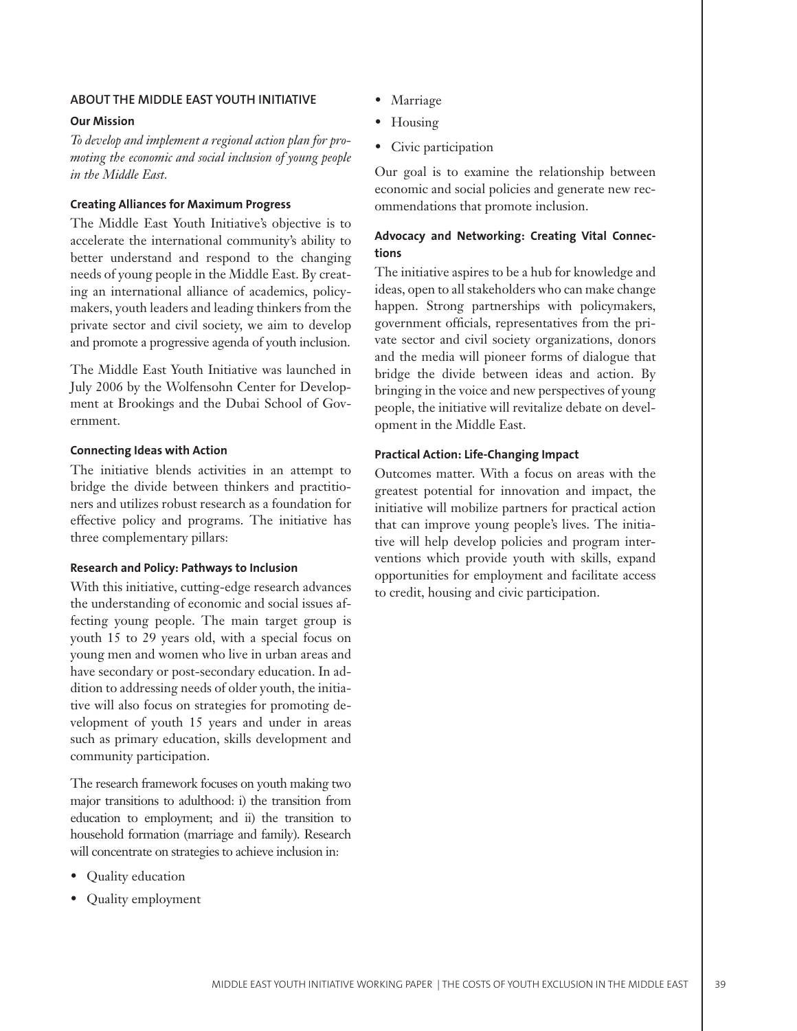## ABOUT THE MIDDLE EAST YOUTH INITIATIVE

### Our Mission

*To develop and implement a regional action plan for promoting the economic and social inclusion of young people in the Middle East.*

### Creating Alliances for Maximum Progress

The Middle East Youth Initiative's objective is to accelerate the international community's ability to better understand and respond to the changing needs of young people in the Middle East. By creating an international alliance of academics, policymakers, youth leaders and leading thinkers from the private sector and civil society, we aim to develop and promote a progressive agenda of youth inclusion.

The Middle East Youth Initiative was launched in July 2006 by the Wolfensohn Center for Development at Brookings and the Dubai School of Government.

### Connecting Ideas with Action

The initiative blends activities in an attempt to bridge the divide between thinkers and practitioners and utilizes robust research as a foundation for effective policy and programs. The initiative has three complementary pillars:

### Research and Policy: Pathways to Inclusion

With this initiative, cutting-edge research advances the understanding of economic and social issues affecting young people. The main target group is youth 15 to 29 years old, with a special focus on young men and women who live in urban areas and have secondary or post-secondary education. In addition to addressing needs of older youth, the initiative will also focus on strategies for promoting development of youth 15 years and under in areas such as primary education, skills development and community participation.

The research framework focuses on youth making two major transitions to adulthood: i) the transition from education to employment; and ii) the transition to household formation (marriage and family). Research will concentrate on strategies to achieve inclusion in:

- Quality education
- Quality employment
- Marriage
- Housing
- Civic participation

Our goal is to examine the relationship between economic and social policies and generate new recommendations that promote inclusion.

### Advocacy and Networking: Creating Vital Connections

The initiative aspires to be a hub for knowledge and ideas, open to all stakeholders who can make change happen. Strong partnerships with policymakers, government officials, representatives from the private sector and civil society organizations, donors and the media will pioneer forms of dialogue that bridge the divide between ideas and action. By bringing in the voice and new perspectives of young people, the initiative will revitalize debate on development in the Middle East.

### Practical Action: Life-Changing Impact

Outcomes matter. With a focus on areas with the greatest potential for innovation and impact, the initiative will mobilize partners for practical action that can improve young people's lives. The initiative will help develop policies and program interventions which provide youth with skills, expand opportunities for employment and facilitate access to credit, housing and civic participation.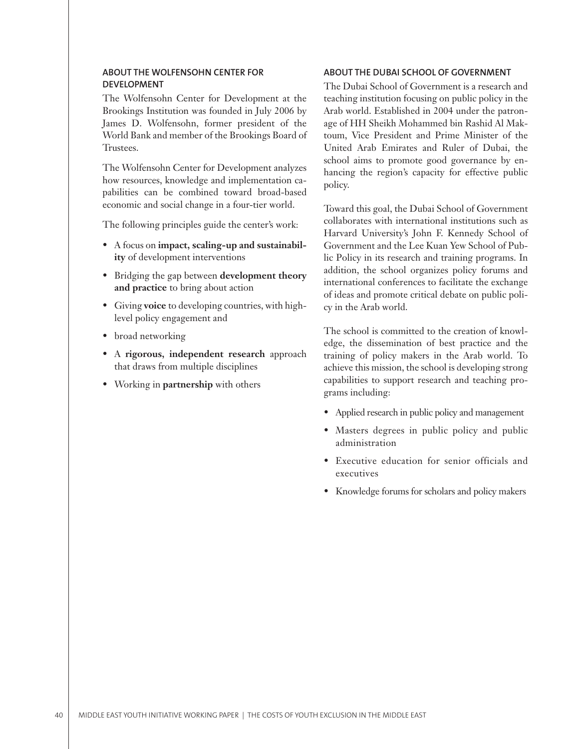## ABOUT THE WOLFENSOHN CENTER FOR DEVELOPMENT

The Wolfensohn Center for Development at the Brookings Institution was founded in July 2006 by James D. Wolfensohn, former president of the World Bank and member of the Brookings Board of Trustees.

The Wolfensohn Center for Development analyzes how resources, knowledge and implementation capabilities can be combined toward broad-based economic and social change in a four-tier world.

The following principles guide the center's work:

- A focus on **impact, scaling-up and sustainability** of development interventions
- Bridging the gap between **development theory and practice** to bring about action
- Giving **voice** to developing countries, with high-level policy engagement and
- broad networking
- A **rigorous, independent research** approach that draws from multiple disciplines
- Working in **partnership** with others

## ABOUT THE DUBAI SCHOOL OF GOVERNMENT

The Dubai School of Government is a research and teaching institution focusing on public policy in the Arab world. Established in 2004 under the patronage of HH Sheikh Mohammed bin Rashid Al Maktoum, Vice President and Prime Minister of the United Arab Emirates and Ruler of Dubai, the school aims to promote good governance by enhancing the region's capacity for effective public policy.

Toward this goal, the Dubai School of Government collaborates with international institutions such as Harvard University's John F. Kennedy School of Government and the Lee Kuan Yew School of Public Policy in its research and training programs. In addition, the school organizes policy forums and international conferences to facilitate the exchange of ideas and promote critical debate on public policy in the Arab world.

The school is committed to the creation of knowledge, the dissemination of best practice and the training of policy makers in the Arab world. To achieve this mission, the school is developing strong capabilities to support research and teaching programs including:

- Applied research in public policy and management
- Masters degrees in public policy and public administration
- Executive education for senior officials and executives
- Knowledge forums for scholars and policy makers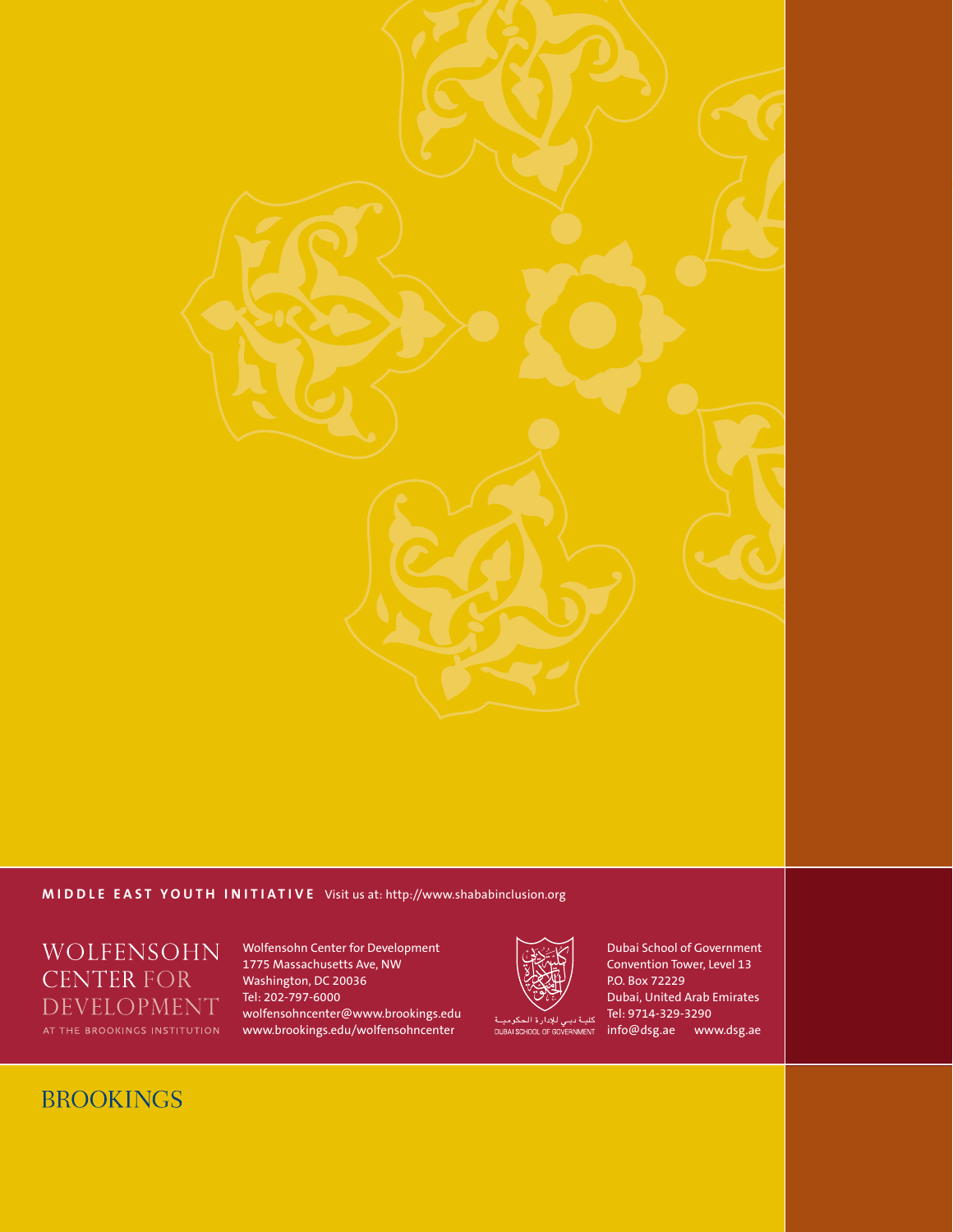**MIDDLE EAST YOUTH INITIATIVE** Visit us at: http://www.shababinclusion.org

WOLFENSOHN CENTER FOR DEVELOPMENT
AT THE BROOKINGS INSTITUTION

Wolfensohn Center for Development
1775 Massachusetts Ave, NW
Washington, DC 20036
Tel: 202-797-6000
wolfensohncenter@www.brookings.edu
www.brookings.edu/wolfensohncenter

كلية دبي للإدارة الحكومية
DUBAI SCHOOL OF GOVERNMENT

Dubai School of Government
Convention Tower, Level 13
P.O. Box 72229
Dubai, United Arab Emirates
Tel: 9714-329-3290
info@dsg.ae www.dsg.ae

BROOKINGS